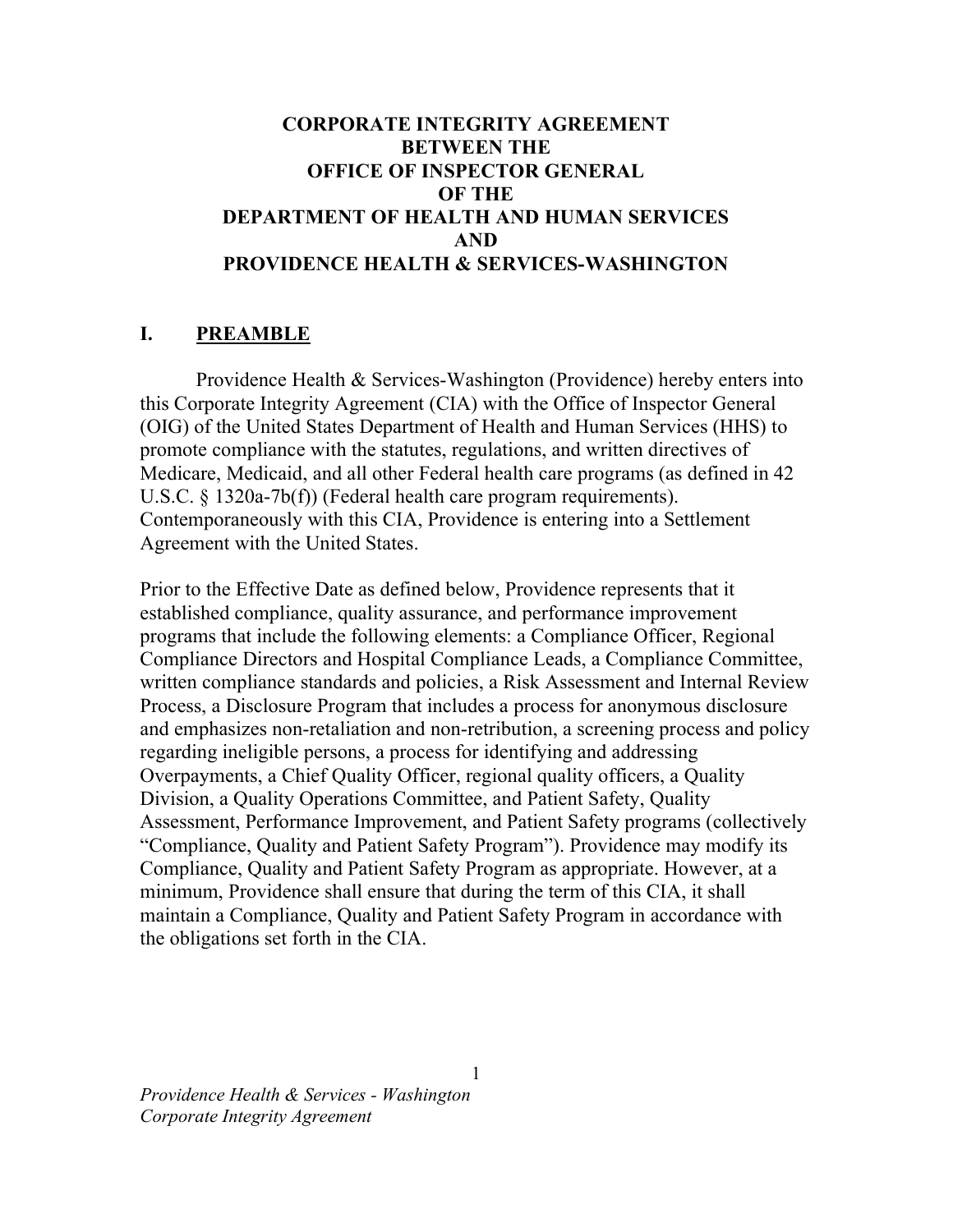# CORPORATE INTEGRITY AGREEMENT BETWEEN THE OFFICE OF INSPECTOR GENERAL OF THE DEPARTMENT OF HEALTH AND HUMAN SERVICES AND PROVIDENCE HEALTH & SERVICES-WASHINGTON

## I. PREAMBLE

Providence Health & Services-Washington (Providence) hereby enters into this Corporate Integrity Agreement (CIA) with the Office of Inspector General (OIG) of the United States Department of Health and Human Services (HHS) to promote compliance with the statutes, regulations, and written directives of Medicare, Medicaid, and all other Federal health care programs (as defined in 42 U.S.C. § 1320a-7b(f)) (Federal health care program requirements). Contemporaneously with this CIA, Providence is entering into a Settlement Agreement with the United States.

Prior to the Effective Date as defined below, Providence represents that it established compliance, quality assurance, and performance improvement programs that include the following elements: a Compliance Officer, Regional Compliance Directors and Hospital Compliance Leads, a Compliance Committee, written compliance standards and policies, a Risk Assessment and Internal Review Process, a Disclosure Program that includes a process for anonymous disclosure and emphasizes non-retaliation and non-retribution, a screening process and policy regarding ineligible persons, a process for identifying and addressing Overpayments, a Chief Quality Officer, regional quality officers, a Quality Division, a Quality Operations Committee, and Patient Safety, Quality Assessment, Performance Improvement, and Patient Safety programs (collectively "Compliance, Quality and Patient Safety Program"). Providence may modify its Compliance, Quality and Patient Safety Program as appropriate. However, at a minimum, Providence shall ensure that during the term of this CIA, it shall maintain a Compliance, Quality and Patient Safety Program in accordance with the obligations set forth in the CIA.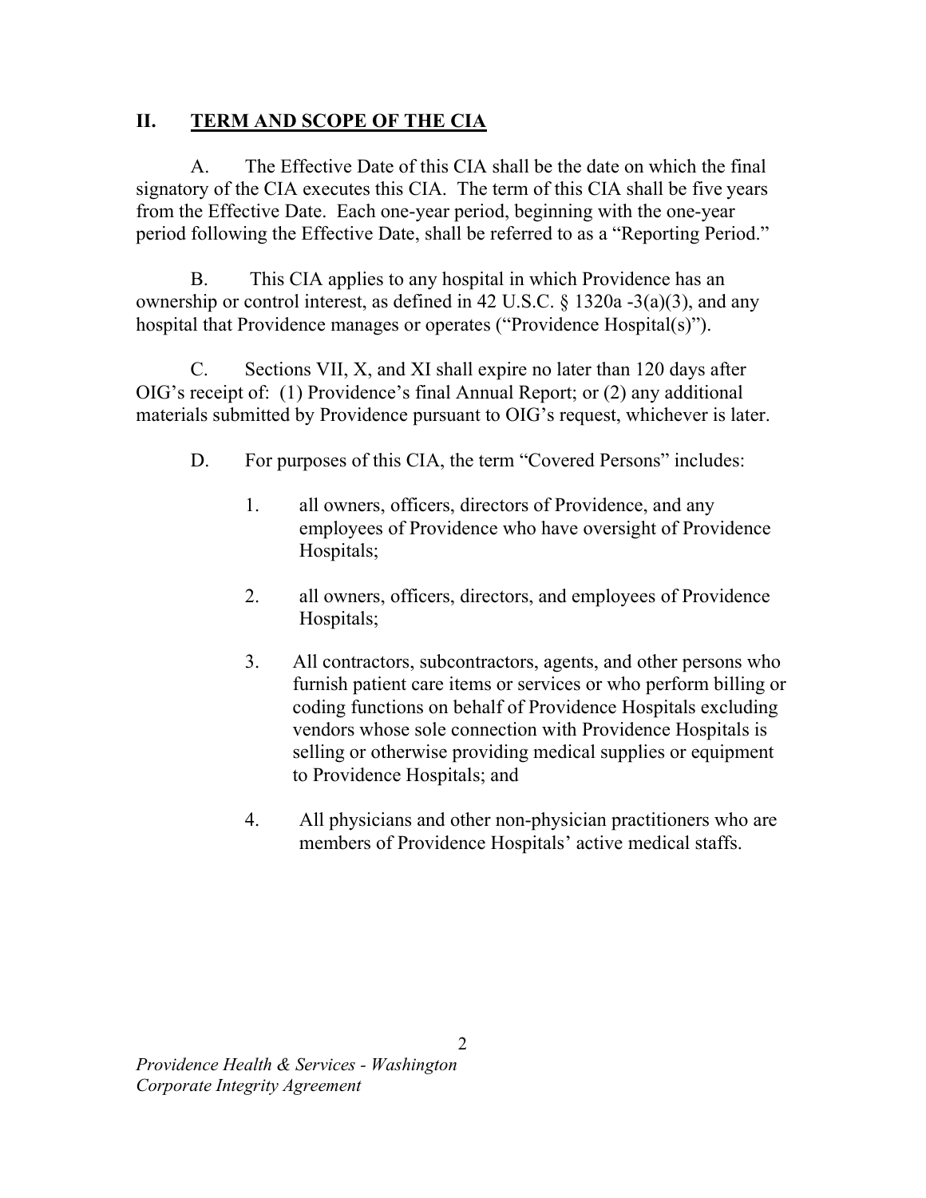## II. TERM AND SCOPE OF THE CIA

A. The Effective Date of this CIA shall be the date on which the final signatory of the CIA executes this CIA. The term of this CIA shall be five years from the Effective Date. Each one-year period, beginning with the one-year period following the Effective Date, shall be referred to as a "Reporting Period."

B. This CIA applies to any hospital in which Providence has an ownership or control interest, as defined in 42 U.S.C. § 1320a -3(a)(3), and any hospital that Providence manages or operates ("Providence Hospital(s)").

C. Sections VII, X, and XI shall expire no later than 120 days after OIG's receipt of: (1) Providence's final Annual Report; or (2) any additional materials submitted by Providence pursuant to OIG's request, whichever is later.

D. For purposes of this CIA, the term "Covered Persons" includes:

1. all owners, officers, directors of Providence, and any employees of Providence who have oversight of Providence Hospitals;

2. all owners, officers, directors, and employees of Providence Hospitals;

3. All contractors, subcontractors, agents, and other persons who furnish patient care items or services or who perform billing or coding functions on behalf of Providence Hospitals excluding vendors whose sole connection with Providence Hospitals is selling or otherwise providing medical supplies or equipment to Providence Hospitals; and

4. All physicians and other non-physician practitioners who are members of Providence Hospitals' active medical staffs.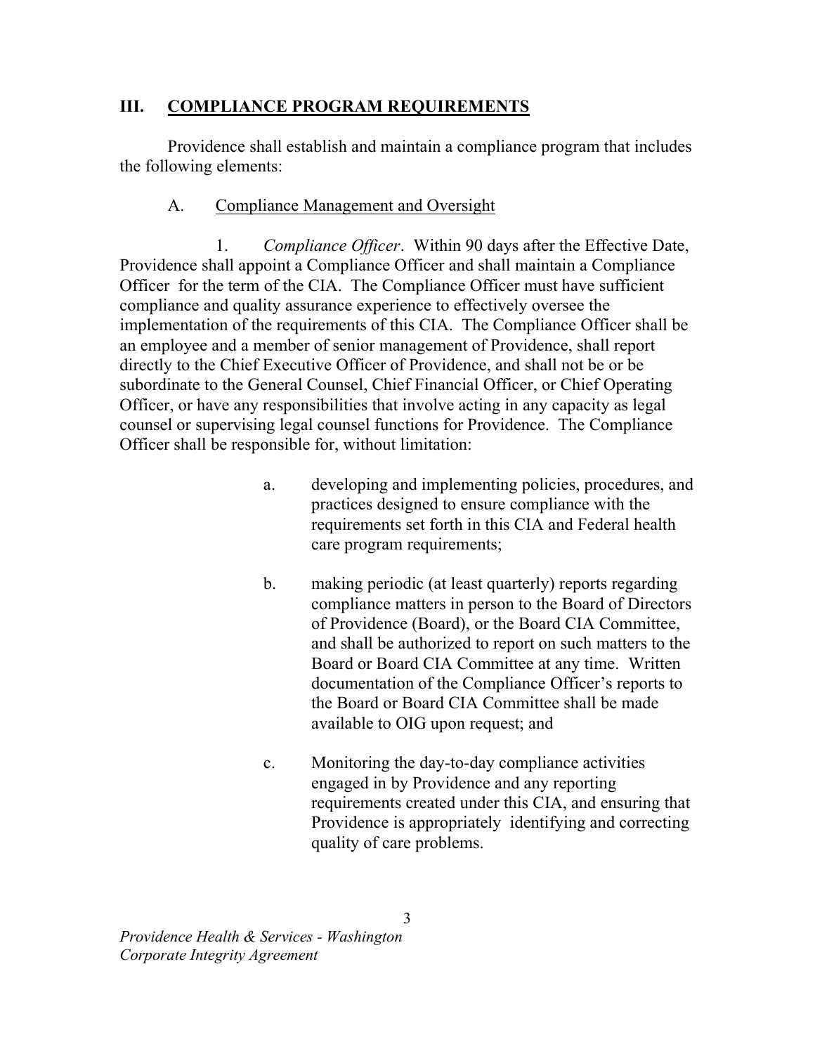## III. COMPLIANCE PROGRAM REQUIREMENTS

Providence shall establish and maintain a compliance program that includes the following elements:

### A. Compliance Management and Oversight

1. *Compliance Officer*. Within 90 days after the Effective Date, Providence shall appoint a Compliance Officer and shall maintain a Compliance Officer for the term of the CIA. The Compliance Officer must have sufficient compliance and quality assurance experience to effectively oversee the implementation of the requirements of this CIA. The Compliance Officer shall be an employee and a member of senior management of Providence, shall report directly to the Chief Executive Officer of Providence, and shall not be or be subordinate to the General Counsel, Chief Financial Officer, or Chief Operating Officer, or have any responsibilities that involve acting in any capacity as legal counsel or supervising legal counsel functions for Providence. The Compliance Officer shall be responsible for, without limitation:

   a. developing and implementing policies, procedures, and practices designed to ensure compliance with the requirements set forth in this CIA and Federal health care program requirements;

   b. making periodic (at least quarterly) reports regarding compliance matters in person to the Board of Directors of Providence (Board), or the Board CIA Committee, and shall be authorized to report on such matters to the Board or Board CIA Committee at any time. Written documentation of the Compliance Officer's reports to the Board or Board CIA Committee shall be made available to OIG upon request; and

   c. Monitoring the day-to-day compliance activities engaged in by Providence and any reporting requirements created under this CIA, and ensuring that Providence is appropriately identifying and correcting quality of care problems.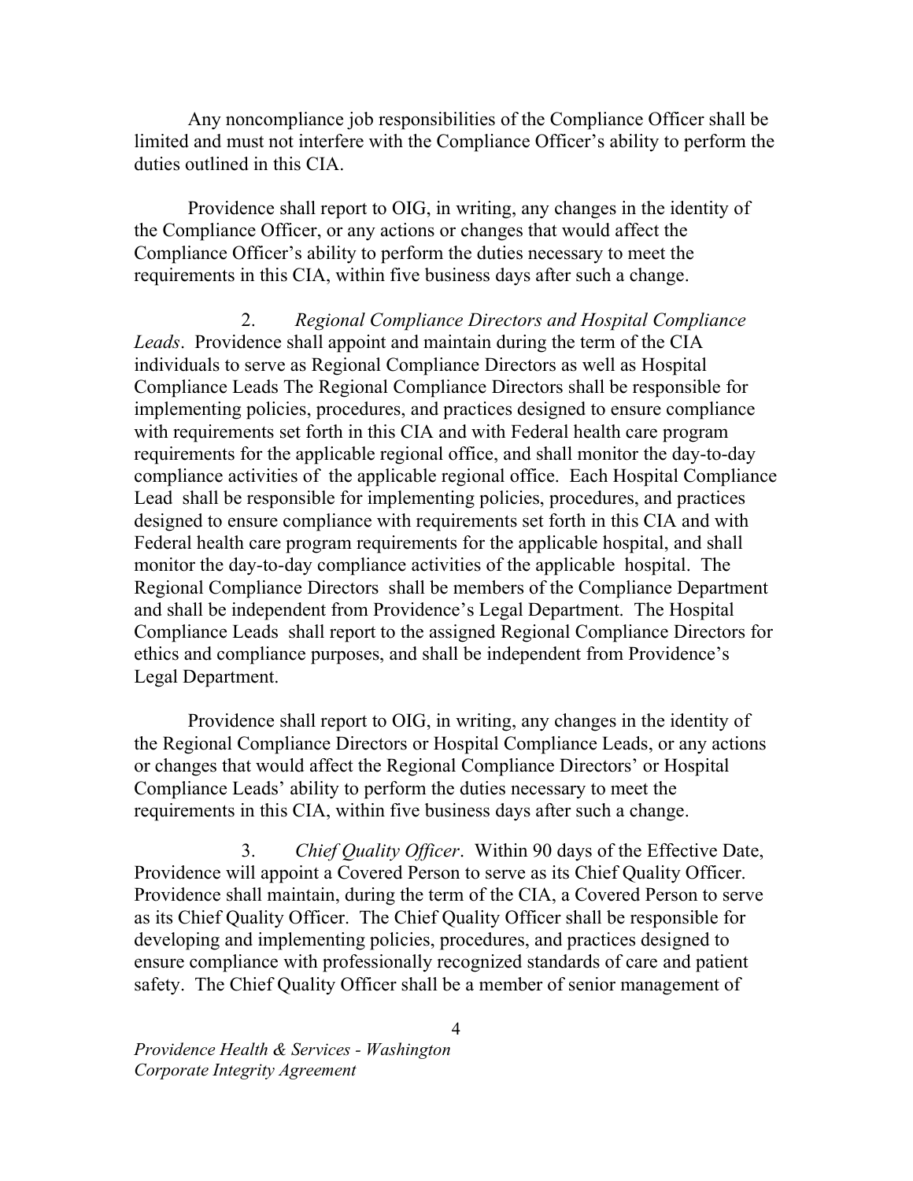Any noncompliance job responsibilities of the Compliance Officer shall be limited and must not interfere with the Compliance Officer's ability to perform the duties outlined in this CIA.

Providence shall report to OIG, in writing, any changes in the identity of the Compliance Officer, or any actions or changes that would affect the Compliance Officer's ability to perform the duties necessary to meet the requirements in this CIA, within five business days after such a change.

2. *Regional Compliance Directors and Hospital Compliance Leads*. Providence shall appoint and maintain during the term of the CIA individuals to serve as Regional Compliance Directors as well as Hospital Compliance Leads The Regional Compliance Directors shall be responsible for implementing policies, procedures, and practices designed to ensure compliance with requirements set forth in this CIA and with Federal health care program requirements for the applicable regional office, and shall monitor the day-to-day compliance activities of the applicable regional office. Each Hospital Compliance Lead shall be responsible for implementing policies, procedures, and practices designed to ensure compliance with requirements set forth in this CIA and with Federal health care program requirements for the applicable hospital, and shall monitor the day-to-day compliance activities of the applicable hospital. The Regional Compliance Directors shall be members of the Compliance Department and shall be independent from Providence's Legal Department. The Hospital Compliance Leads shall report to the assigned Regional Compliance Directors for ethics and compliance purposes, and shall be independent from Providence's Legal Department.

Providence shall report to OIG, in writing, any changes in the identity of the Regional Compliance Directors or Hospital Compliance Leads, or any actions or changes that would affect the Regional Compliance Directors' or Hospital Compliance Leads' ability to perform the duties necessary to meet the requirements in this CIA, within five business days after such a change.

3. *Chief Quality Officer*. Within 90 days of the Effective Date, Providence will appoint a Covered Person to serve as its Chief Quality Officer. Providence shall maintain, during the term of the CIA, a Covered Person to serve as its Chief Quality Officer. The Chief Quality Officer shall be responsible for developing and implementing policies, procedures, and practices designed to ensure compliance with professionally recognized standards of care and patient safety. The Chief Quality Officer shall be a member of senior management of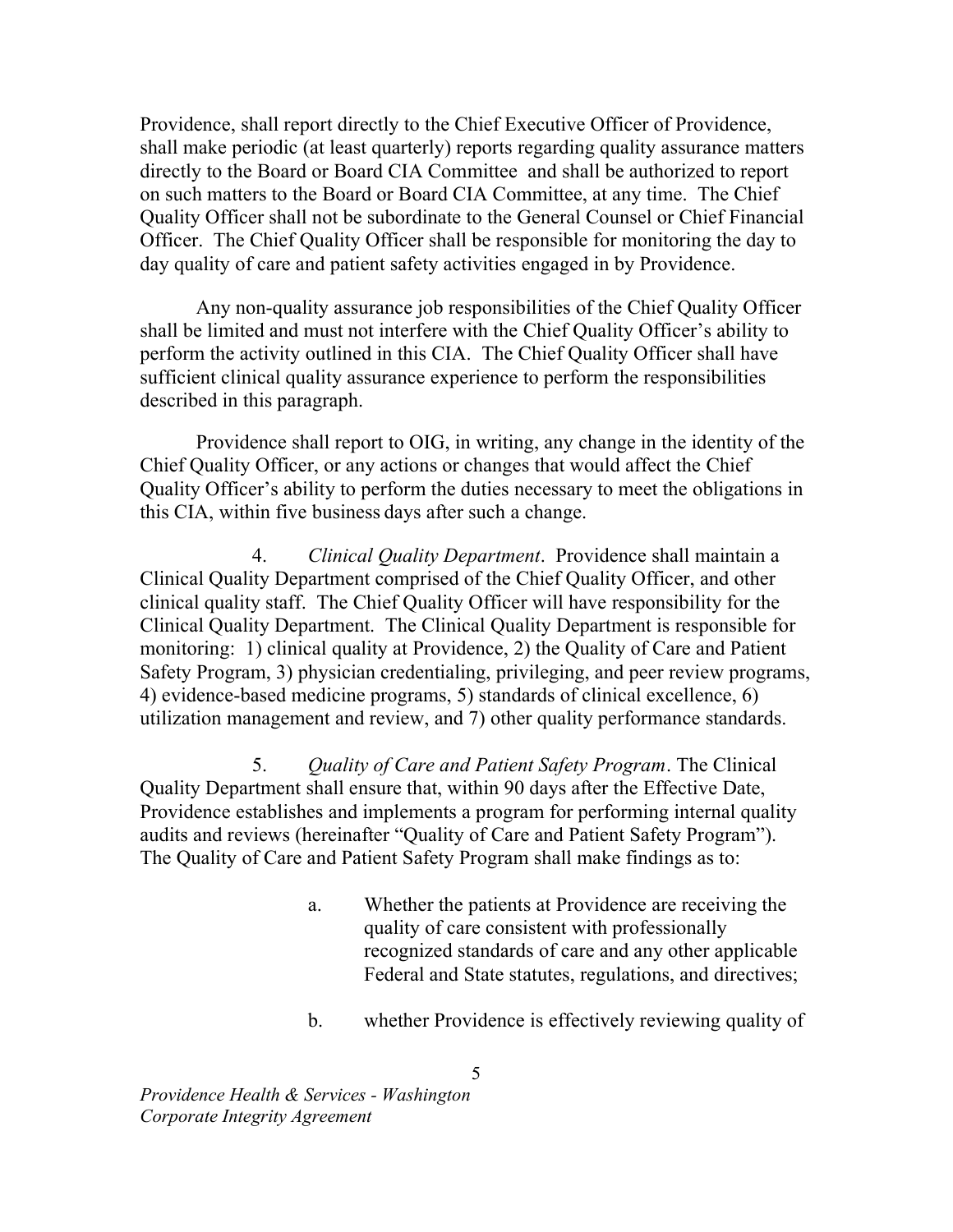Providence, shall report directly to the Chief Executive Officer of Providence, shall make periodic (at least quarterly) reports regarding quality assurance matters directly to the Board or Board CIA Committee and shall be authorized to report on such matters to the Board or Board CIA Committee, at any time. The Chief Quality Officer shall not be subordinate to the General Counsel or Chief Financial Officer. The Chief Quality Officer shall be responsible for monitoring the day to day quality of care and patient safety activities engaged in by Providence.

Any non-quality assurance job responsibilities of the Chief Quality Officer shall be limited and must not interfere with the Chief Quality Officer's ability to perform the activity outlined in this CIA. The Chief Quality Officer shall have sufficient clinical quality assurance experience to perform the responsibilities described in this paragraph.

Providence shall report to OIG, in writing, any change in the identity of the Chief Quality Officer, or any actions or changes that would affect the Chief Quality Officer's ability to perform the duties necessary to meet the obligations in this CIA, within five business days after such a change.

4. *Clinical Quality Department*. Providence shall maintain a Clinical Quality Department comprised of the Chief Quality Officer, and other clinical quality staff. The Chief Quality Officer will have responsibility for the Clinical Quality Department. The Clinical Quality Department is responsible for monitoring: 1) clinical quality at Providence, 2) the Quality of Care and Patient Safety Program, 3) physician credentialing, privileging, and peer review programs, 4) evidence-based medicine programs, 5) standards of clinical excellence, 6) utilization management and review, and 7) other quality performance standards.

5. *Quality of Care and Patient Safety Program*. The Clinical Quality Department shall ensure that, within 90 days after the Effective Date, Providence establishes and implements a program for performing internal quality audits and reviews (hereinafter "Quality of Care and Patient Safety Program"). The Quality of Care and Patient Safety Program shall make findings as to:

a. Whether the patients at Providence are receiving the quality of care consistent with professionally recognized standards of care and any other applicable Federal and State statutes, regulations, and directives;

b. whether Providence is effectively reviewing quality of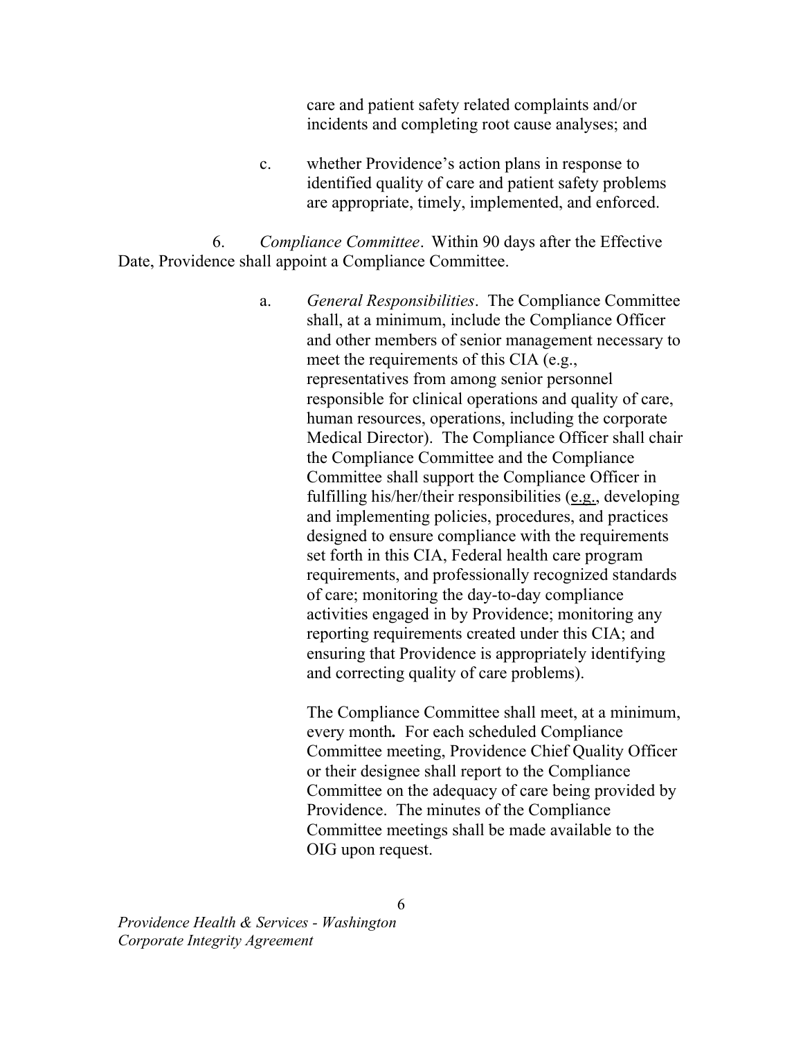care and patient safety related complaints and/or incidents and completing root cause analyses; and

c. whether Providence's action plans in response to identified quality of care and patient safety problems are appropriate, timely, implemented, and enforced.

6. *Compliance Committee*. Within 90 days after the Effective Date, Providence shall appoint a Compliance Committee.

a. *General Responsibilities*. The Compliance Committee shall, at a minimum, include the Compliance Officer and other members of senior management necessary to meet the requirements of this CIA (e.g., representatives from among senior personnel responsible for clinical operations and quality of care, human resources, operations, including the corporate Medical Director). The Compliance Officer shall chair the Compliance Committee and the Compliance Committee shall support the Compliance Officer in fulfilling his/her/their responsibilities (e.g., developing and implementing policies, procedures, and practices designed to ensure compliance with the requirements set forth in this CIA, Federal health care program requirements, and professionally recognized standards of care; monitoring the day-to-day compliance activities engaged in by Providence; monitoring any reporting requirements created under this CIA; and ensuring that Providence is appropriately identifying and correcting quality of care problems).

The Compliance Committee shall meet, at a minimum, every month**.** For each scheduled Compliance Committee meeting, Providence Chief Quality Officer or their designee shall report to the Compliance Committee on the adequacy of care being provided by Providence. The minutes of the Compliance Committee meetings shall be made available to the OIG upon request.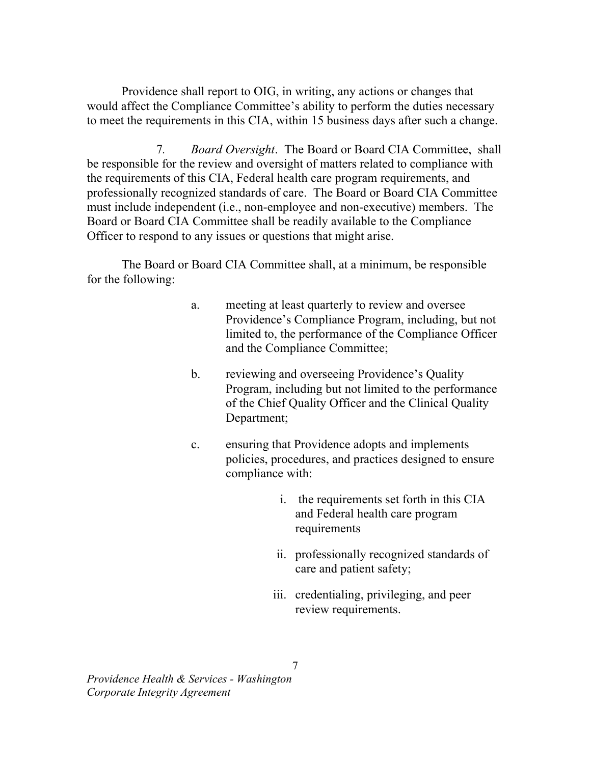Providence shall report to OIG, in writing, any actions or changes that would affect the Compliance Committee's ability to perform the duties necessary to meet the requirements in this CIA, within 15 business days after such a change.

7. *Board Oversight*. The Board or Board CIA Committee, shall be responsible for the review and oversight of matters related to compliance with the requirements of this CIA, Federal health care program requirements, and professionally recognized standards of care. The Board or Board CIA Committee must include independent (i.e., non-employee and non-executive) members. The Board or Board CIA Committee shall be readily available to the Compliance Officer to respond to any issues or questions that might arise.

The Board or Board CIA Committee shall, at a minimum, be responsible for the following:

a. meeting at least quarterly to review and oversee Providence's Compliance Program, including, but not limited to, the performance of the Compliance Officer and the Compliance Committee;

b. reviewing and overseeing Providence's Quality Program, including but not limited to the performance of the Chief Quality Officer and the Clinical Quality Department;

c. ensuring that Providence adopts and implements policies, procedures, and practices designed to ensure compliance with:

   i. the requirements set forth in this CIA and Federal health care program requirements

   ii. professionally recognized standards of care and patient safety;

   iii. credentialing, privileging, and peer review requirements.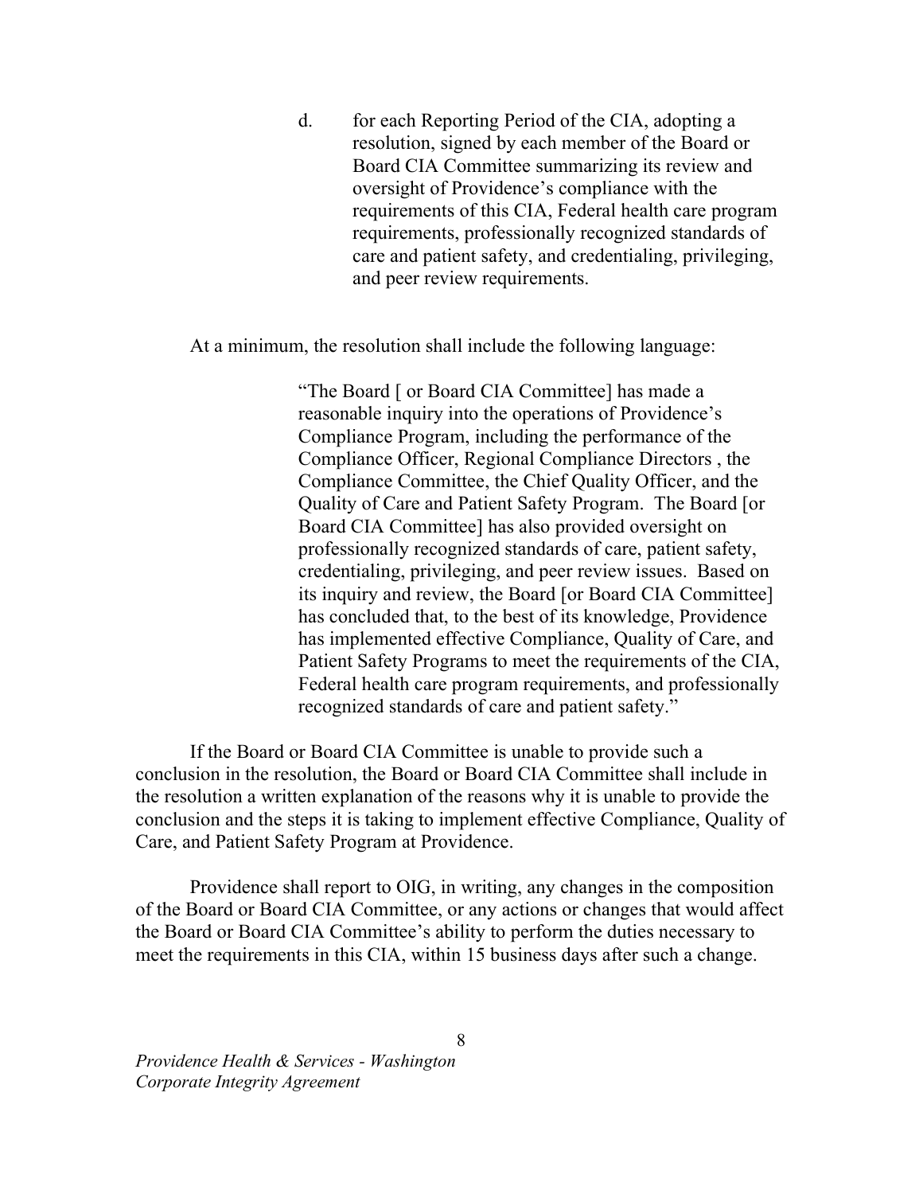d. for each Reporting Period of the CIA, adopting a resolution, signed by each member of the Board or Board CIA Committee summarizing its review and oversight of Providence's compliance with the requirements of this CIA, Federal health care program requirements, professionally recognized standards of care and patient safety, and credentialing, privileging, and peer review requirements.

At a minimum, the resolution shall include the following language:

> "The Board [ or Board CIA Committee] has made a reasonable inquiry into the operations of Providence's Compliance Program, including the performance of the Compliance Officer, Regional Compliance Directors , the Compliance Committee, the Chief Quality Officer, and the Quality of Care and Patient Safety Program. The Board [or Board CIA Committee] has also provided oversight on professionally recognized standards of care, patient safety, credentialing, privileging, and peer review issues. Based on its inquiry and review, the Board [or Board CIA Committee] has concluded that, to the best of its knowledge, Providence has implemented effective Compliance, Quality of Care, and Patient Safety Programs to meet the requirements of the CIA, Federal health care program requirements, and professionally recognized standards of care and patient safety."

If the Board or Board CIA Committee is unable to provide such a conclusion in the resolution, the Board or Board CIA Committee shall include in the resolution a written explanation of the reasons why it is unable to provide the conclusion and the steps it is taking to implement effective Compliance, Quality of Care, and Patient Safety Program at Providence.

Providence shall report to OIG, in writing, any changes in the composition of the Board or Board CIA Committee, or any actions or changes that would affect the Board or Board CIA Committee's ability to perform the duties necessary to meet the requirements in this CIA, within 15 business days after such a change.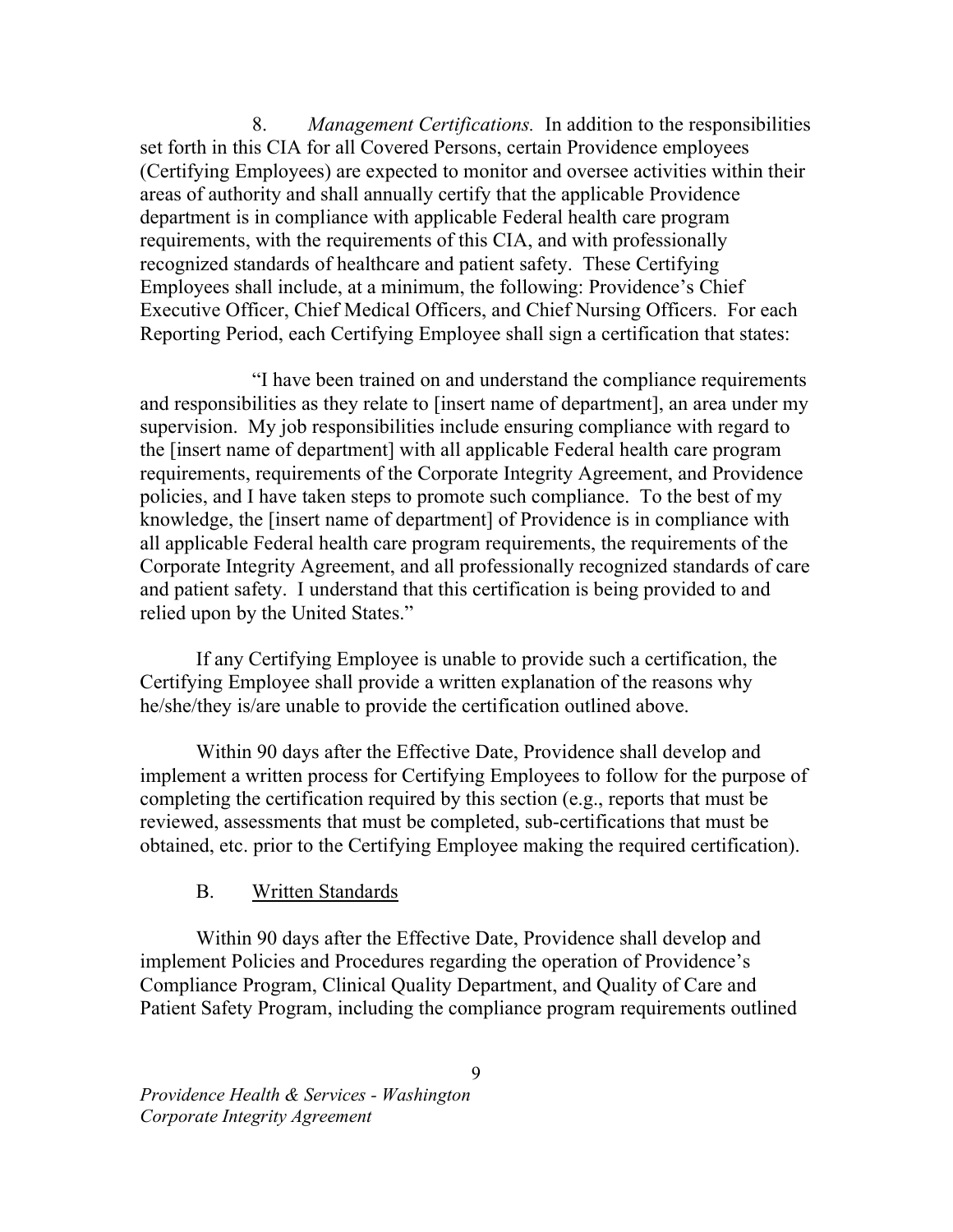8. *Management Certifications.* In addition to the responsibilities set forth in this CIA for all Covered Persons, certain Providence employees (Certifying Employees) are expected to monitor and oversee activities within their areas of authority and shall annually certify that the applicable Providence department is in compliance with applicable Federal health care program requirements, with the requirements of this CIA, and with professionally recognized standards of healthcare and patient safety. These Certifying Employees shall include, at a minimum, the following: Providence's Chief Executive Officer, Chief Medical Officers, and Chief Nursing Officers. For each Reporting Period, each Certifying Employee shall sign a certification that states:

"I have been trained on and understand the compliance requirements and responsibilities as they relate to [insert name of department], an area under my supervision. My job responsibilities include ensuring compliance with regard to the [insert name of department] with all applicable Federal health care program requirements, requirements of the Corporate Integrity Agreement, and Providence policies, and I have taken steps to promote such compliance. To the best of my knowledge, the [insert name of department] of Providence is in compliance with all applicable Federal health care program requirements, the requirements of the Corporate Integrity Agreement, and all professionally recognized standards of care and patient safety. I understand that this certification is being provided to and relied upon by the United States."

If any Certifying Employee is unable to provide such a certification, the Certifying Employee shall provide a written explanation of the reasons why he/she/they is/are unable to provide the certification outlined above.

Within 90 days after the Effective Date, Providence shall develop and implement a written process for Certifying Employees to follow for the purpose of completing the certification required by this section (e.g., reports that must be reviewed, assessments that must be completed, sub-certifications that must be obtained, etc. prior to the Certifying Employee making the required certification).

## B. Written Standards

Within 90 days after the Effective Date, Providence shall develop and implement Policies and Procedures regarding the operation of Providence's Compliance Program, Clinical Quality Department, and Quality of Care and Patient Safety Program, including the compliance program requirements outlined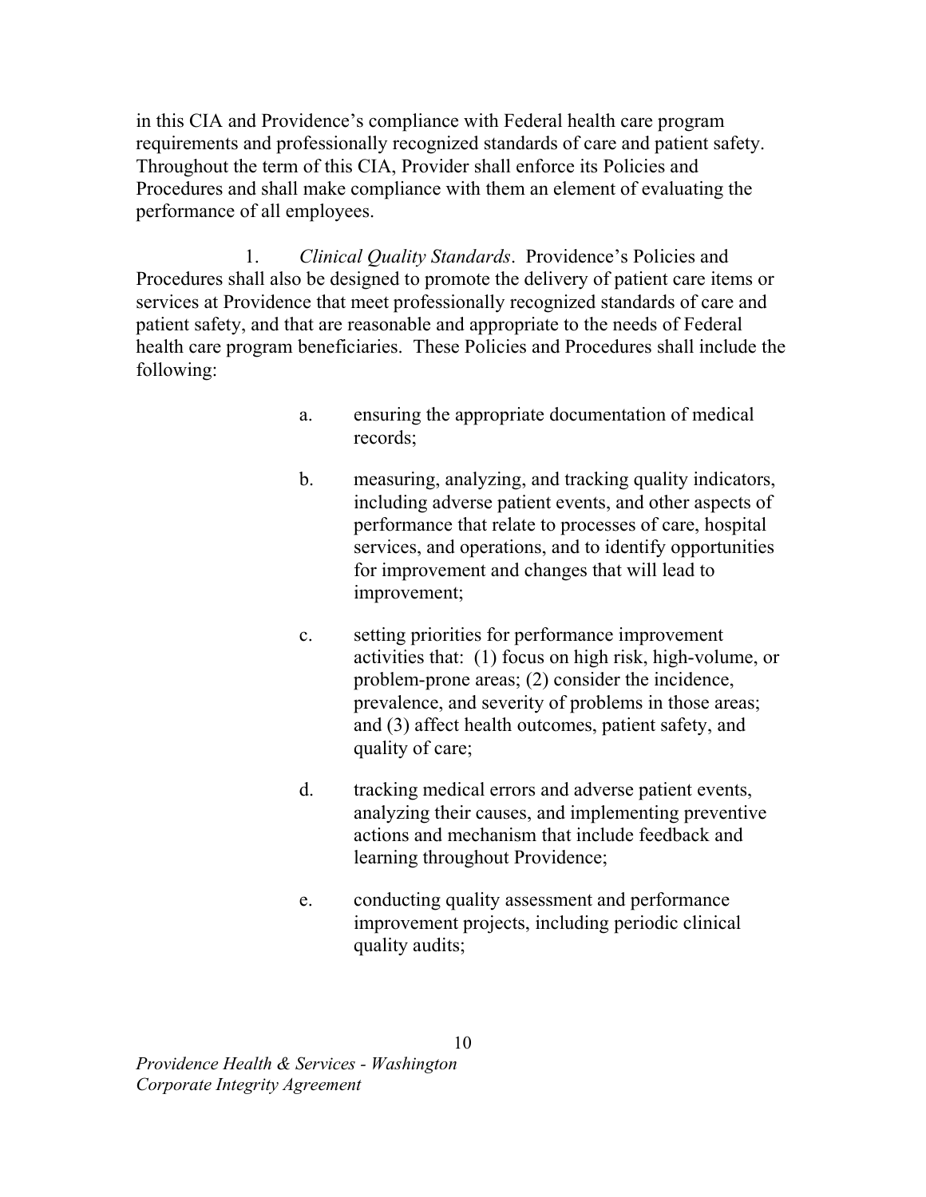in this CIA and Providence's compliance with Federal health care program requirements and professionally recognized standards of care and patient safety. Throughout the term of this CIA, Provider shall enforce its Policies and Procedures and shall make compliance with them an element of evaluating the performance of all employees.

1. *Clinical Quality Standards*. Providence's Policies and Procedures shall also be designed to promote the delivery of patient care items or services at Providence that meet professionally recognized standards of care and patient safety, and that are reasonable and appropriate to the needs of Federal health care program beneficiaries. These Policies and Procedures shall include the following:

a. ensuring the appropriate documentation of medical records;

b. measuring, analyzing, and tracking quality indicators, including adverse patient events, and other aspects of performance that relate to processes of care, hospital services, and operations, and to identify opportunities for improvement and changes that will lead to improvement;

c. setting priorities for performance improvement activities that: (1) focus on high risk, high-volume, or problem-prone areas; (2) consider the incidence, prevalence, and severity of problems in those areas; and (3) affect health outcomes, patient safety, and quality of care;

d. tracking medical errors and adverse patient events, analyzing their causes, and implementing preventive actions and mechanism that include feedback and learning throughout Providence;

e. conducting quality assessment and performance improvement projects, including periodic clinical quality audits;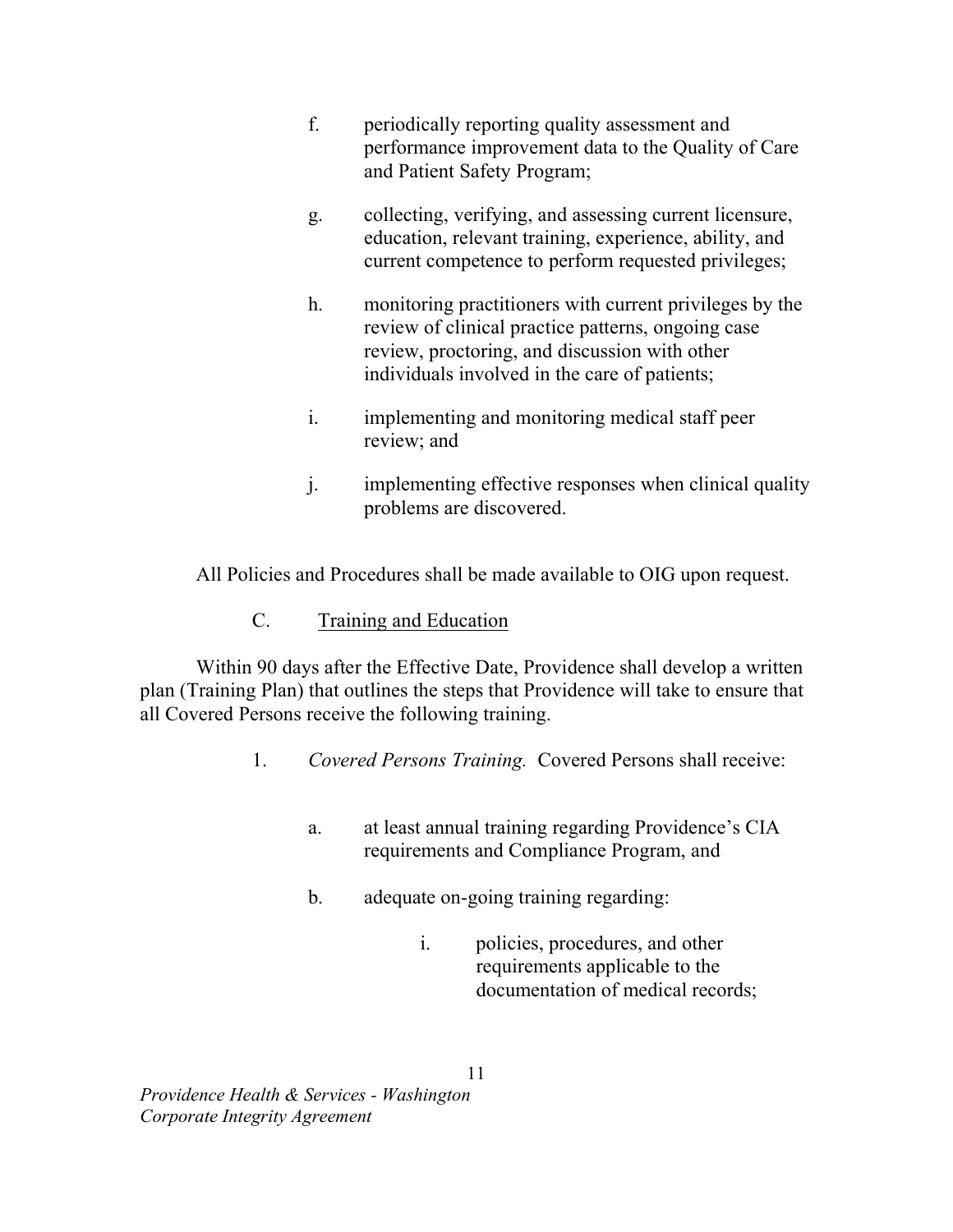f. periodically reporting quality assessment and performance improvement data to the Quality of Care and Patient Safety Program;

g. collecting, verifying, and assessing current licensure, education, relevant training, experience, ability, and current competence to perform requested privileges;

h. monitoring practitioners with current privileges by the review of clinical practice patterns, ongoing case review, proctoring, and discussion with other individuals involved in the care of patients;

i. implementing and monitoring medical staff peer review; and

j. implementing effective responses when clinical quality problems are discovered.

All Policies and Procedures shall be made available to OIG upon request.

C. Training and Education

Within 90 days after the Effective Date, Providence shall develop a written plan (Training Plan) that outlines the steps that Providence will take to ensure that all Covered Persons receive the following training.

1. *Covered Persons Training.* Covered Persons shall receive:

a. at least annual training regarding Providence's CIA requirements and Compliance Program, and

b. adequate on-going training regarding:

i. policies, procedures, and other requirements applicable to the documentation of medical records;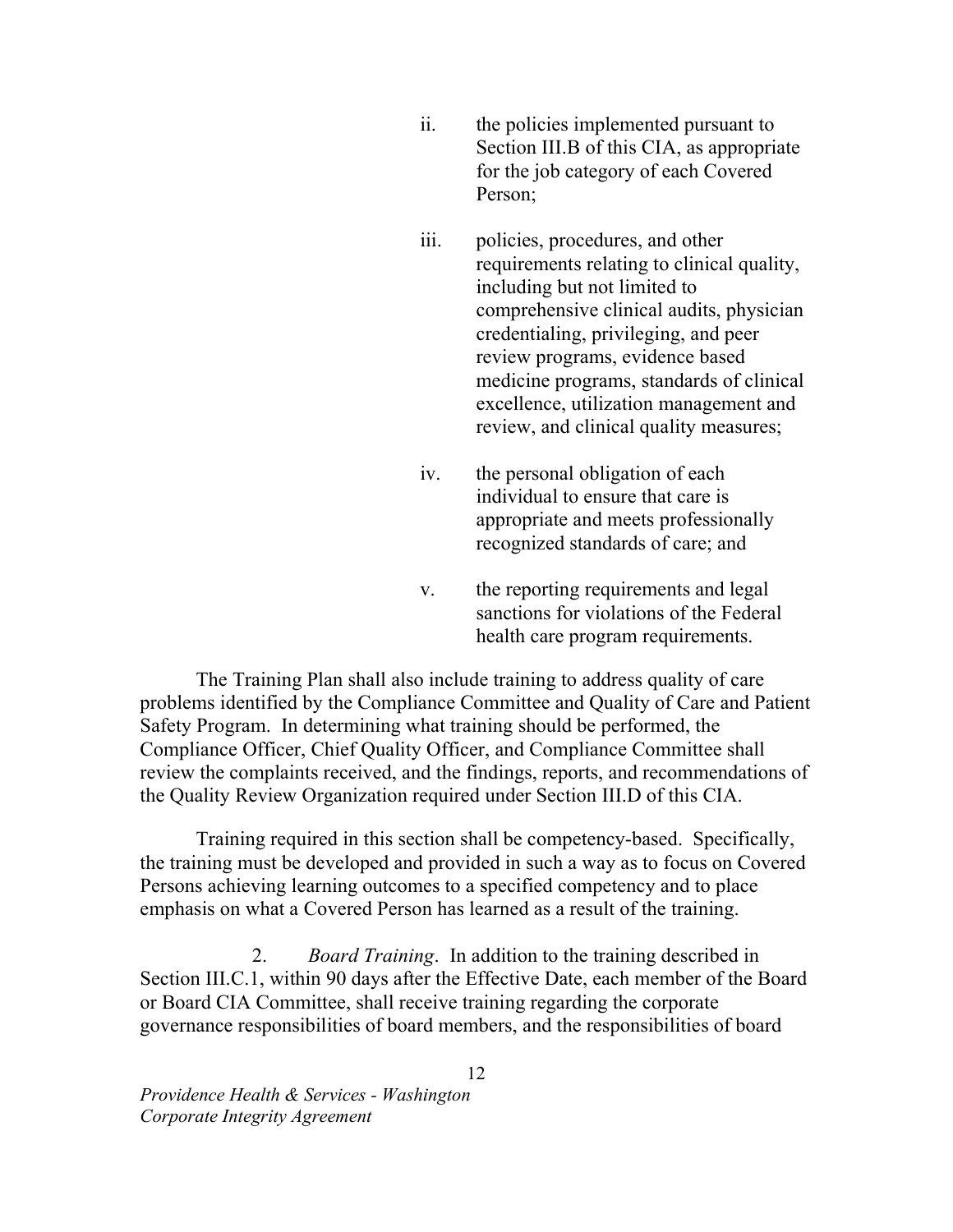ii. the policies implemented pursuant to Section III.B of this CIA, as appropriate for the job category of each Covered Person;

iii. policies, procedures, and other requirements relating to clinical quality, including but not limited to comprehensive clinical audits, physician credentialing, privileging, and peer review programs, evidence based medicine programs, standards of clinical excellence, utilization management and review, and clinical quality measures;

iv. the personal obligation of each individual to ensure that care is appropriate and meets professionally recognized standards of care; and

v. the reporting requirements and legal sanctions for violations of the Federal health care program requirements.

The Training Plan shall also include training to address quality of care problems identified by the Compliance Committee and Quality of Care and Patient Safety Program. In determining what training should be performed, the Compliance Officer, Chief Quality Officer, and Compliance Committee shall review the complaints received, and the findings, reports, and recommendations of the Quality Review Organization required under Section III.D of this CIA.

Training required in this section shall be competency-based. Specifically, the training must be developed and provided in such a way as to focus on Covered Persons achieving learning outcomes to a specified competency and to place emphasis on what a Covered Person has learned as a result of the training.

2. *Board Training*. In addition to the training described in Section III.C.1, within 90 days after the Effective Date, each member of the Board or Board CIA Committee, shall receive training regarding the corporate governance responsibilities of board members, and the responsibilities of board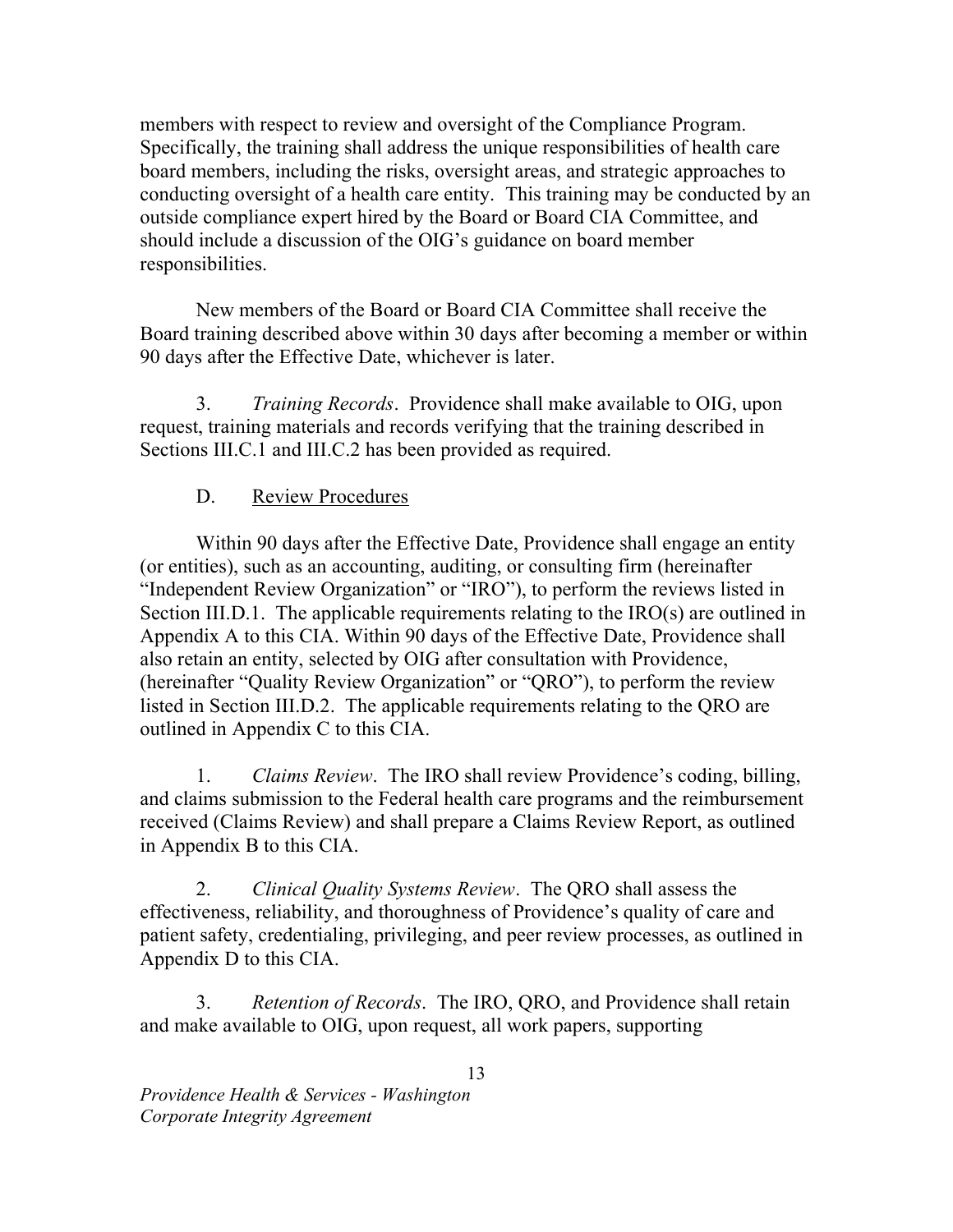members with respect to review and oversight of the Compliance Program. Specifically, the training shall address the unique responsibilities of health care board members, including the risks, oversight areas, and strategic approaches to conducting oversight of a health care entity. This training may be conducted by an outside compliance expert hired by the Board or Board CIA Committee, and should include a discussion of the OIG's guidance on board member responsibilities.

New members of the Board or Board CIA Committee shall receive the Board training described above within 30 days after becoming a member or within 90 days after the Effective Date, whichever is later.

3. *Training Records*. Providence shall make available to OIG, upon request, training materials and records verifying that the training described in Sections III.C.1 and III.C.2 has been provided as required.

D. Review Procedures

Within 90 days after the Effective Date, Providence shall engage an entity (or entities), such as an accounting, auditing, or consulting firm (hereinafter "Independent Review Organization" or "IRO"), to perform the reviews listed in Section III.D.1. The applicable requirements relating to the IRO(s) are outlined in Appendix A to this CIA. Within 90 days of the Effective Date, Providence shall also retain an entity, selected by OIG after consultation with Providence, (hereinafter "Quality Review Organization" or "QRO"), to perform the review listed in Section III.D.2. The applicable requirements relating to the QRO are outlined in Appendix C to this CIA.

1. *Claims Review*. The IRO shall review Providence's coding, billing, and claims submission to the Federal health care programs and the reimbursement received (Claims Review) and shall prepare a Claims Review Report, as outlined in Appendix B to this CIA.

2. *Clinical Quality Systems Review*. The QRO shall assess the effectiveness, reliability, and thoroughness of Providence's quality of care and patient safety, credentialing, privileging, and peer review processes, as outlined in Appendix D to this CIA.

3. *Retention of Records*. The IRO, QRO, and Providence shall retain and make available to OIG, upon request, all work papers, supporting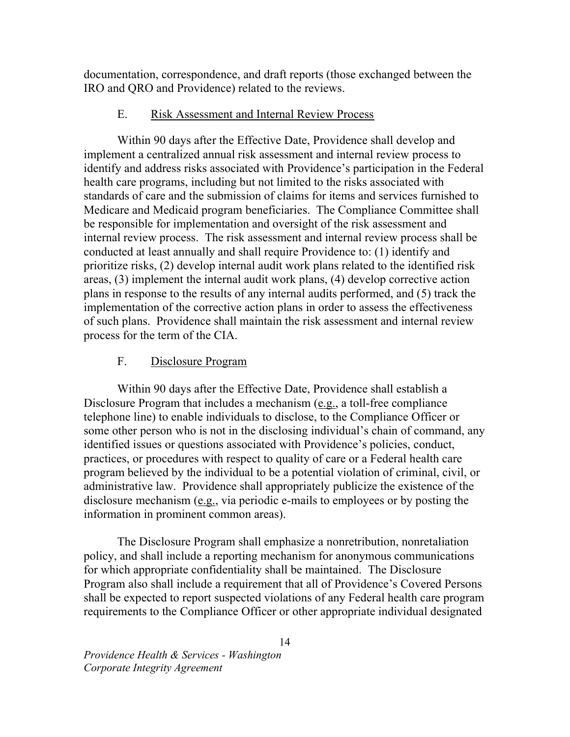documentation, correspondence, and draft reports (those exchanged between the IRO and QRO and Providence) related to the reviews.

### E. Risk Assessment and Internal Review Process

Within 90 days after the Effective Date, Providence shall develop and implement a centralized annual risk assessment and internal review process to identify and address risks associated with Providence's participation in the Federal health care programs, including but not limited to the risks associated with standards of care and the submission of claims for items and services furnished to Medicare and Medicaid program beneficiaries. The Compliance Committee shall be responsible for implementation and oversight of the risk assessment and internal review process. The risk assessment and internal review process shall be conducted at least annually and shall require Providence to: (1) identify and prioritize risks, (2) develop internal audit work plans related to the identified risk areas, (3) implement the internal audit work plans, (4) develop corrective action plans in response to the results of any internal audits performed, and (5) track the implementation of the corrective action plans in order to assess the effectiveness of such plans. Providence shall maintain the risk assessment and internal review process for the term of the CIA.

### F. Disclosure Program

Within 90 days after the Effective Date, Providence shall establish a Disclosure Program that includes a mechanism (e.g., a toll-free compliance telephone line) to enable individuals to disclose, to the Compliance Officer or some other person who is not in the disclosing individual's chain of command, any identified issues or questions associated with Providence's policies, conduct, practices, or procedures with respect to quality of care or a Federal health care program believed by the individual to be a potential violation of criminal, civil, or administrative law. Providence shall appropriately publicize the existence of the disclosure mechanism (e.g., via periodic e-mails to employees or by posting the information in prominent common areas).

The Disclosure Program shall emphasize a nonretribution, nonretaliation policy, and shall include a reporting mechanism for anonymous communications for which appropriate confidentiality shall be maintained. The Disclosure Program also shall include a requirement that all of Providence's Covered Persons shall be expected to report suspected violations of any Federal health care program requirements to the Compliance Officer or other appropriate individual designated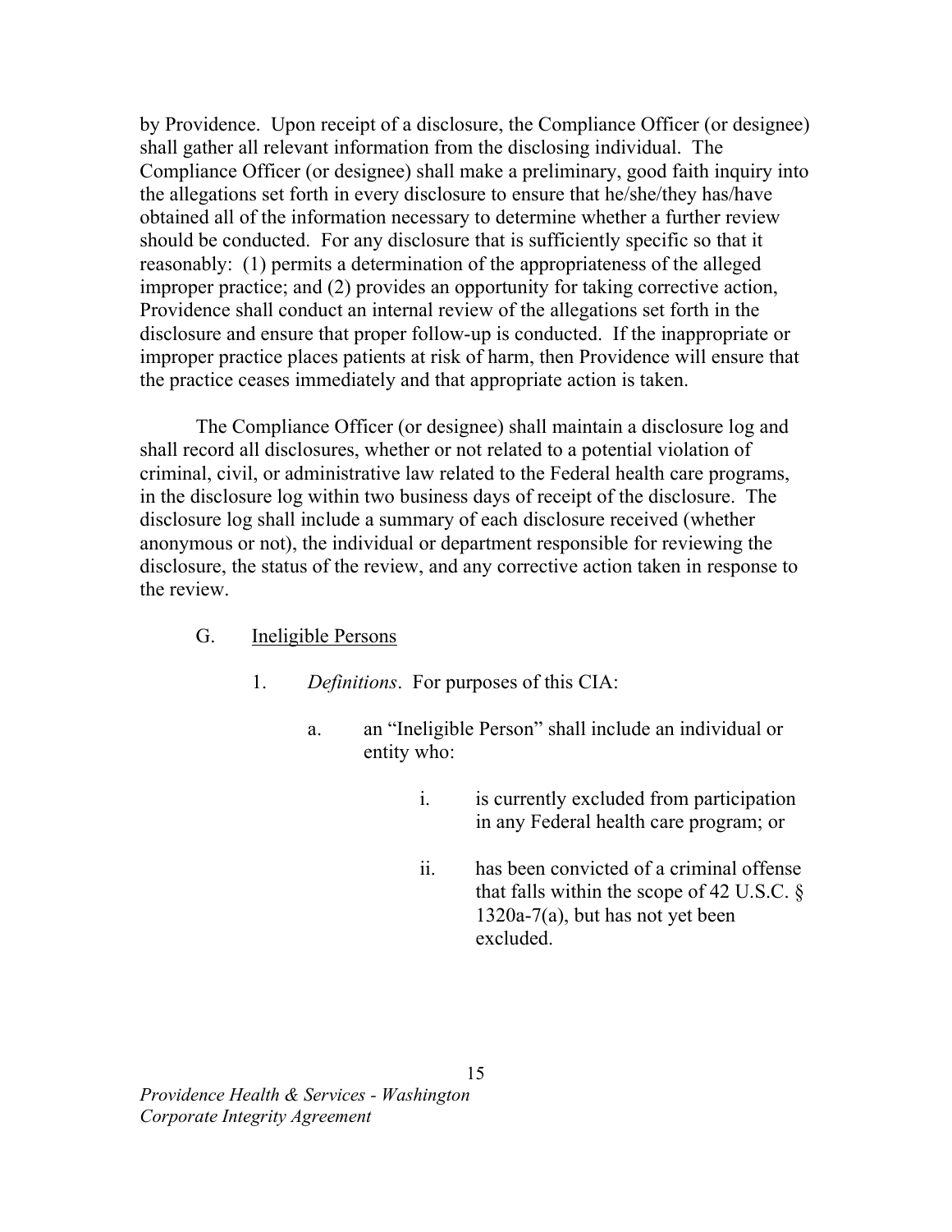by Providence. Upon receipt of a disclosure, the Compliance Officer (or designee) shall gather all relevant information from the disclosing individual. The Compliance Officer (or designee) shall make a preliminary, good faith inquiry into the allegations set forth in every disclosure to ensure that he/she/they has/have obtained all of the information necessary to determine whether a further review should be conducted. For any disclosure that is sufficiently specific so that it reasonably: (1) permits a determination of the appropriateness of the alleged improper practice; and (2) provides an opportunity for taking corrective action, Providence shall conduct an internal review of the allegations set forth in the disclosure and ensure that proper follow-up is conducted. If the inappropriate or improper practice places patients at risk of harm, then Providence will ensure that the practice ceases immediately and that appropriate action is taken.

The Compliance Officer (or designee) shall maintain a disclosure log and shall record all disclosures, whether or not related to a potential violation of criminal, civil, or administrative law related to the Federal health care programs, in the disclosure log within two business days of receipt of the disclosure. The disclosure log shall include a summary of each disclosure received (whether anonymous or not), the individual or department responsible for reviewing the disclosure, the status of the review, and any corrective action taken in response to the review.

G. Ineligible Persons

1. *Definitions*. For purposes of this CIA:

a. an "Ineligible Person" shall include an individual or entity who:

i. is currently excluded from participation in any Federal health care program; or

ii. has been convicted of a criminal offense that falls within the scope of 42 U.S.C. § 1320a-7(a), but has not yet been excluded.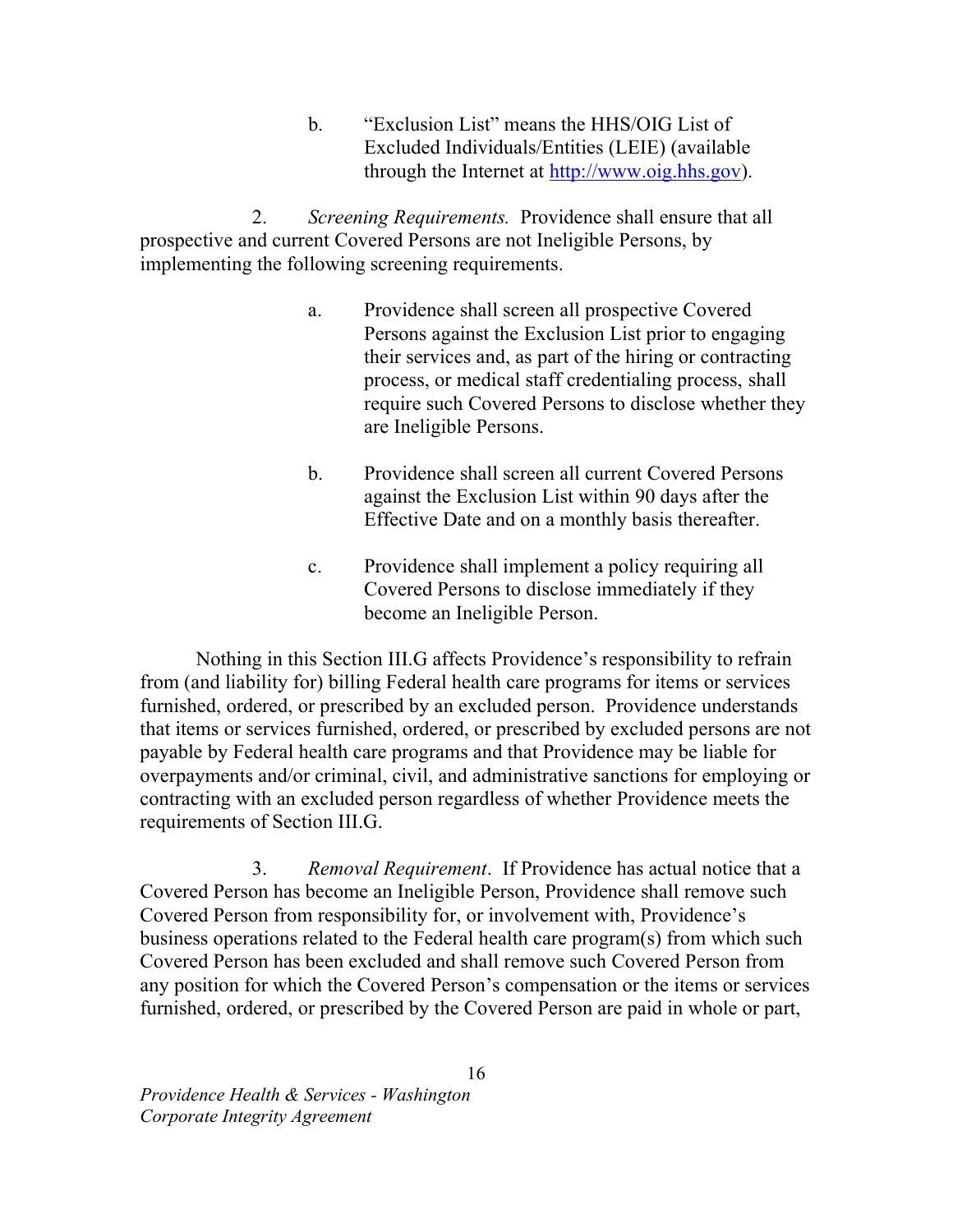b. "Exclusion List" means the HHS/OIG List of Excluded Individuals/Entities (LEIE) (available through the Internet at http://www.oig.hhs.gov).

2. *Screening Requirements.* Providence shall ensure that all prospective and current Covered Persons are not Ineligible Persons, by implementing the following screening requirements.

a. Providence shall screen all prospective Covered Persons against the Exclusion List prior to engaging their services and, as part of the hiring or contracting process, or medical staff credentialing process, shall require such Covered Persons to disclose whether they are Ineligible Persons.

b. Providence shall screen all current Covered Persons against the Exclusion List within 90 days after the Effective Date and on a monthly basis thereafter.

c. Providence shall implement a policy requiring all Covered Persons to disclose immediately if they become an Ineligible Person.

Nothing in this Section III.G affects Providence's responsibility to refrain from (and liability for) billing Federal health care programs for items or services furnished, ordered, or prescribed by an excluded person. Providence understands that items or services furnished, ordered, or prescribed by excluded persons are not payable by Federal health care programs and that Providence may be liable for overpayments and/or criminal, civil, and administrative sanctions for employing or contracting with an excluded person regardless of whether Providence meets the requirements of Section III.G.

3. *Removal Requirement*. If Providence has actual notice that a Covered Person has become an Ineligible Person, Providence shall remove such Covered Person from responsibility for, or involvement with, Providence's business operations related to the Federal health care program(s) from which such Covered Person has been excluded and shall remove such Covered Person from any position for which the Covered Person's compensation or the items or services furnished, ordered, or prescribed by the Covered Person are paid in whole or part,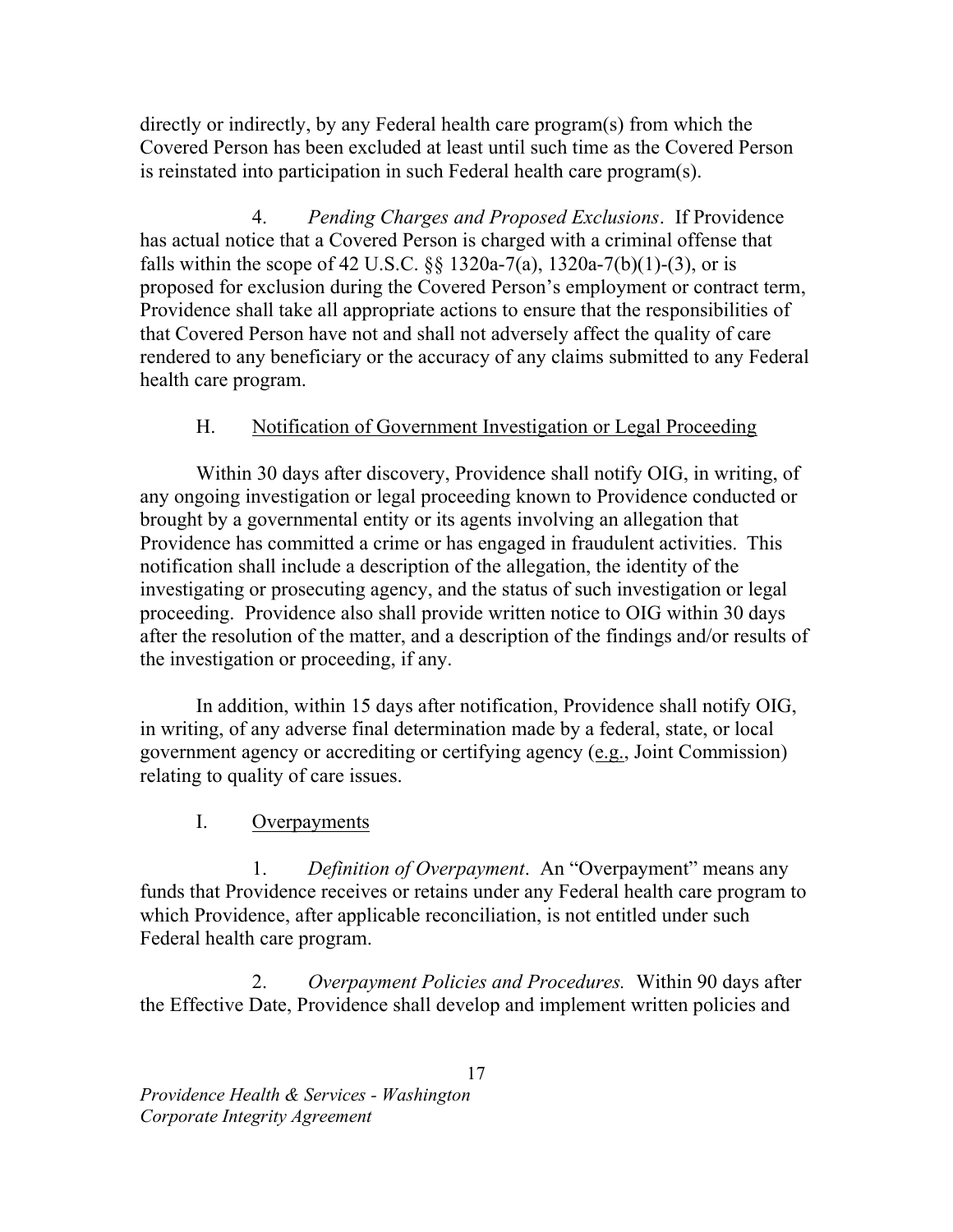directly or indirectly, by any Federal health care program(s) from which the Covered Person has been excluded at least until such time as the Covered Person is reinstated into participation in such Federal health care program(s).

4. *Pending Charges and Proposed Exclusions*. If Providence has actual notice that a Covered Person is charged with a criminal offense that falls within the scope of 42 U.S.C. §§ 1320a-7(a), 1320a-7(b)(1)-(3), or is proposed for exclusion during the Covered Person's employment or contract term, Providence shall take all appropriate actions to ensure that the responsibilities of that Covered Person have not and shall not adversely affect the quality of care rendered to any beneficiary or the accuracy of any claims submitted to any Federal health care program.

H. <u>Notification of Government Investigation or Legal Proceeding</u>

Within 30 days after discovery, Providence shall notify OIG, in writing, of any ongoing investigation or legal proceeding known to Providence conducted or brought by a governmental entity or its agents involving an allegation that Providence has committed a crime or has engaged in fraudulent activities. This notification shall include a description of the allegation, the identity of the investigating or prosecuting agency, and the status of such investigation or legal proceeding. Providence also shall provide written notice to OIG within 30 days after the resolution of the matter, and a description of the findings and/or results of the investigation or proceeding, if any.

In addition, within 15 days after notification, Providence shall notify OIG, in writing, of any adverse final determination made by a federal, state, or local government agency or accrediting or certifying agency (<u>e.g.</u>, Joint Commission) relating to quality of care issues.

I. <u>Overpayments</u>

1. *Definition of Overpayment*. An "Overpayment" means any funds that Providence receives or retains under any Federal health care program to which Providence, after applicable reconciliation, is not entitled under such Federal health care program.

2. *Overpayment Policies and Procedures.* Within 90 days after the Effective Date, Providence shall develop and implement written policies and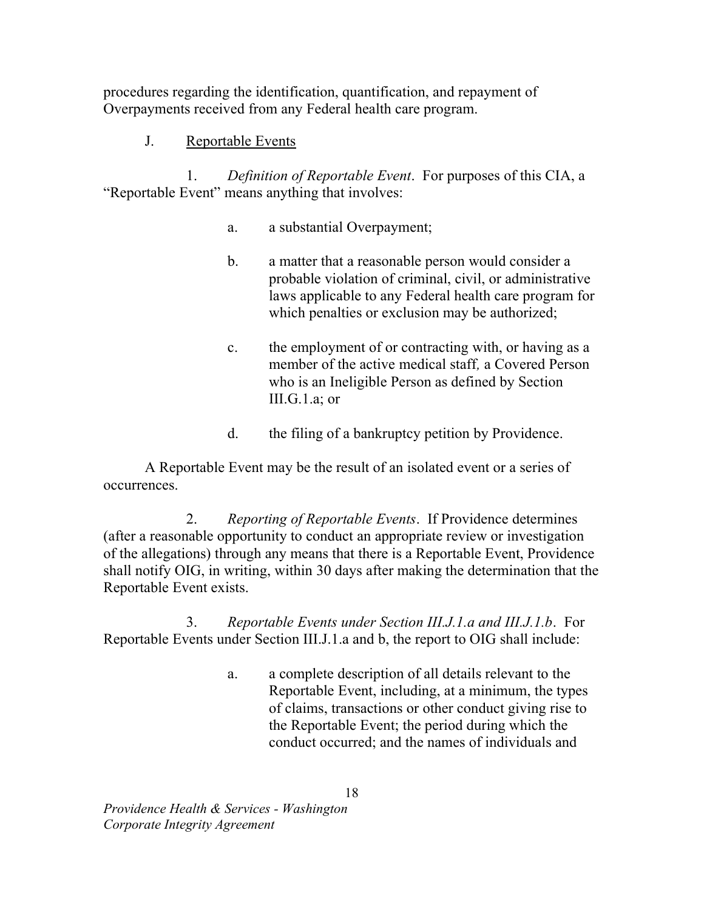procedures regarding the identification, quantification, and repayment of Overpayments received from any Federal health care program.

J. Reportable Events

1. *Definition of Reportable Event*. For purposes of this CIA, a "Reportable Event" means anything that involves:

a. a substantial Overpayment;

b. a matter that a reasonable person would consider a probable violation of criminal, civil, or administrative laws applicable to any Federal health care program for which penalties or exclusion may be authorized;

c. the employment of or contracting with, or having as a member of the active medical staff*,* a Covered Person who is an Ineligible Person as defined by Section III.G.1.a; or

d. the filing of a bankruptcy petition by Providence.

A Reportable Event may be the result of an isolated event or a series of occurrences.

2. *Reporting of Reportable Events*. If Providence determines (after a reasonable opportunity to conduct an appropriate review or investigation of the allegations) through any means that there is a Reportable Event, Providence shall notify OIG, in writing, within 30 days after making the determination that the Reportable Event exists.

3. *Reportable Events under Section III.J.1.a and III.J.1.b*. For Reportable Events under Section III.J.1.a and b, the report to OIG shall include:

a. a complete description of all details relevant to the Reportable Event, including, at a minimum, the types of claims, transactions or other conduct giving rise to the Reportable Event; the period during which the conduct occurred; and the names of individuals and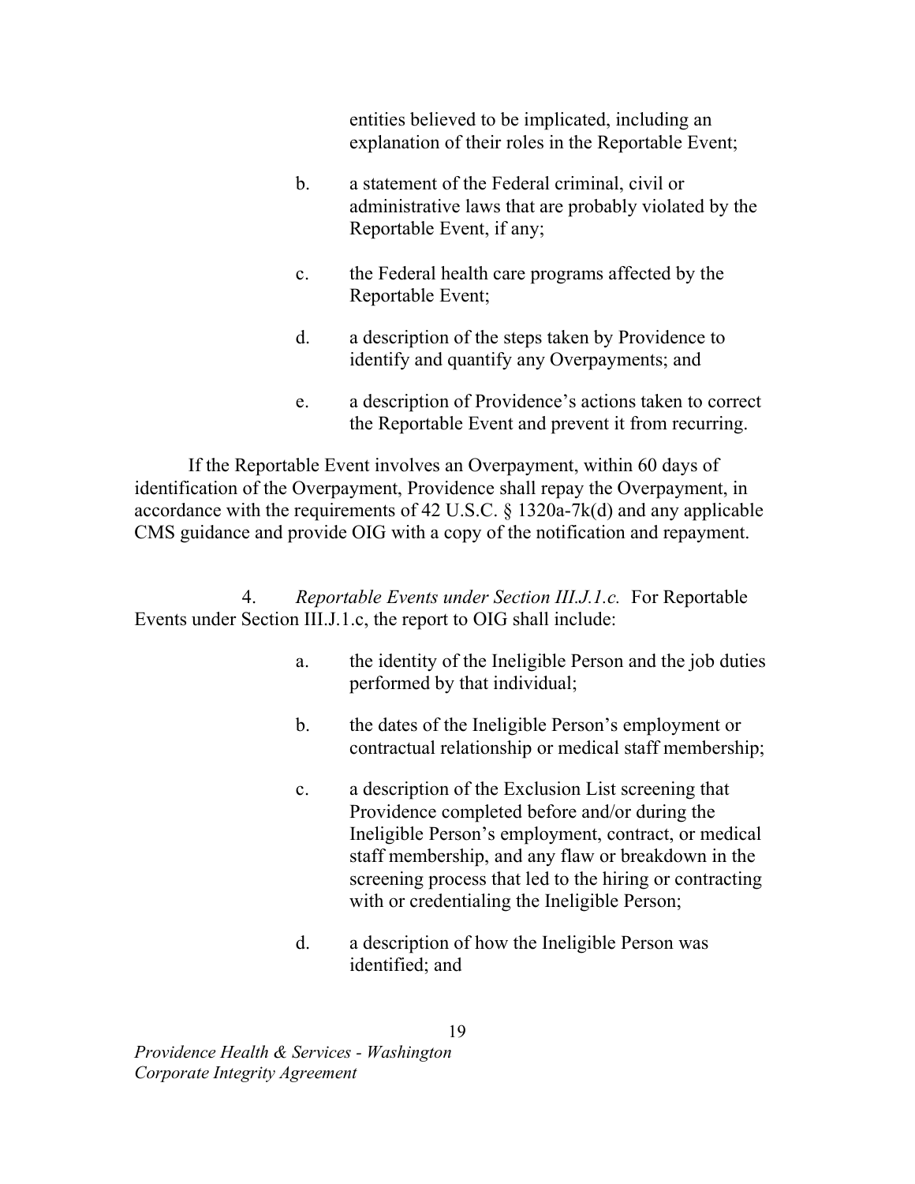entities believed to be implicated, including an explanation of their roles in the Reportable Event;

b. a statement of the Federal criminal, civil or administrative laws that are probably violated by the Reportable Event, if any;

c. the Federal health care programs affected by the Reportable Event;

d. a description of the steps taken by Providence to identify and quantify any Overpayments; and

e. a description of Providence's actions taken to correct the Reportable Event and prevent it from recurring.

If the Reportable Event involves an Overpayment, within 60 days of identification of the Overpayment, Providence shall repay the Overpayment, in accordance with the requirements of 42 U.S.C. § 1320a-7k(d) and any applicable CMS guidance and provide OIG with a copy of the notification and repayment.

4. *Reportable Events under Section III.J.1.c.* For Reportable Events under Section III.J.1.c, the report to OIG shall include:

a. the identity of the Ineligible Person and the job duties performed by that individual;

b. the dates of the Ineligible Person's employment or contractual relationship or medical staff membership;

c. a description of the Exclusion List screening that Providence completed before and/or during the Ineligible Person's employment, contract, or medical staff membership, and any flaw or breakdown in the screening process that led to the hiring or contracting with or credentialing the Ineligible Person;

d. a description of how the Ineligible Person was identified; and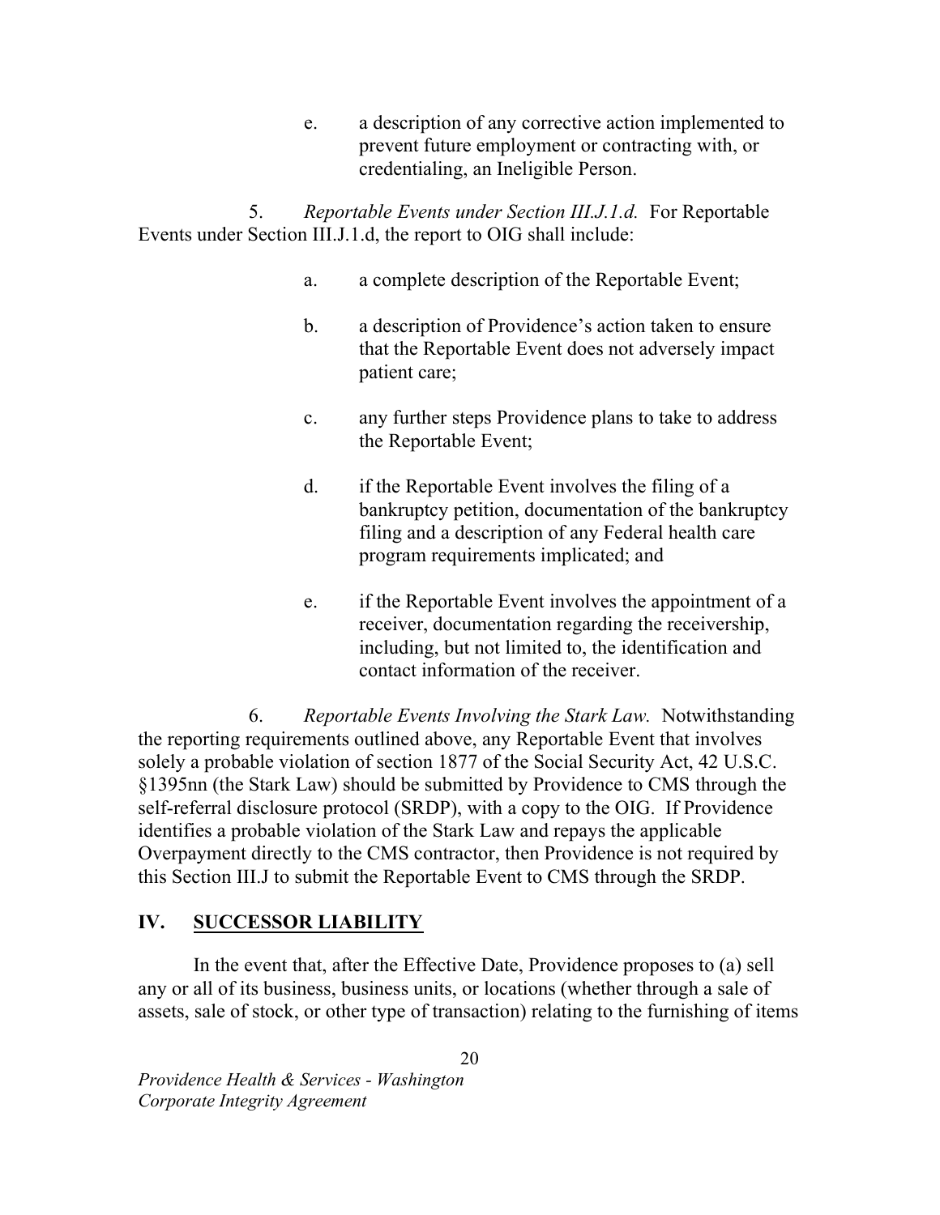e. a description of any corrective action implemented to prevent future employment or contracting with, or credentialing, an Ineligible Person.

5. *Reportable Events under Section III.J.1.d.* For Reportable Events under Section III.J.1.d, the report to OIG shall include:

a. a complete description of the Reportable Event;

b. a description of Providence's action taken to ensure that the Reportable Event does not adversely impact patient care;

c. any further steps Providence plans to take to address the Reportable Event;

d. if the Reportable Event involves the filing of a bankruptcy petition, documentation of the bankruptcy filing and a description of any Federal health care program requirements implicated; and

e. if the Reportable Event involves the appointment of a receiver, documentation regarding the receivership, including, but not limited to, the identification and contact information of the receiver.

6. *Reportable Events Involving the Stark Law.* Notwithstanding the reporting requirements outlined above, any Reportable Event that involves solely a probable violation of section 1877 of the Social Security Act, 42 U.S.C. §1395nn (the Stark Law) should be submitted by Providence to CMS through the self-referral disclosure protocol (SRDP), with a copy to the OIG. If Providence identifies a probable violation of the Stark Law and repays the applicable Overpayment directly to the CMS contractor, then Providence is not required by this Section III.J to submit the Reportable Event to CMS through the SRDP.

## IV. SUCCESSOR LIABILITY

In the event that, after the Effective Date, Providence proposes to (a) sell any or all of its business, business units, or locations (whether through a sale of assets, sale of stock, or other type of transaction) relating to the furnishing of items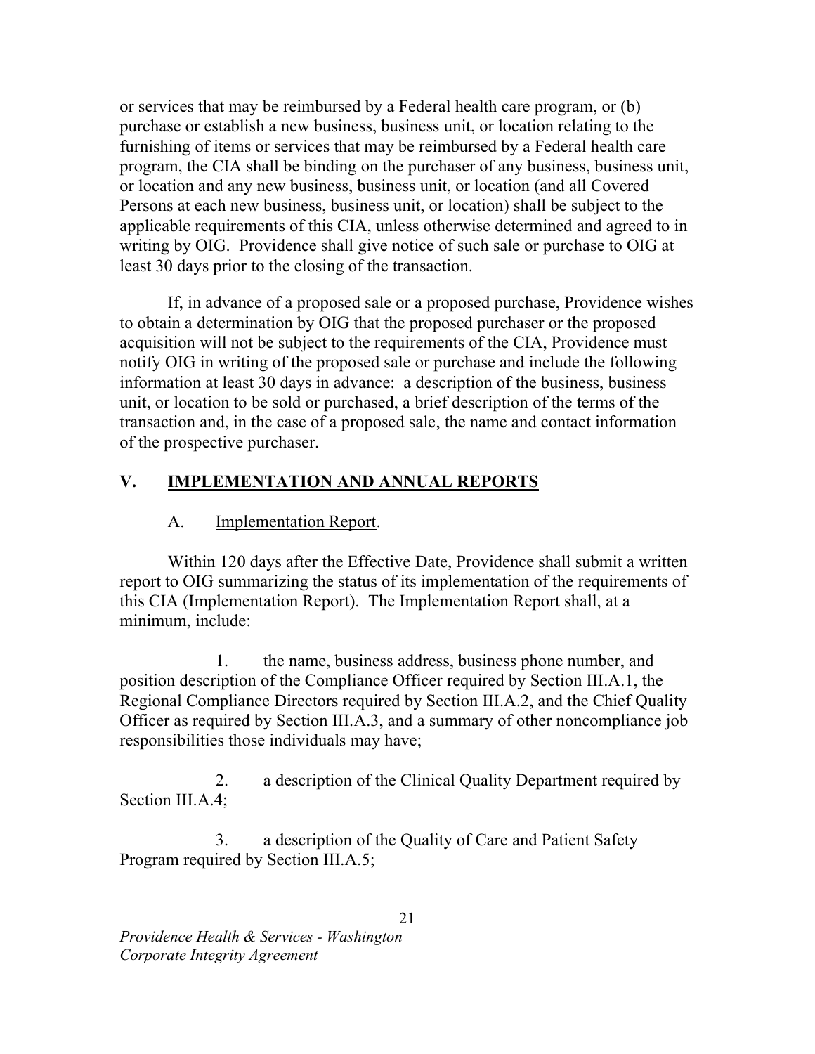or services that may be reimbursed by a Federal health care program, or (b) purchase or establish a new business, business unit, or location relating to the furnishing of items or services that may be reimbursed by a Federal health care program, the CIA shall be binding on the purchaser of any business, business unit, or location and any new business, business unit, or location (and all Covered Persons at each new business, business unit, or location) shall be subject to the applicable requirements of this CIA, unless otherwise determined and agreed to in writing by OIG. Providence shall give notice of such sale or purchase to OIG at least 30 days prior to the closing of the transaction.

If, in advance of a proposed sale or a proposed purchase, Providence wishes to obtain a determination by OIG that the proposed purchaser or the proposed acquisition will not be subject to the requirements of the CIA, Providence must notify OIG in writing of the proposed sale or purchase and include the following information at least 30 days in advance: a description of the business, business unit, or location to be sold or purchased, a brief description of the terms of the transaction and, in the case of a proposed sale, the name and contact information of the prospective purchaser.

## V. IMPLEMENTATION AND ANNUAL REPORTS

### A. Implementation Report.

Within 120 days after the Effective Date, Providence shall submit a written report to OIG summarizing the status of its implementation of the requirements of this CIA (Implementation Report). The Implementation Report shall, at a minimum, include:

1. the name, business address, business phone number, and position description of the Compliance Officer required by Section III.A.1, the Regional Compliance Directors required by Section III.A.2, and the Chief Quality Officer as required by Section III.A.3, and a summary of other noncompliance job responsibilities those individuals may have;

2. a description of the Clinical Quality Department required by Section III.A.4;

3. a description of the Quality of Care and Patient Safety Program required by Section III.A.5;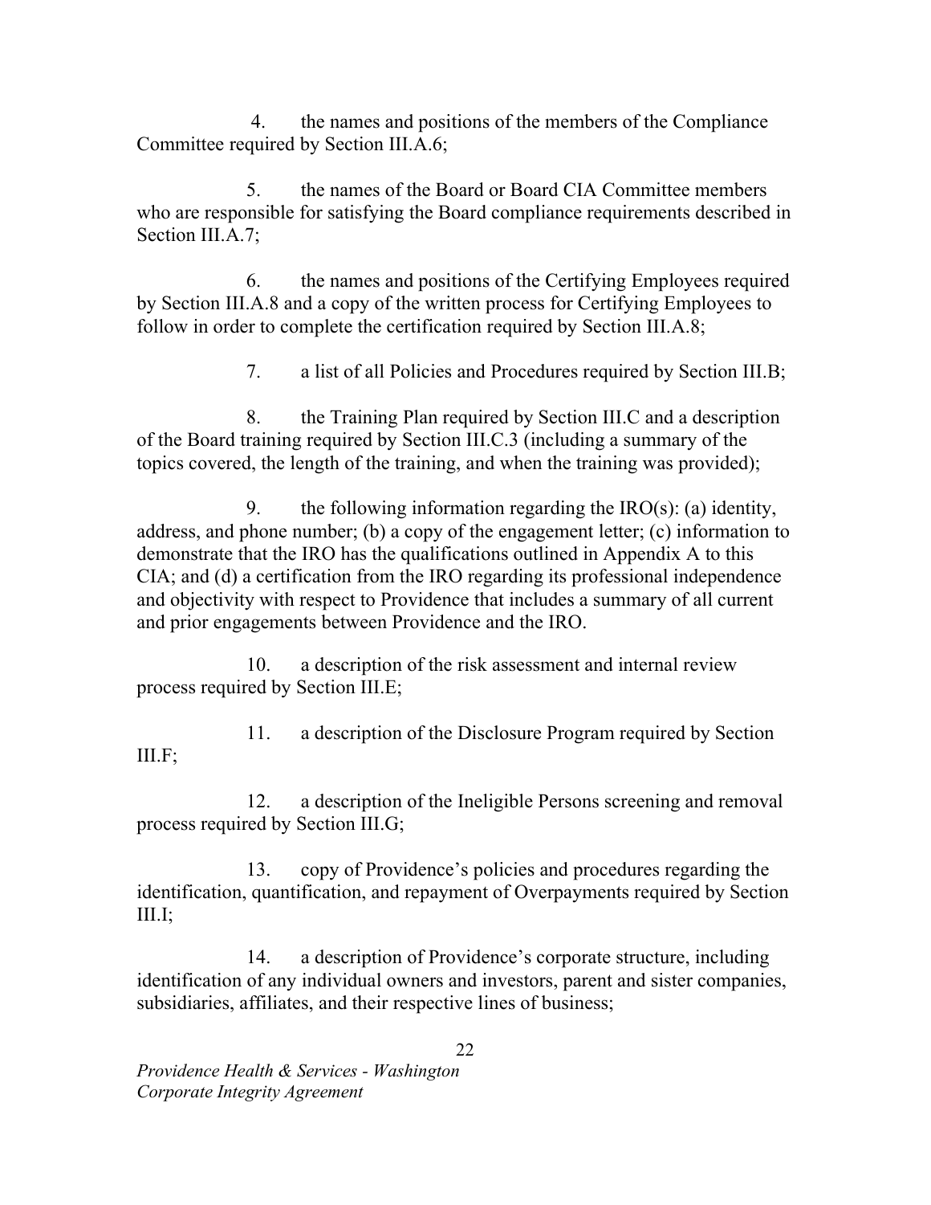4. the names and positions of the members of the Compliance Committee required by Section III.A.6;

5. the names of the Board or Board CIA Committee members who are responsible for satisfying the Board compliance requirements described in Section III.A.7;

6. the names and positions of the Certifying Employees required by Section III.A.8 and a copy of the written process for Certifying Employees to follow in order to complete the certification required by Section III.A.8;

7. a list of all Policies and Procedures required by Section III.B;

8. the Training Plan required by Section III.C and a description of the Board training required by Section III.C.3 (including a summary of the topics covered, the length of the training, and when the training was provided);

9. the following information regarding the IRO(s): (a) identity, address, and phone number; (b) a copy of the engagement letter; (c) information to demonstrate that the IRO has the qualifications outlined in Appendix A to this CIA; and (d) a certification from the IRO regarding its professional independence and objectivity with respect to Providence that includes a summary of all current and prior engagements between Providence and the IRO.

10. a description of the risk assessment and internal review process required by Section III.E;

11. a description of the Disclosure Program required by Section III.F;

12. a description of the Ineligible Persons screening and removal process required by Section III.G;

13. copy of Providence's policies and procedures regarding the identification, quantification, and repayment of Overpayments required by Section III.I;

14. a description of Providence's corporate structure, including identification of any individual owners and investors, parent and sister companies, subsidiaries, affiliates, and their respective lines of business;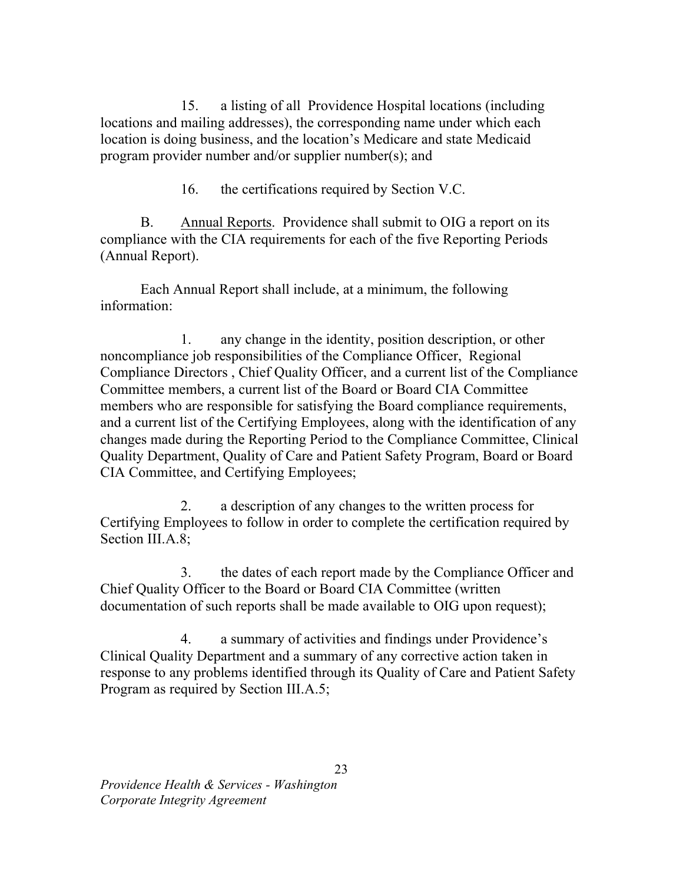15. a listing of all Providence Hospital locations (including locations and mailing addresses), the corresponding name under which each location is doing business, and the location's Medicare and state Medicaid program provider number and/or supplier number(s); and

16. the certifications required by Section V.C.

B. Annual Reports. Providence shall submit to OIG a report on its compliance with the CIA requirements for each of the five Reporting Periods (Annual Report).

Each Annual Report shall include, at a minimum, the following information:

1. any change in the identity, position description, or other noncompliance job responsibilities of the Compliance Officer, Regional Compliance Directors , Chief Quality Officer, and a current list of the Compliance Committee members, a current list of the Board or Board CIA Committee members who are responsible for satisfying the Board compliance requirements, and a current list of the Certifying Employees, along with the identification of any changes made during the Reporting Period to the Compliance Committee, Clinical Quality Department, Quality of Care and Patient Safety Program, Board or Board CIA Committee, and Certifying Employees;

2. a description of any changes to the written process for Certifying Employees to follow in order to complete the certification required by Section III.A.8;

3. the dates of each report made by the Compliance Officer and Chief Quality Officer to the Board or Board CIA Committee (written documentation of such reports shall be made available to OIG upon request);

4. a summary of activities and findings under Providence's Clinical Quality Department and a summary of any corrective action taken in response to any problems identified through its Quality of Care and Patient Safety Program as required by Section III.A.5;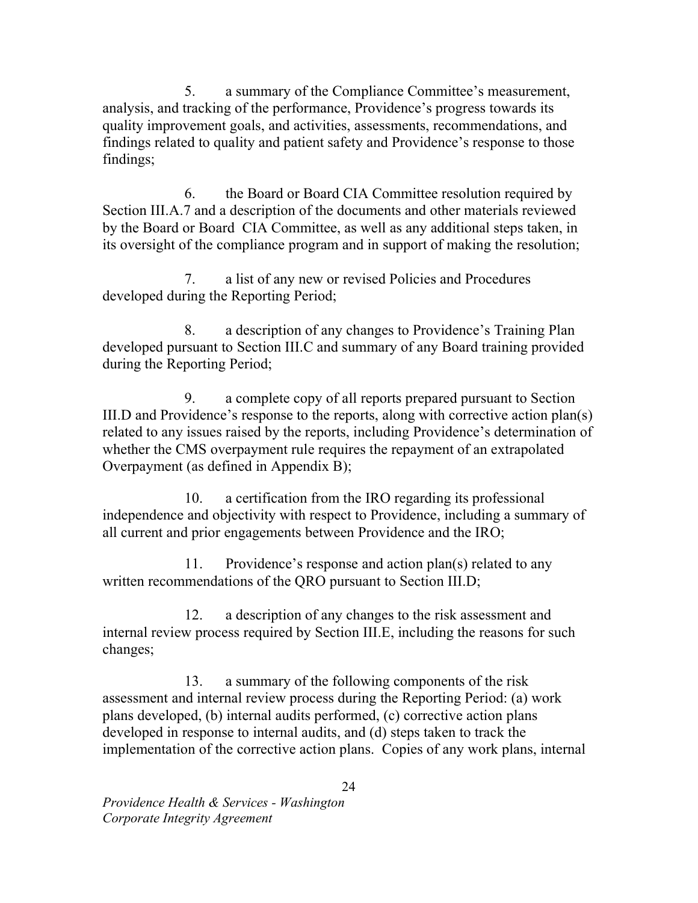5. a summary of the Compliance Committee's measurement, analysis, and tracking of the performance, Providence's progress towards its quality improvement goals, and activities, assessments, recommendations, and findings related to quality and patient safety and Providence's response to those findings;

6. the Board or Board CIA Committee resolution required by Section III.A.7 and a description of the documents and other materials reviewed by the Board or Board CIA Committee, as well as any additional steps taken, in its oversight of the compliance program and in support of making the resolution;

7. a list of any new or revised Policies and Procedures developed during the Reporting Period;

8. a description of any changes to Providence's Training Plan developed pursuant to Section III.C and summary of any Board training provided during the Reporting Period;

9. a complete copy of all reports prepared pursuant to Section III.D and Providence's response to the reports, along with corrective action plan(s) related to any issues raised by the reports, including Providence's determination of whether the CMS overpayment rule requires the repayment of an extrapolated Overpayment (as defined in Appendix B);

10. a certification from the IRO regarding its professional independence and objectivity with respect to Providence, including a summary of all current and prior engagements between Providence and the IRO;

11. Providence's response and action plan(s) related to any written recommendations of the QRO pursuant to Section III.D;

12. a description of any changes to the risk assessment and internal review process required by Section III.E, including the reasons for such changes;

13. a summary of the following components of the risk assessment and internal review process during the Reporting Period: (a) work plans developed, (b) internal audits performed, (c) corrective action plans developed in response to internal audits, and (d) steps taken to track the implementation of the corrective action plans. Copies of any work plans, internal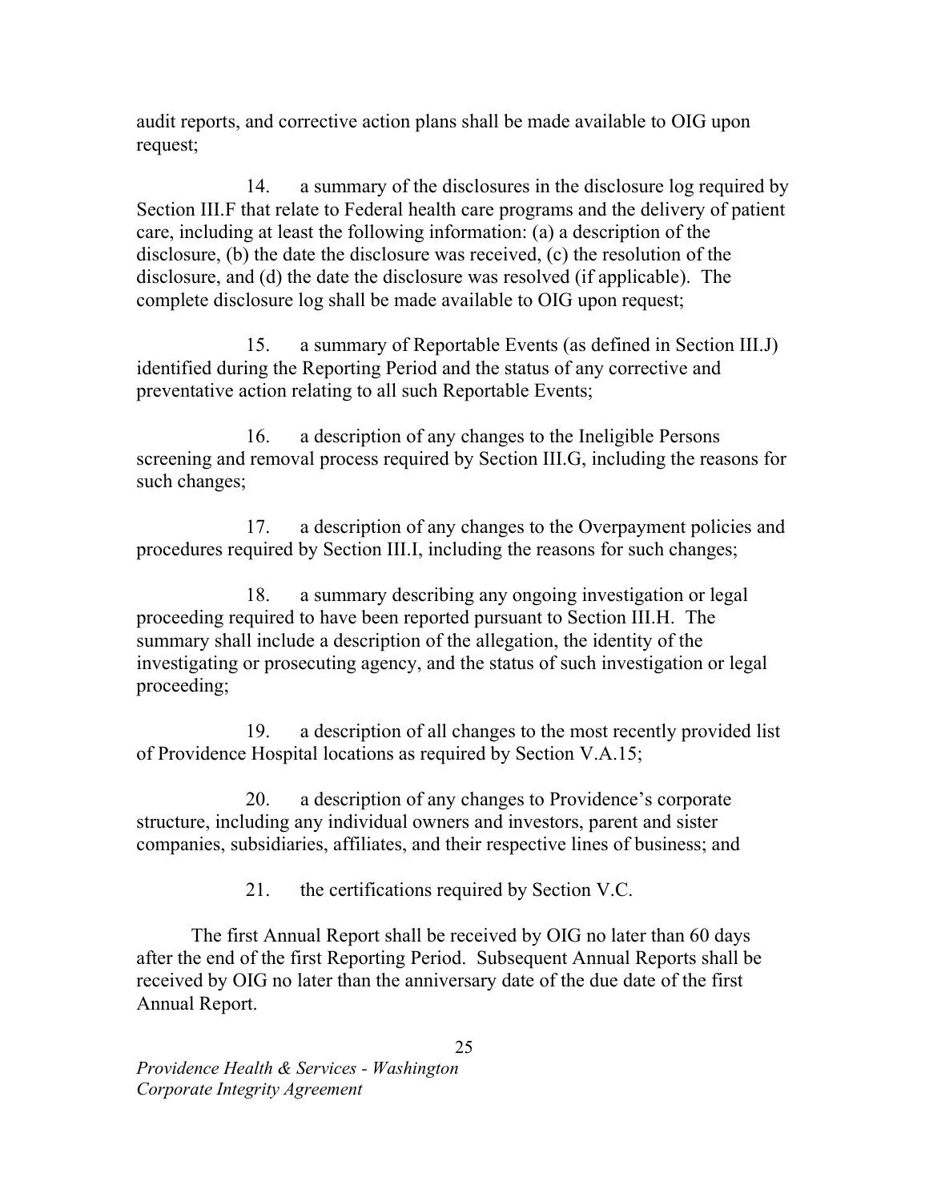audit reports, and corrective action plans shall be made available to OIG upon request;

14. a summary of the disclosures in the disclosure log required by Section III.F that relate to Federal health care programs and the delivery of patient care, including at least the following information: (a) a description of the disclosure, (b) the date the disclosure was received, (c) the resolution of the disclosure, and (d) the date the disclosure was resolved (if applicable). The complete disclosure log shall be made available to OIG upon request;

15. a summary of Reportable Events (as defined in Section III.J) identified during the Reporting Period and the status of any corrective and preventative action relating to all such Reportable Events;

16. a description of any changes to the Ineligible Persons screening and removal process required by Section III.G, including the reasons for such changes;

17. a description of any changes to the Overpayment policies and procedures required by Section III.I, including the reasons for such changes;

18. a summary describing any ongoing investigation or legal proceeding required to have been reported pursuant to Section III.H. The summary shall include a description of the allegation, the identity of the investigating or prosecuting agency, and the status of such investigation or legal proceeding;

19. a description of all changes to the most recently provided list of Providence Hospital locations as required by Section V.A.15;

20. a description of any changes to Providence's corporate structure, including any individual owners and investors, parent and sister companies, subsidiaries, affiliates, and their respective lines of business; and

21. the certifications required by Section V.C.

The first Annual Report shall be received by OIG no later than 60 days after the end of the first Reporting Period. Subsequent Annual Reports shall be received by OIG no later than the anniversary date of the due date of the first Annual Report.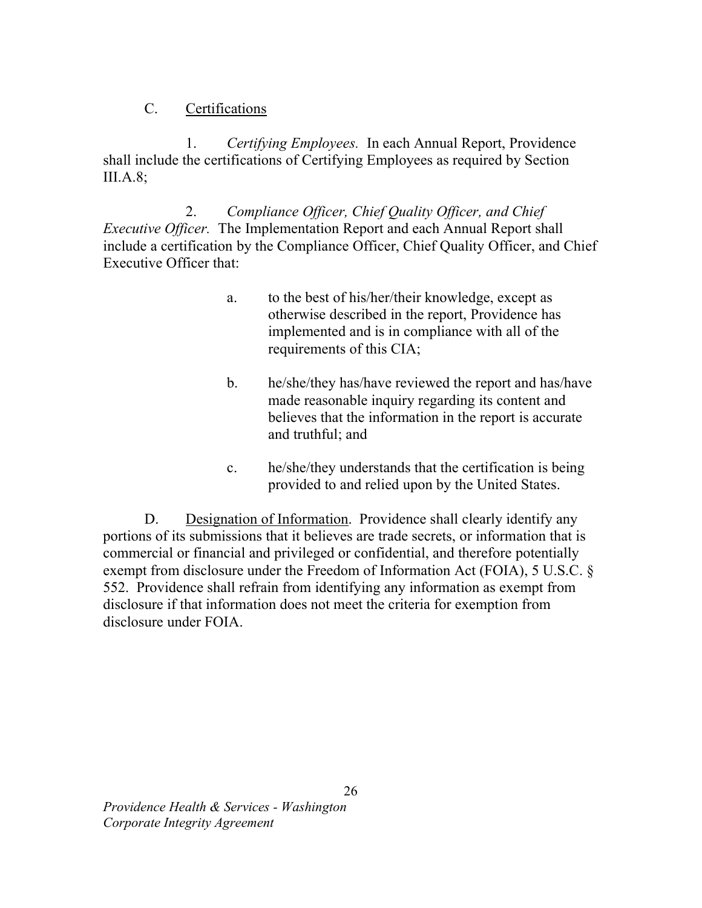C. Certifications

1. *Certifying Employees.* In each Annual Report, Providence shall include the certifications of Certifying Employees as required by Section III.A.8;

2. *Compliance Officer, Chief Quality Officer, and Chief Executive Officer.* The Implementation Report and each Annual Report shall include a certification by the Compliance Officer, Chief Quality Officer, and Chief Executive Officer that:

a. to the best of his/her/their knowledge, except as otherwise described in the report, Providence has implemented and is in compliance with all of the requirements of this CIA;

b. he/she/they has/have reviewed the report and has/have made reasonable inquiry regarding its content and believes that the information in the report is accurate and truthful; and

c. he/she/they understands that the certification is being provided to and relied upon by the United States.

D. Designation of Information. Providence shall clearly identify any portions of its submissions that it believes are trade secrets, or information that is commercial or financial and privileged or confidential, and therefore potentially exempt from disclosure under the Freedom of Information Act (FOIA), 5 U.S.C. § 552. Providence shall refrain from identifying any information as exempt from disclosure if that information does not meet the criteria for exemption from disclosure under FOIA.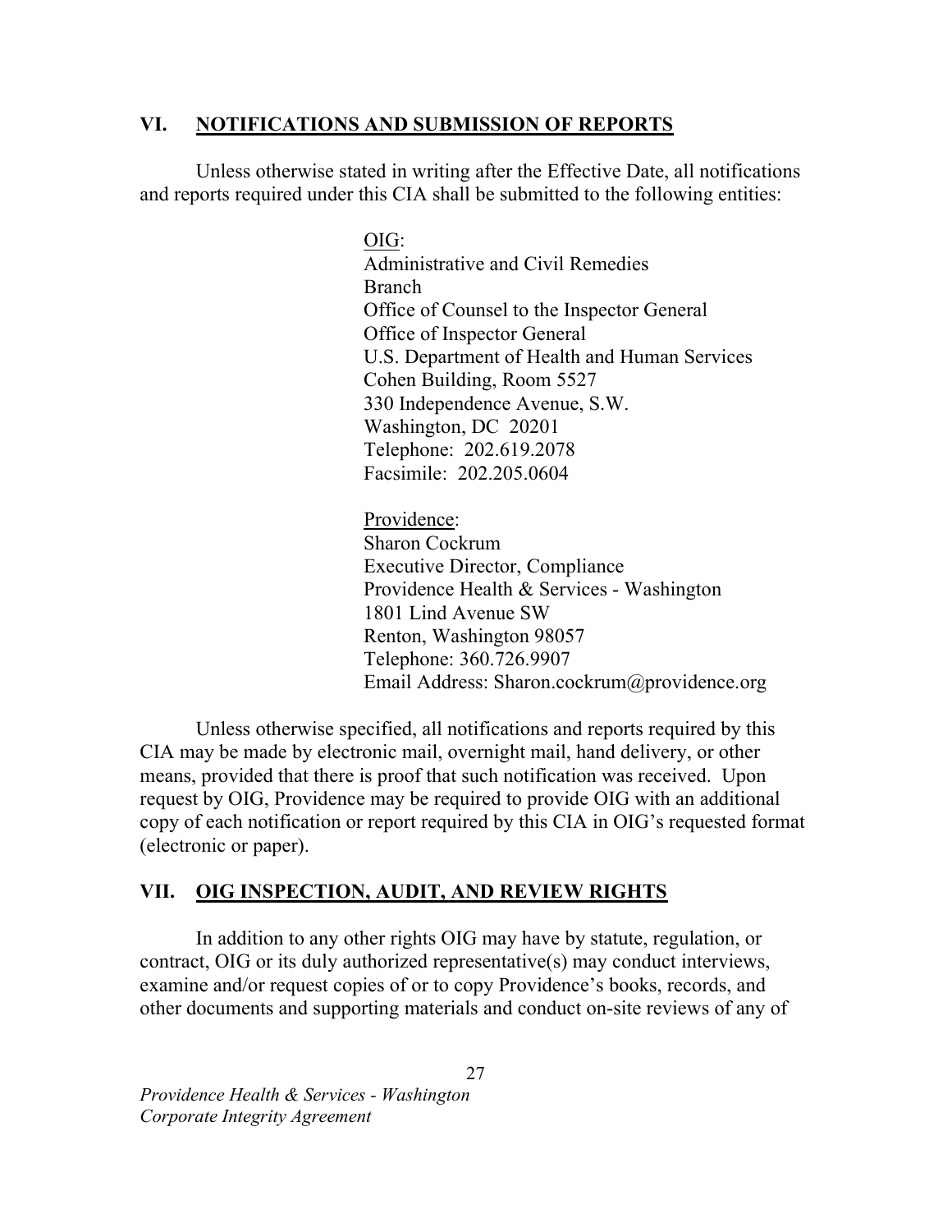## VI. NOTIFICATIONS AND SUBMISSION OF REPORTS

Unless otherwise stated in writing after the Effective Date, all notifications and reports required under this CIA shall be submitted to the following entities:

OIG:
Administrative and Civil Remedies Branch
Office of Counsel to the Inspector General
Office of Inspector General
U.S. Department of Health and Human Services
Cohen Building, Room 5527
330 Independence Avenue, S.W.
Washington, DC 20201
Telephone: 202.619.2078
Facsimile: 202.205.0604

Providence:
Sharon Cockrum
Executive Director, Compliance
Providence Health & Services - Washington
1801 Lind Avenue SW
Renton, Washington 98057
Telephone: 360.726.9907
Email Address: Sharon.cockrum@providence.org

Unless otherwise specified, all notifications and reports required by this CIA may be made by electronic mail, overnight mail, hand delivery, or other means, provided that there is proof that such notification was received. Upon request by OIG, Providence may be required to provide OIG with an additional copy of each notification or report required by this CIA in OIG's requested format (electronic or paper).

## VII. OIG INSPECTION, AUDIT, AND REVIEW RIGHTS

In addition to any other rights OIG may have by statute, regulation, or contract, OIG or its duly authorized representative(s) may conduct interviews, examine and/or request copies of or to copy Providence's books, records, and other documents and supporting materials and conduct on-site reviews of any of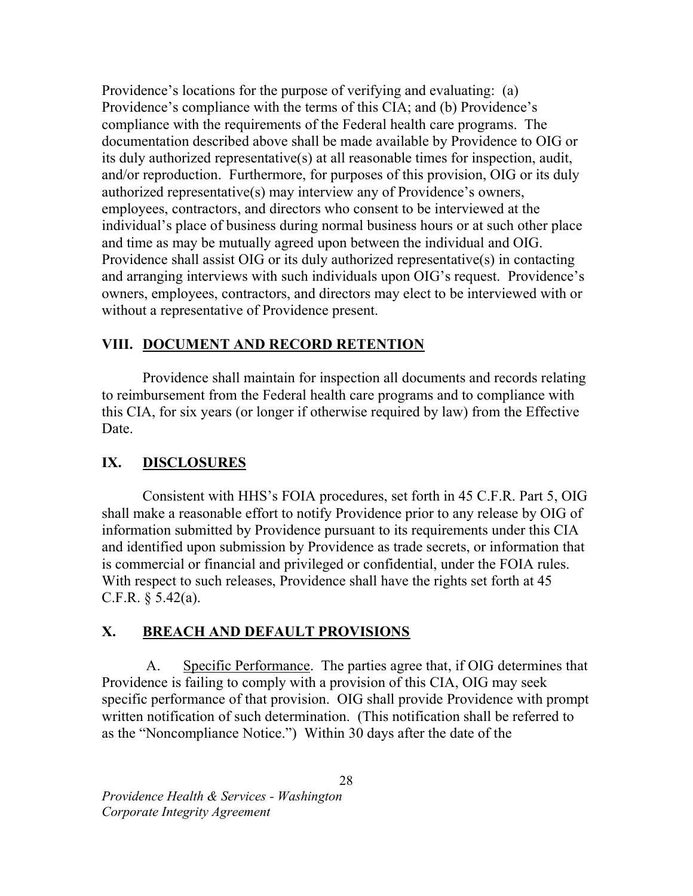Providence's locations for the purpose of verifying and evaluating: (a) Providence's compliance with the terms of this CIA; and (b) Providence's compliance with the requirements of the Federal health care programs. The documentation described above shall be made available by Providence to OIG or its duly authorized representative(s) at all reasonable times for inspection, audit, and/or reproduction. Furthermore, for purposes of this provision, OIG or its duly authorized representative(s) may interview any of Providence's owners, employees, contractors, and directors who consent to be interviewed at the individual's place of business during normal business hours or at such other place and time as may be mutually agreed upon between the individual and OIG. Providence shall assist OIG or its duly authorized representative(s) in contacting and arranging interviews with such individuals upon OIG's request. Providence's owners, employees, contractors, and directors may elect to be interviewed with or without a representative of Providence present.

## VIII. DOCUMENT AND RECORD RETENTION

Providence shall maintain for inspection all documents and records relating to reimbursement from the Federal health care programs and to compliance with this CIA, for six years (or longer if otherwise required by law) from the Effective Date.

## IX. DISCLOSURES

Consistent with HHS's FOIA procedures, set forth in 45 C.F.R. Part 5, OIG shall make a reasonable effort to notify Providence prior to any release by OIG of information submitted by Providence pursuant to its requirements under this CIA and identified upon submission by Providence as trade secrets, or information that is commercial or financial and privileged or confidential, under the FOIA rules. With respect to such releases, Providence shall have the rights set forth at 45 C.F.R. § 5.42(a).

## X. BREACH AND DEFAULT PROVISIONS

A. Specific Performance. The parties agree that, if OIG determines that Providence is failing to comply with a provision of this CIA, OIG may seek specific performance of that provision. OIG shall provide Providence with prompt written notification of such determination. (This notification shall be referred to as the "Noncompliance Notice.") Within 30 days after the date of the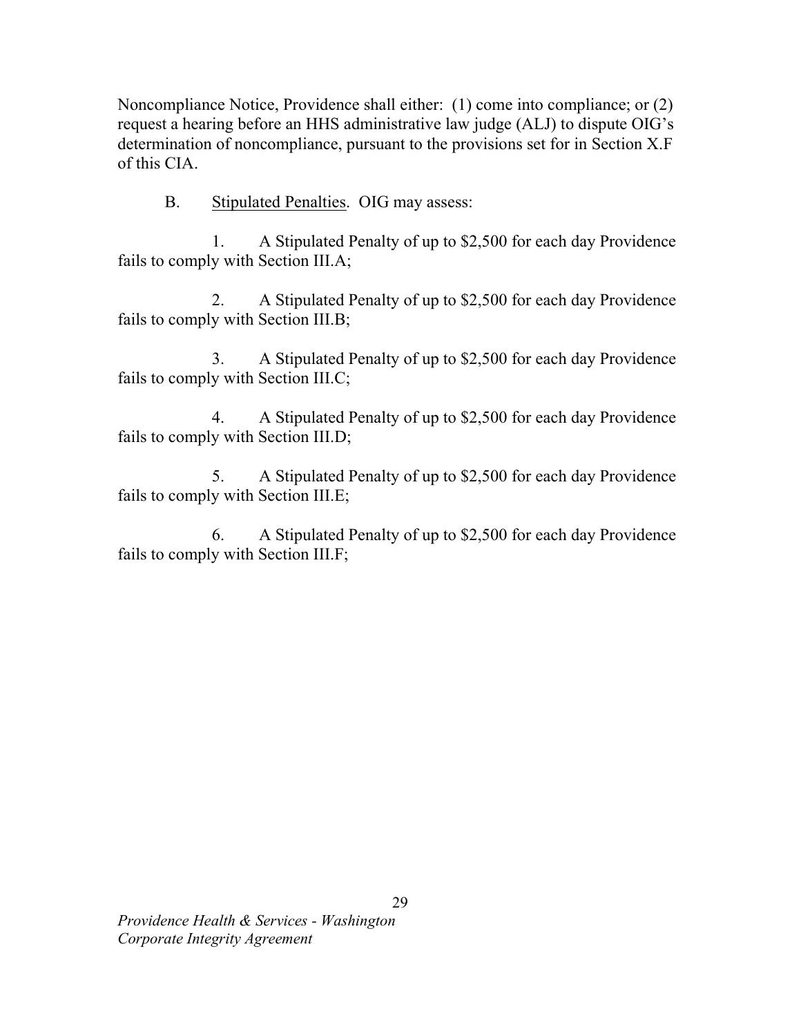Noncompliance Notice, Providence shall either: (1) come into compliance; or (2) request a hearing before an HHS administrative law judge (ALJ) to dispute OIG's determination of noncompliance, pursuant to the provisions set for in Section X.F of this CIA.

B. Stipulated Penalties. OIG may assess:

1. A Stipulated Penalty of up to $2,500 for each day Providence fails to comply with Section III.A;

2. A Stipulated Penalty of up to $2,500 for each day Providence fails to comply with Section III.B;

3. A Stipulated Penalty of up to $2,500 for each day Providence fails to comply with Section III.C;

4. A Stipulated Penalty of up to $2,500 for each day Providence fails to comply with Section III.D;

5. A Stipulated Penalty of up to $2,500 for each day Providence fails to comply with Section III.E;

6. A Stipulated Penalty of up to $2,500 for each day Providence fails to comply with Section III.F;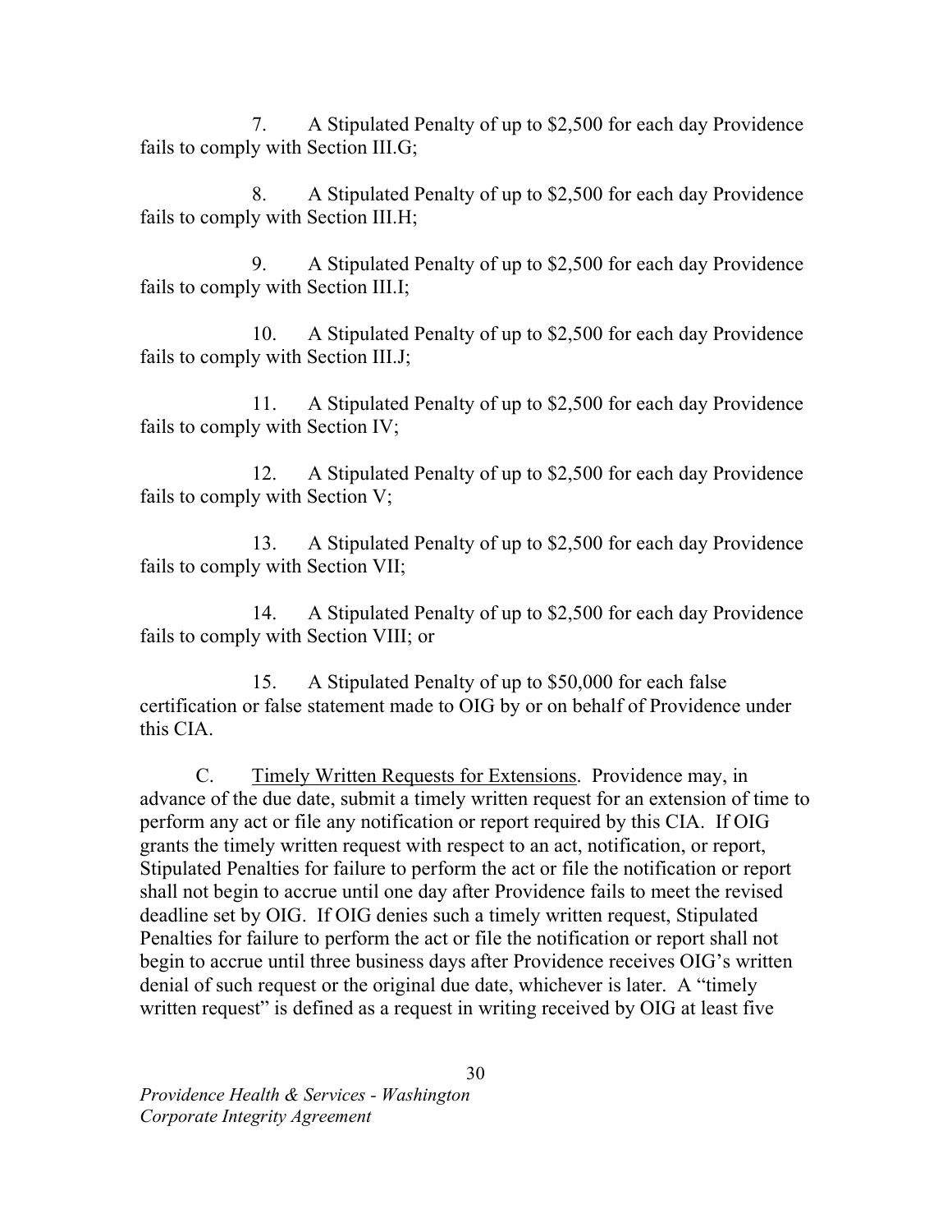7. A Stipulated Penalty of up to $2,500 for each day Providence fails to comply with Section III.G;

8. A Stipulated Penalty of up to $2,500 for each day Providence fails to comply with Section III.H;

9. A Stipulated Penalty of up to $2,500 for each day Providence fails to comply with Section III.I;

10. A Stipulated Penalty of up to $2,500 for each day Providence fails to comply with Section III.J;

11. A Stipulated Penalty of up to $2,500 for each day Providence fails to comply with Section IV;

12. A Stipulated Penalty of up to $2,500 for each day Providence fails to comply with Section V;

13. A Stipulated Penalty of up to $2,500 for each day Providence fails to comply with Section VII;

14. A Stipulated Penalty of up to $2,500 for each day Providence fails to comply with Section VIII; or

15. A Stipulated Penalty of up to $50,000 for each false certification or false statement made to OIG by or on behalf of Providence under this CIA.

C. Timely Written Requests for Extensions. Providence may, in advance of the due date, submit a timely written request for an extension of time to perform any act or file any notification or report required by this CIA. If OIG grants the timely written request with respect to an act, notification, or report, Stipulated Penalties for failure to perform the act or file the notification or report shall not begin to accrue until one day after Providence fails to meet the revised deadline set by OIG. If OIG denies such a timely written request, Stipulated Penalties for failure to perform the act or file the notification or report shall not begin to accrue until three business days after Providence receives OIG's written denial of such request or the original due date, whichever is later. A "timely written request" is defined as a request in writing received by OIG at least five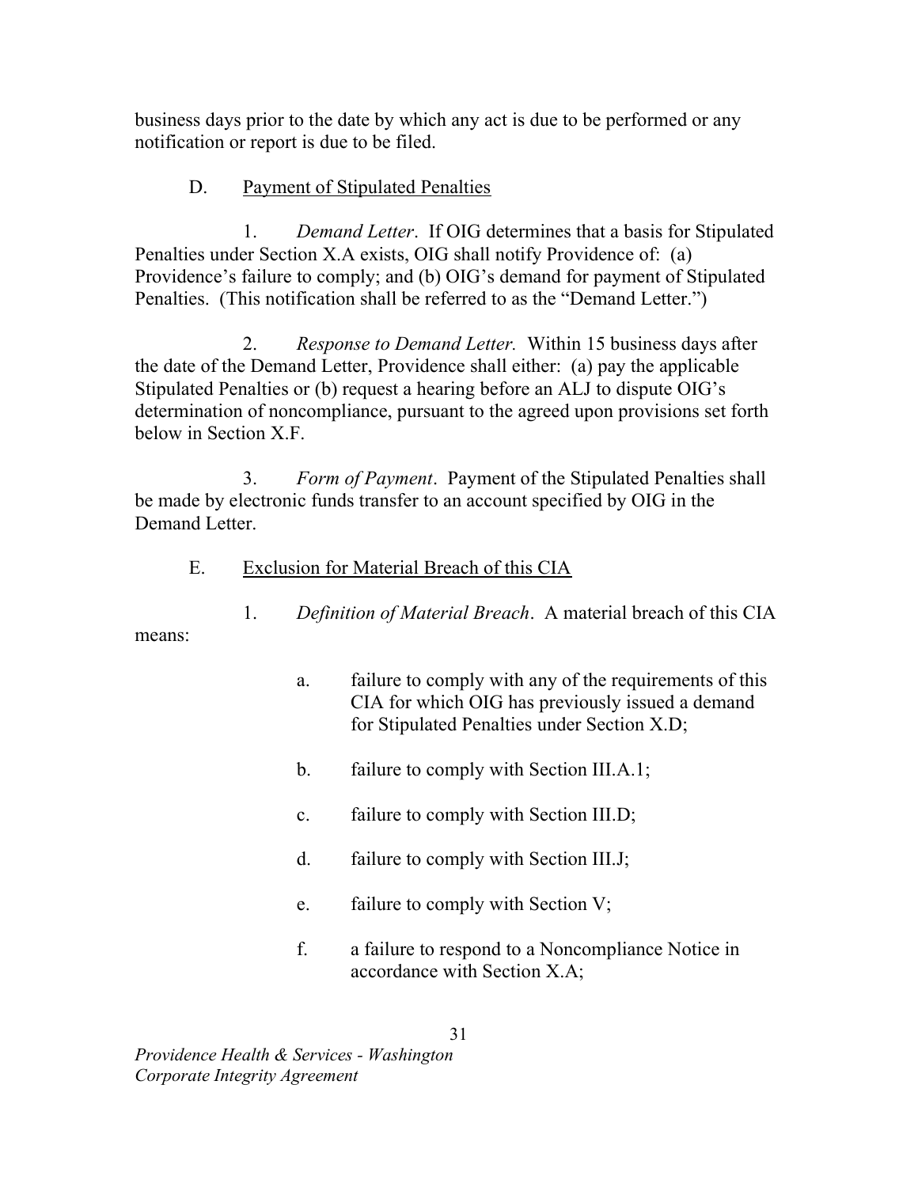business days prior to the date by which any act is due to be performed or any notification or report is due to be filed.

D. Payment of Stipulated Penalties

1. *Demand Letter*. If OIG determines that a basis for Stipulated Penalties under Section X.A exists, OIG shall notify Providence of: (a) Providence's failure to comply; and (b) OIG's demand for payment of Stipulated Penalties. (This notification shall be referred to as the "Demand Letter.")

2. *Response to Demand Letter.* Within 15 business days after the date of the Demand Letter, Providence shall either: (a) pay the applicable Stipulated Penalties or (b) request a hearing before an ALJ to dispute OIG's determination of noncompliance, pursuant to the agreed upon provisions set forth below in Section X.F.

3. *Form of Payment*. Payment of the Stipulated Penalties shall be made by electronic funds transfer to an account specified by OIG in the Demand Letter.

E. Exclusion for Material Breach of this CIA

1. *Definition of Material Breach*. A material breach of this CIA means:

a. failure to comply with any of the requirements of this CIA for which OIG has previously issued a demand for Stipulated Penalties under Section X.D;

b. failure to comply with Section III.A.1;

c. failure to comply with Section III.D;

d. failure to comply with Section III.J;

e. failure to comply with Section V;

f. a failure to respond to a Noncompliance Notice in accordance with Section X.A;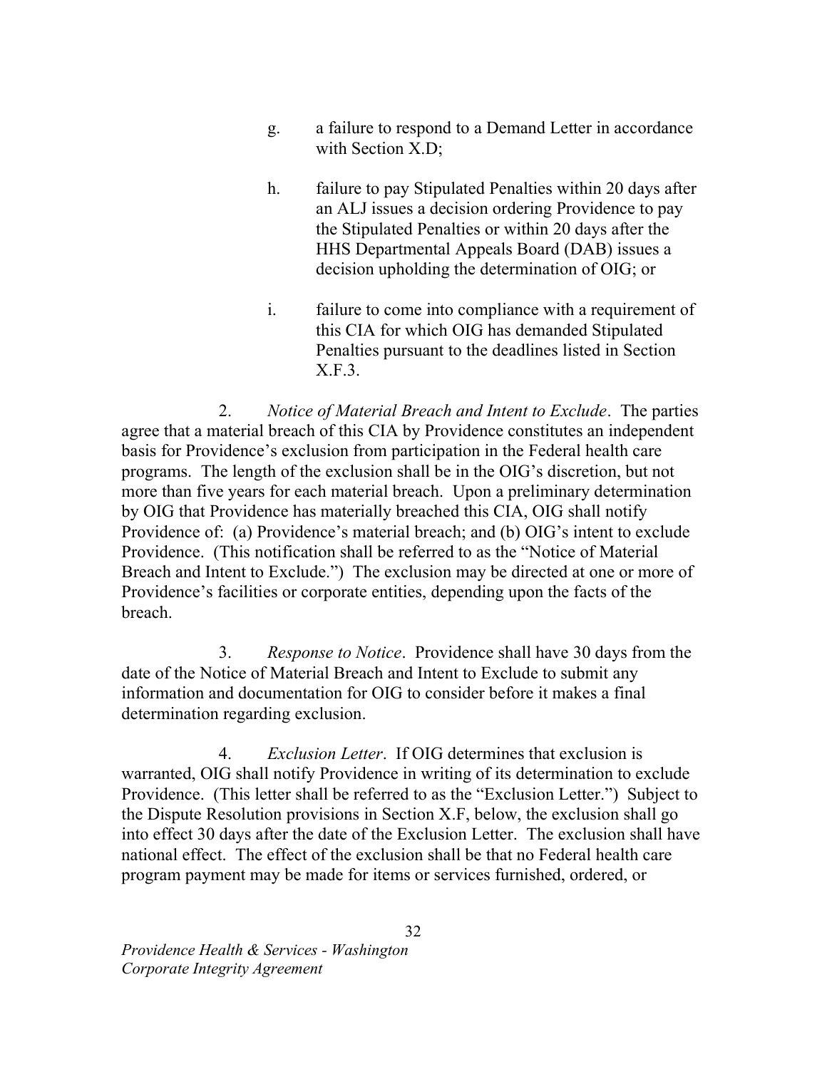g. a failure to respond to a Demand Letter in accordance with Section X.D;

h. failure to pay Stipulated Penalties within 20 days after an ALJ issues a decision ordering Providence to pay the Stipulated Penalties or within 20 days after the HHS Departmental Appeals Board (DAB) issues a decision upholding the determination of OIG; or

i. failure to come into compliance with a requirement of this CIA for which OIG has demanded Stipulated Penalties pursuant to the deadlines listed in Section X.F.3.

2. *Notice of Material Breach and Intent to Exclude*. The parties agree that a material breach of this CIA by Providence constitutes an independent basis for Providence's exclusion from participation in the Federal health care programs. The length of the exclusion shall be in the OIG's discretion, but not more than five years for each material breach. Upon a preliminary determination by OIG that Providence has materially breached this CIA, OIG shall notify Providence of: (a) Providence's material breach; and (b) OIG's intent to exclude Providence. (This notification shall be referred to as the "Notice of Material Breach and Intent to Exclude.") The exclusion may be directed at one or more of Providence's facilities or corporate entities, depending upon the facts of the breach.

3. *Response to Notice*. Providence shall have 30 days from the date of the Notice of Material Breach and Intent to Exclude to submit any information and documentation for OIG to consider before it makes a final determination regarding exclusion.

4. *Exclusion Letter*. If OIG determines that exclusion is warranted, OIG shall notify Providence in writing of its determination to exclude Providence. (This letter shall be referred to as the "Exclusion Letter.") Subject to the Dispute Resolution provisions in Section X.F, below, the exclusion shall go into effect 30 days after the date of the Exclusion Letter. The exclusion shall have national effect. The effect of the exclusion shall be that no Federal health care program payment may be made for items or services furnished, ordered, or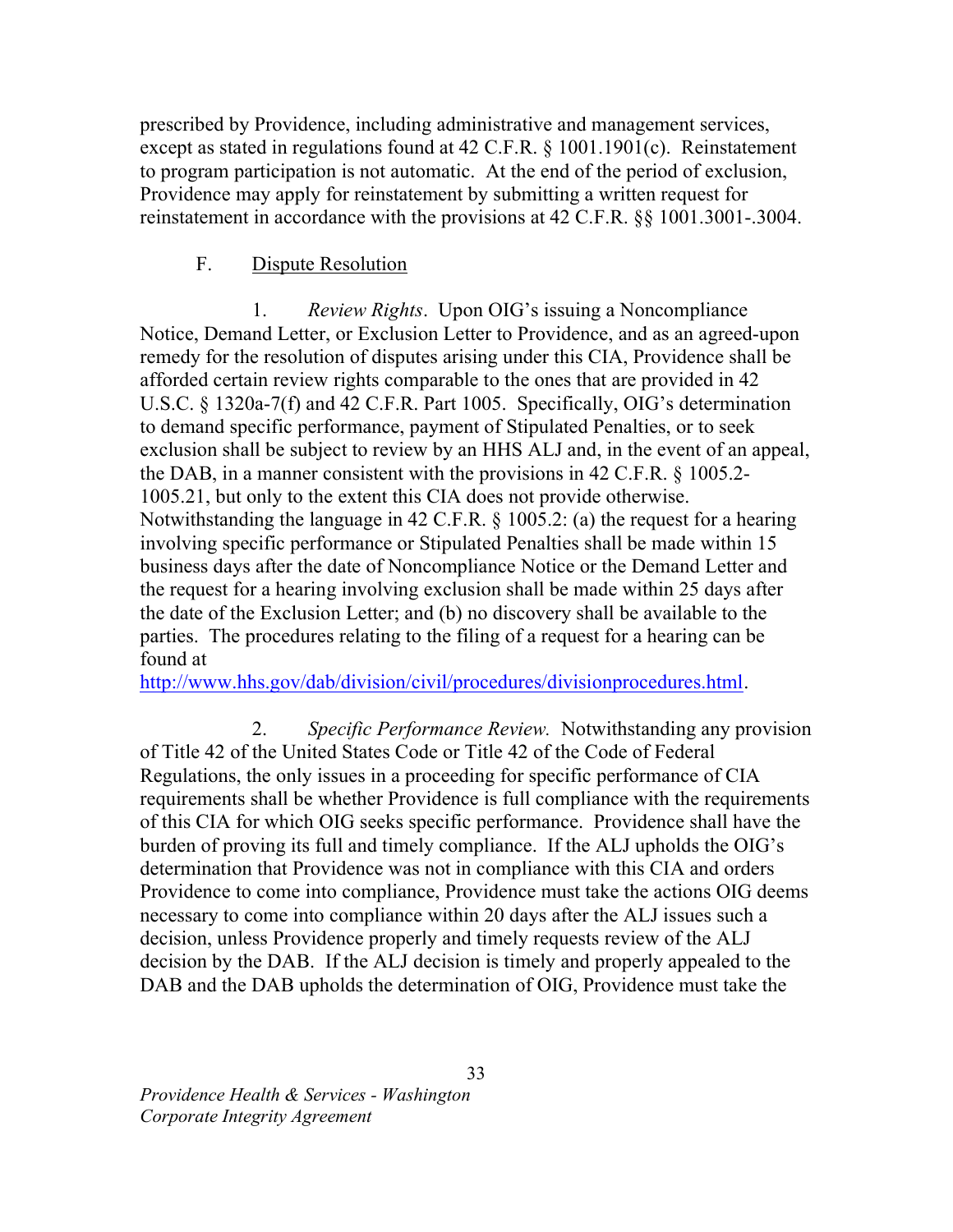prescribed by Providence, including administrative and management services, except as stated in regulations found at 42 C.F.R. § 1001.1901(c). Reinstatement to program participation is not automatic. At the end of the period of exclusion, Providence may apply for reinstatement by submitting a written request for reinstatement in accordance with the provisions at 42 C.F.R. §§ 1001.3001-.3004.

F. Dispute Resolution

1. *Review Rights*. Upon OIG's issuing a Noncompliance Notice, Demand Letter, or Exclusion Letter to Providence, and as an agreed-upon remedy for the resolution of disputes arising under this CIA, Providence shall be afforded certain review rights comparable to the ones that are provided in 42 U.S.C. § 1320a-7(f) and 42 C.F.R. Part 1005. Specifically, OIG's determination to demand specific performance, payment of Stipulated Penalties, or to seek exclusion shall be subject to review by an HHS ALJ and, in the event of an appeal, the DAB, in a manner consistent with the provisions in 42 C.F.R. § 1005.2-1005.21, but only to the extent this CIA does not provide otherwise. Notwithstanding the language in 42 C.F.R. § 1005.2: (a) the request for a hearing involving specific performance or Stipulated Penalties shall be made within 15 business days after the date of Noncompliance Notice or the Demand Letter and the request for a hearing involving exclusion shall be made within 25 days after the date of the Exclusion Letter; and (b) no discovery shall be available to the parties. The procedures relating to the filing of a request for a hearing can be found at http://www.hhs.gov/dab/division/civil/procedures/divisionprocedures.html.

2. *Specific Performance Review.* Notwithstanding any provision of Title 42 of the United States Code or Title 42 of the Code of Federal Regulations, the only issues in a proceeding for specific performance of CIA requirements shall be whether Providence is full compliance with the requirements of this CIA for which OIG seeks specific performance. Providence shall have the burden of proving its full and timely compliance. If the ALJ upholds the OIG's determination that Providence was not in compliance with this CIA and orders Providence to come into compliance, Providence must take the actions OIG deems necessary to come into compliance within 20 days after the ALJ issues such a decision, unless Providence properly and timely requests review of the ALJ decision by the DAB. If the ALJ decision is timely and properly appealed to the DAB and the DAB upholds the determination of OIG, Providence must take the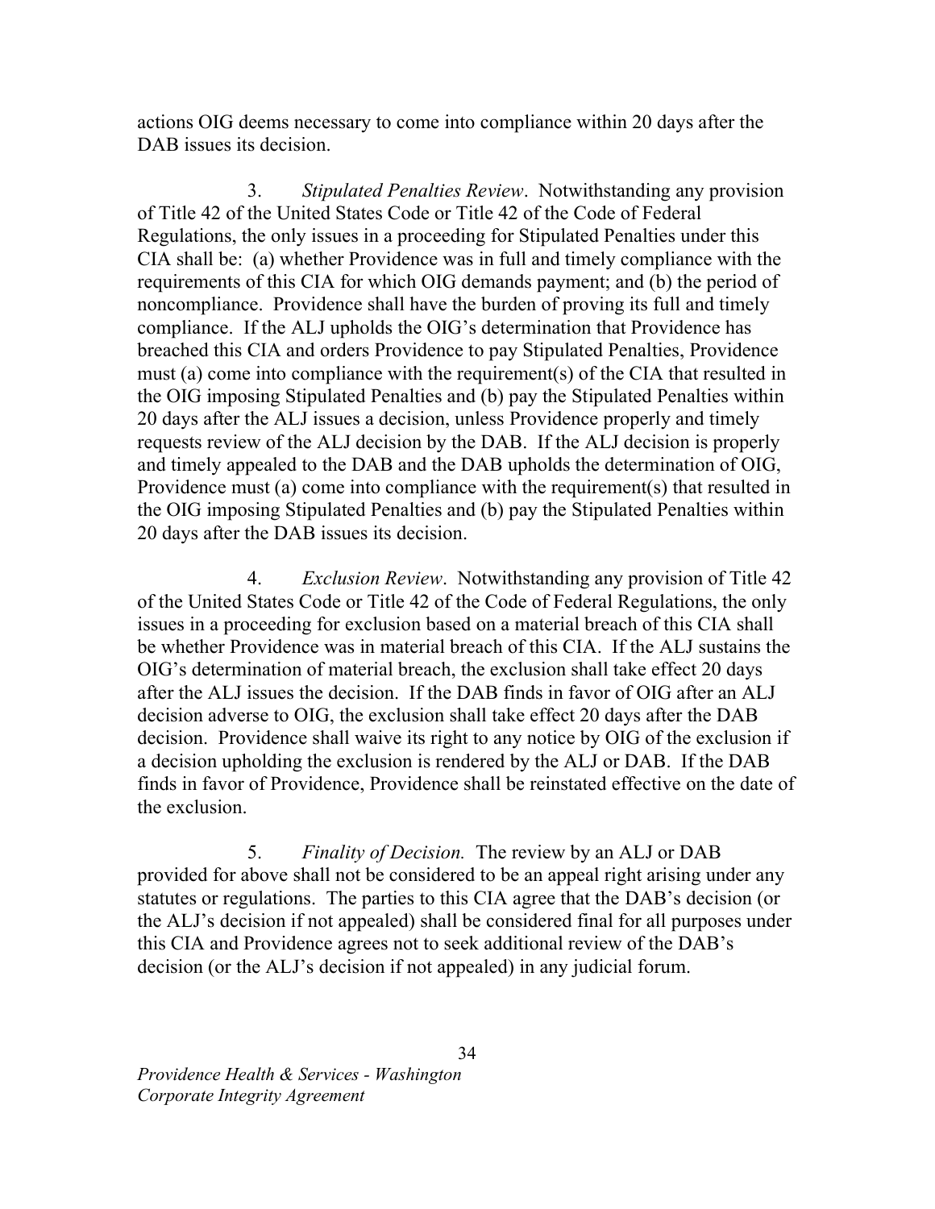actions OIG deems necessary to come into compliance within 20 days after the DAB issues its decision.

3. *Stipulated Penalties Review*. Notwithstanding any provision of Title 42 of the United States Code or Title 42 of the Code of Federal Regulations, the only issues in a proceeding for Stipulated Penalties under this CIA shall be: (a) whether Providence was in full and timely compliance with the requirements of this CIA for which OIG demands payment; and (b) the period of noncompliance. Providence shall have the burden of proving its full and timely compliance. If the ALJ upholds the OIG's determination that Providence has breached this CIA and orders Providence to pay Stipulated Penalties, Providence must (a) come into compliance with the requirement(s) of the CIA that resulted in the OIG imposing Stipulated Penalties and (b) pay the Stipulated Penalties within 20 days after the ALJ issues a decision, unless Providence properly and timely requests review of the ALJ decision by the DAB. If the ALJ decision is properly and timely appealed to the DAB and the DAB upholds the determination of OIG, Providence must (a) come into compliance with the requirement(s) that resulted in the OIG imposing Stipulated Penalties and (b) pay the Stipulated Penalties within 20 days after the DAB issues its decision.

4. *Exclusion Review*. Notwithstanding any provision of Title 42 of the United States Code or Title 42 of the Code of Federal Regulations, the only issues in a proceeding for exclusion based on a material breach of this CIA shall be whether Providence was in material breach of this CIA. If the ALJ sustains the OIG's determination of material breach, the exclusion shall take effect 20 days after the ALJ issues the decision. If the DAB finds in favor of OIG after an ALJ decision adverse to OIG, the exclusion shall take effect 20 days after the DAB decision. Providence shall waive its right to any notice by OIG of the exclusion if a decision upholding the exclusion is rendered by the ALJ or DAB. If the DAB finds in favor of Providence, Providence shall be reinstated effective on the date of the exclusion.

5. *Finality of Decision.* The review by an ALJ or DAB provided for above shall not be considered to be an appeal right arising under any statutes or regulations. The parties to this CIA agree that the DAB's decision (or the ALJ's decision if not appealed) shall be considered final for all purposes under this CIA and Providence agrees not to seek additional review of the DAB's decision (or the ALJ's decision if not appealed) in any judicial forum.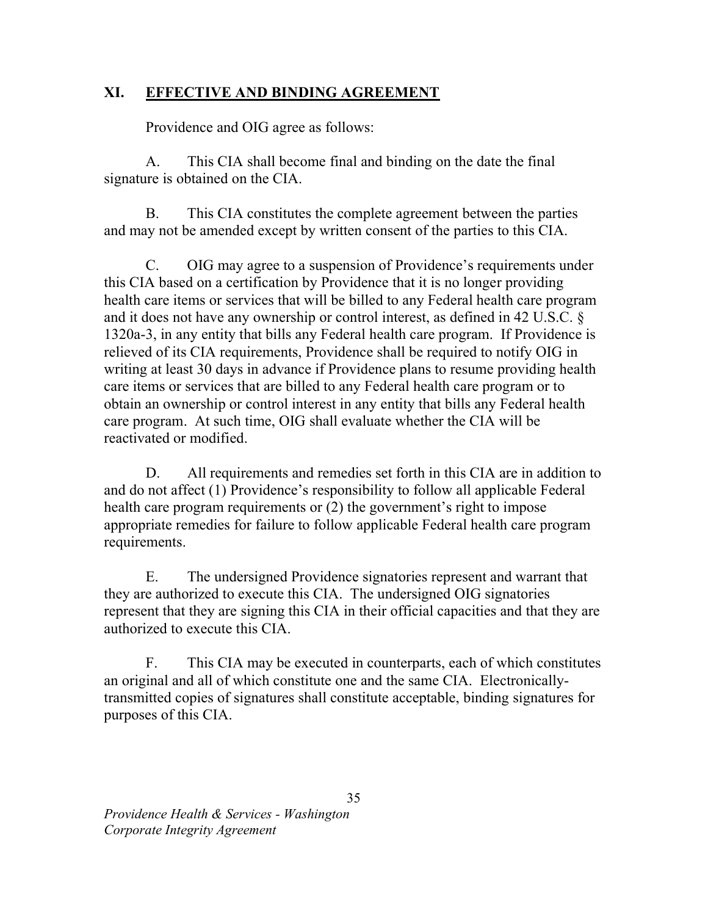## XI. <u>EFFECTIVE AND BINDING AGREEMENT</u>

Providence and OIG agree as follows:

A. This CIA shall become final and binding on the date the final signature is obtained on the CIA.

B. This CIA constitutes the complete agreement between the parties and may not be amended except by written consent of the parties to this CIA.

C. OIG may agree to a suspension of Providence's requirements under this CIA based on a certification by Providence that it is no longer providing health care items or services that will be billed to any Federal health care program and it does not have any ownership or control interest, as defined in 42 U.S.C. § 1320a-3, in any entity that bills any Federal health care program. If Providence is relieved of its CIA requirements, Providence shall be required to notify OIG in writing at least 30 days in advance if Providence plans to resume providing health care items or services that are billed to any Federal health care program or to obtain an ownership or control interest in any entity that bills any Federal health care program. At such time, OIG shall evaluate whether the CIA will be reactivated or modified.

D. All requirements and remedies set forth in this CIA are in addition to and do not affect (1) Providence's responsibility to follow all applicable Federal health care program requirements or (2) the government's right to impose appropriate remedies for failure to follow applicable Federal health care program requirements.

E. The undersigned Providence signatories represent and warrant that they are authorized to execute this CIA. The undersigned OIG signatories represent that they are signing this CIA in their official capacities and that they are authorized to execute this CIA.

F. This CIA may be executed in counterparts, each of which constitutes an original and all of which constitute one and the same CIA. Electronically-transmitted copies of signatures shall constitute acceptable, binding signatures for purposes of this CIA.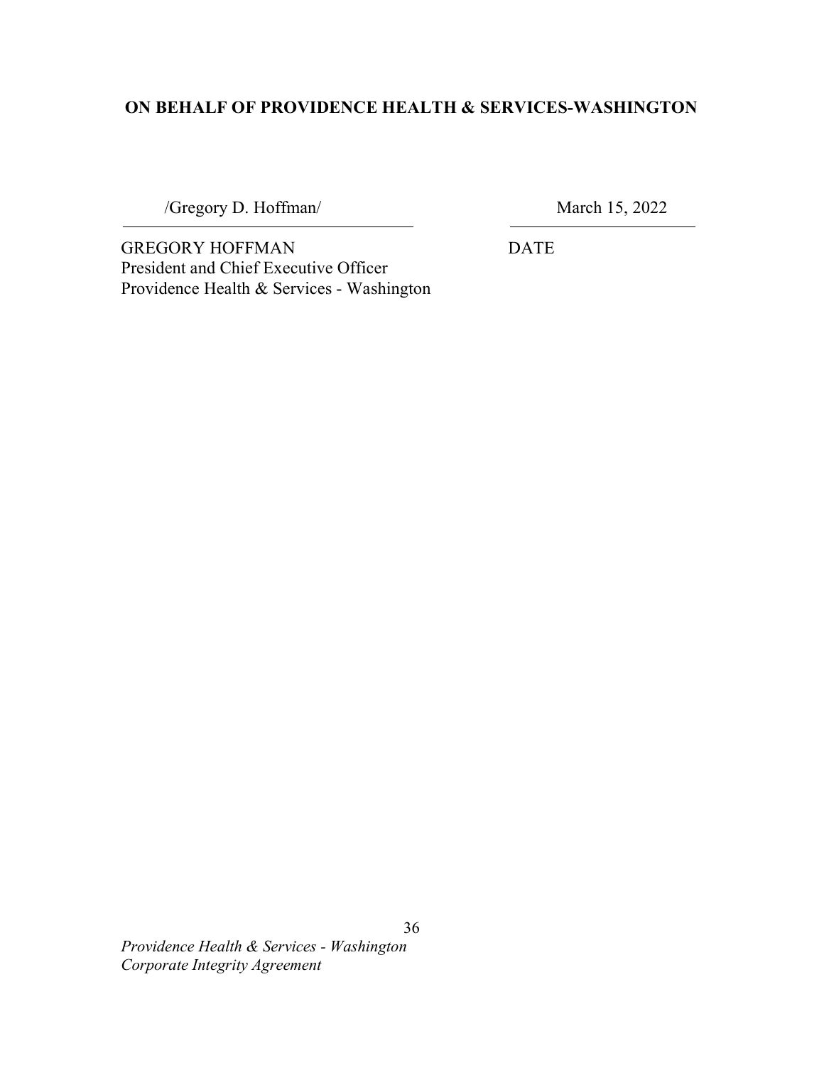**ON BEHALF OF PROVIDENCE HEALTH & SERVICES-WASHINGTON**

/Gregory D. Hoffman/ March 15, 2022

GREGORY HOFFMAN DATE
President and Chief Executive Officer
Providence Health & Services - Washington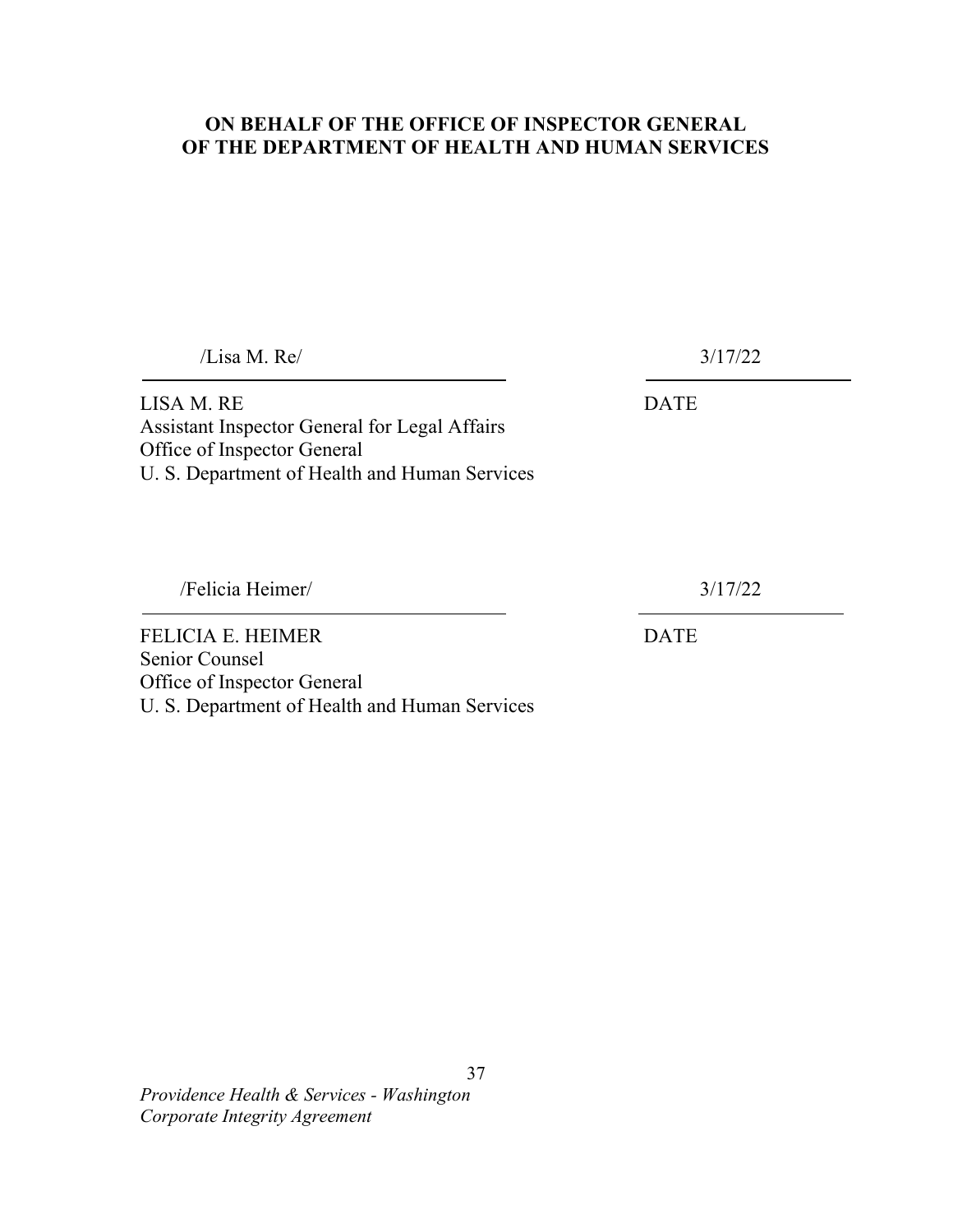**ON BEHALF OF THE OFFICE OF INSPECTOR GENERAL OF THE DEPARTMENT OF HEALTH AND HUMAN SERVICES**

/Lisa M. Re/ 3/17/22

LISA M. RE DATE
Assistant Inspector General for Legal Affairs
Office of Inspector General
U. S. Department of Health and Human Services

/Felicia Heimer/ 3/17/22

FELICIA E. HEIMER DATE
Senior Counsel
Office of Inspector General
U. S. Department of Health and Human Services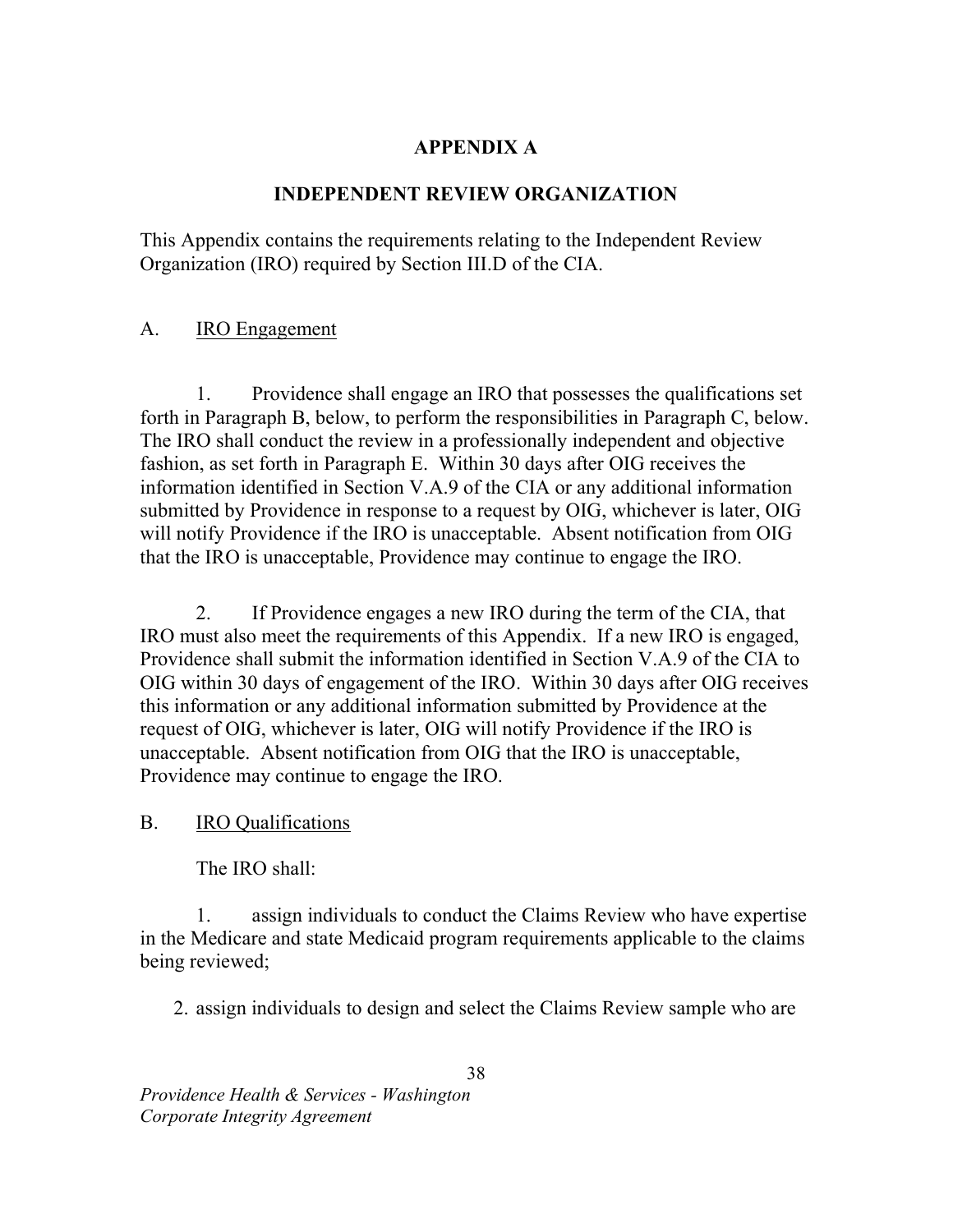# APPENDIX A

## INDEPENDENT REVIEW ORGANIZATION

This Appendix contains the requirements relating to the Independent Review Organization (IRO) required by Section III.D of the CIA.

A. <u>IRO Engagement</u>

1. Providence shall engage an IRO that possesses the qualifications set forth in Paragraph B, below, to perform the responsibilities in Paragraph C, below. The IRO shall conduct the review in a professionally independent and objective fashion, as set forth in Paragraph E. Within 30 days after OIG receives the information identified in Section V.A.9 of the CIA or any additional information submitted by Providence in response to a request by OIG, whichever is later, OIG will notify Providence if the IRO is unacceptable. Absent notification from OIG that the IRO is unacceptable, Providence may continue to engage the IRO.

2. If Providence engages a new IRO during the term of the CIA, that IRO must also meet the requirements of this Appendix. If a new IRO is engaged, Providence shall submit the information identified in Section V.A.9 of the CIA to OIG within 30 days of engagement of the IRO. Within 30 days after OIG receives this information or any additional information submitted by Providence at the request of OIG, whichever is later, OIG will notify Providence if the IRO is unacceptable. Absent notification from OIG that the IRO is unacceptable, Providence may continue to engage the IRO.

B. <u>IRO Qualifications</u>

The IRO shall:

1. assign individuals to conduct the Claims Review who have expertise in the Medicare and state Medicaid program requirements applicable to the claims being reviewed;

2. assign individuals to design and select the Claims Review sample who are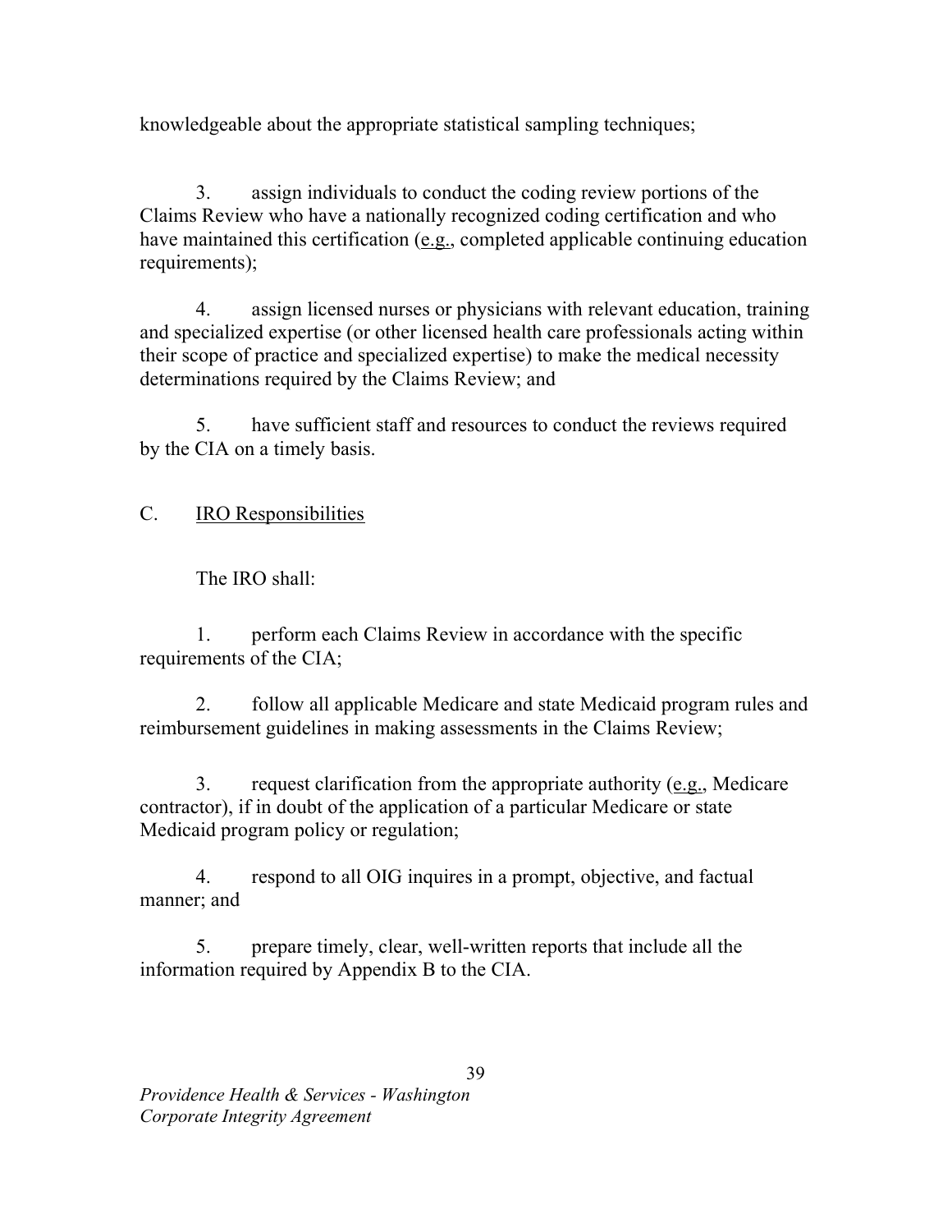knowledgeable about the appropriate statistical sampling techniques;

3. assign individuals to conduct the coding review portions of the Claims Review who have a nationally recognized coding certification and who have maintained this certification (e.g., completed applicable continuing education requirements);

4. assign licensed nurses or physicians with relevant education, training and specialized expertise (or other licensed health care professionals acting within their scope of practice and specialized expertise) to make the medical necessity determinations required by the Claims Review; and

5. have sufficient staff and resources to conduct the reviews required by the CIA on a timely basis.

C. IRO Responsibilities

The IRO shall:

1. perform each Claims Review in accordance with the specific requirements of the CIA;

2. follow all applicable Medicare and state Medicaid program rules and reimbursement guidelines in making assessments in the Claims Review;

3. request clarification from the appropriate authority (e.g., Medicare contractor), if in doubt of the application of a particular Medicare or state Medicaid program policy or regulation;

4. respond to all OIG inquires in a prompt, objective, and factual manner; and

5. prepare timely, clear, well-written reports that include all the information required by Appendix B to the CIA.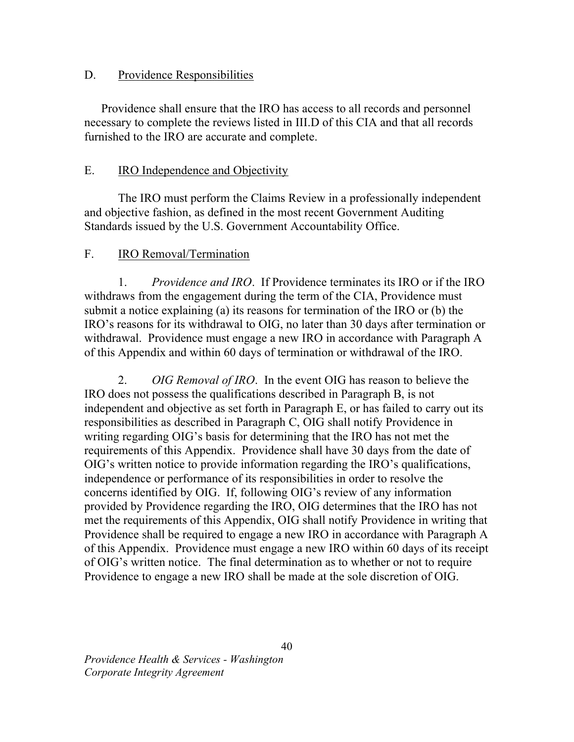D. Providence Responsibilities

Providence shall ensure that the IRO has access to all records and personnel necessary to complete the reviews listed in III.D of this CIA and that all records furnished to the IRO are accurate and complete.

E. IRO Independence and Objectivity

The IRO must perform the Claims Review in a professionally independent and objective fashion, as defined in the most recent Government Auditing Standards issued by the U.S. Government Accountability Office.

F. IRO Removal/Termination

1. *Providence and IRO*. If Providence terminates its IRO or if the IRO withdraws from the engagement during the term of the CIA, Providence must submit a notice explaining (a) its reasons for termination of the IRO or (b) the IRO's reasons for its withdrawal to OIG, no later than 30 days after termination or withdrawal. Providence must engage a new IRO in accordance with Paragraph A of this Appendix and within 60 days of termination or withdrawal of the IRO.

2. *OIG Removal of IRO*. In the event OIG has reason to believe the IRO does not possess the qualifications described in Paragraph B, is not independent and objective as set forth in Paragraph E, or has failed to carry out its responsibilities as described in Paragraph C, OIG shall notify Providence in writing regarding OIG's basis for determining that the IRO has not met the requirements of this Appendix. Providence shall have 30 days from the date of OIG's written notice to provide information regarding the IRO's qualifications, independence or performance of its responsibilities in order to resolve the concerns identified by OIG. If, following OIG's review of any information provided by Providence regarding the IRO, OIG determines that the IRO has not met the requirements of this Appendix, OIG shall notify Providence in writing that Providence shall be required to engage a new IRO in accordance with Paragraph A of this Appendix. Providence must engage a new IRO within 60 days of its receipt of OIG's written notice. The final determination as to whether or not to require Providence to engage a new IRO shall be made at the sole discretion of OIG.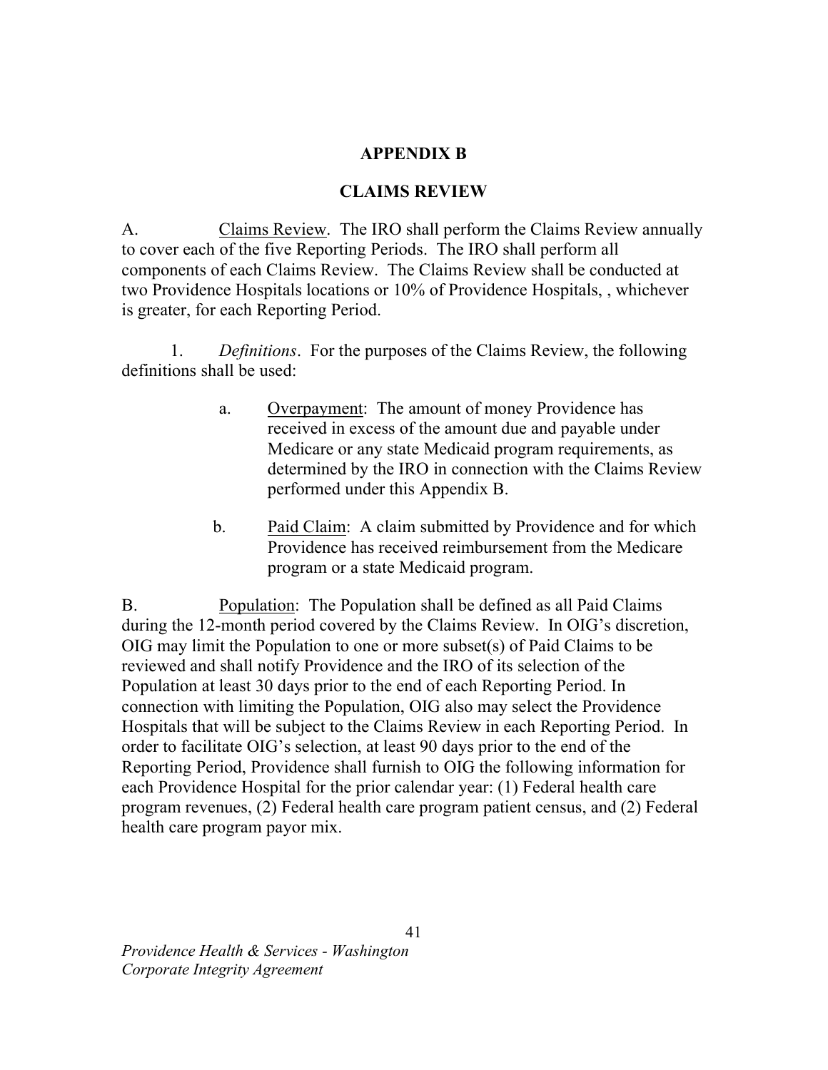# APPENDIX B

## CLAIMS REVIEW

A. <u>Claims Review</u>. The IRO shall perform the Claims Review annually to cover each of the five Reporting Periods. The IRO shall perform all components of each Claims Review. The Claims Review shall be conducted at two Providence Hospitals locations or 10% of Providence Hospitals, , whichever is greater, for each Reporting Period.

1. *Definitions*. For the purposes of the Claims Review, the following definitions shall be used:

   a. <u>Overpayment</u>: The amount of money Providence has received in excess of the amount due and payable under Medicare or any state Medicaid program requirements, as determined by the IRO in connection with the Claims Review performed under this Appendix B.

   b. <u>Paid Claim</u>: A claim submitted by Providence and for which Providence has received reimbursement from the Medicare program or a state Medicaid program.

B. <u>Population</u>: The Population shall be defined as all Paid Claims during the 12-month period covered by the Claims Review. In OIG's discretion, OIG may limit the Population to one or more subset(s) of Paid Claims to be reviewed and shall notify Providence and the IRO of its selection of the Population at least 30 days prior to the end of each Reporting Period. In connection with limiting the Population, OIG also may select the Providence Hospitals that will be subject to the Claims Review in each Reporting Period. In order to facilitate OIG's selection, at least 90 days prior to the end of the Reporting Period, Providence shall furnish to OIG the following information for each Providence Hospital for the prior calendar year: (1) Federal health care program revenues, (2) Federal health care program patient census, and (2) Federal health care program payor mix.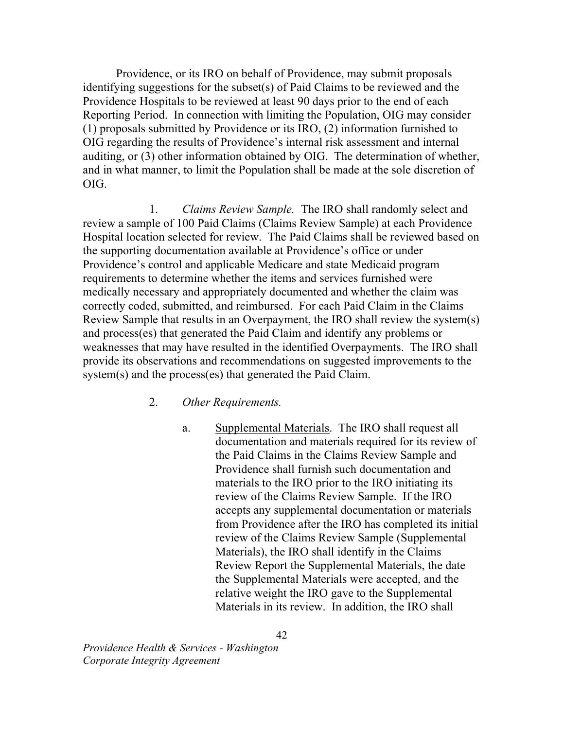Providence, or its IRO on behalf of Providence, may submit proposals identifying suggestions for the subset(s) of Paid Claims to be reviewed and the Providence Hospitals to be reviewed at least 90 days prior to the end of each Reporting Period. In connection with limiting the Population, OIG may consider (1) proposals submitted by Providence or its IRO, (2) information furnished to OIG regarding the results of Providence's internal risk assessment and internal auditing, or (3) other information obtained by OIG. The determination of whether, and in what manner, to limit the Population shall be made at the sole discretion of OIG.

1. *Claims Review Sample.* The IRO shall randomly select and review a sample of 100 Paid Claims (Claims Review Sample) at each Providence Hospital location selected for review. The Paid Claims shall be reviewed based on the supporting documentation available at Providence's office or under Providence's control and applicable Medicare and state Medicaid program requirements to determine whether the items and services furnished were medically necessary and appropriately documented and whether the claim was correctly coded, submitted, and reimbursed. For each Paid Claim in the Claims Review Sample that results in an Overpayment, the IRO shall review the system(s) and process(es) that generated the Paid Claim and identify any problems or weaknesses that may have resulted in the identified Overpayments. The IRO shall provide its observations and recommendations on suggested improvements to the system(s) and the process(es) that generated the Paid Claim.

2. *Other Requirements.*

   a. Supplemental Materials. The IRO shall request all documentation and materials required for its review of the Paid Claims in the Claims Review Sample and Providence shall furnish such documentation and materials to the IRO prior to the IRO initiating its review of the Claims Review Sample. If the IRO accepts any supplemental documentation or materials from Providence after the IRO has completed its initial review of the Claims Review Sample (Supplemental Materials), the IRO shall identify in the Claims Review Report the Supplemental Materials, the date the Supplemental Materials were accepted, and the relative weight the IRO gave to the Supplemental Materials in its review. In addition, the IRO shall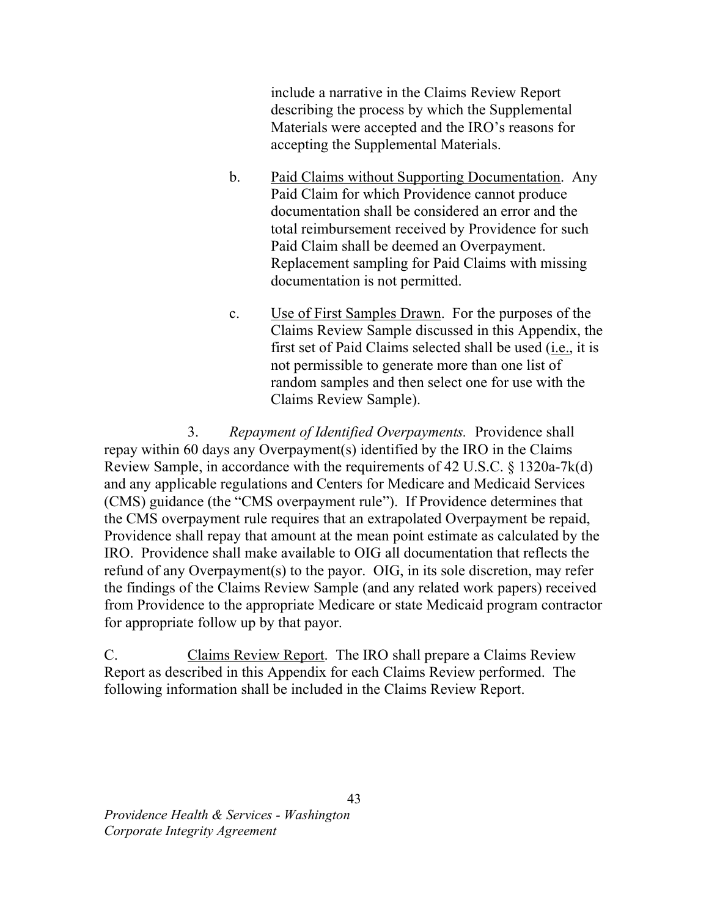include a narrative in the Claims Review Report describing the process by which the Supplemental Materials were accepted and the IRO's reasons for accepting the Supplemental Materials.

b. Paid Claims without Supporting Documentation. Any Paid Claim for which Providence cannot produce documentation shall be considered an error and the total reimbursement received by Providence for such Paid Claim shall be deemed an Overpayment. Replacement sampling for Paid Claims with missing documentation is not permitted.

c. Use of First Samples Drawn. For the purposes of the Claims Review Sample discussed in this Appendix, the first set of Paid Claims selected shall be used (i.e., it is not permissible to generate more than one list of random samples and then select one for use with the Claims Review Sample).

3. *Repayment of Identified Overpayments.* Providence shall repay within 60 days any Overpayment(s) identified by the IRO in the Claims Review Sample, in accordance with the requirements of 42 U.S.C. § 1320a-7k(d) and any applicable regulations and Centers for Medicare and Medicaid Services (CMS) guidance (the "CMS overpayment rule"). If Providence determines that the CMS overpayment rule requires that an extrapolated Overpayment be repaid, Providence shall repay that amount at the mean point estimate as calculated by the IRO. Providence shall make available to OIG all documentation that reflects the refund of any Overpayment(s) to the payor. OIG, in its sole discretion, may refer the findings of the Claims Review Sample (and any related work papers) received from Providence to the appropriate Medicare or state Medicaid program contractor for appropriate follow up by that payor.

C. Claims Review Report. The IRO shall prepare a Claims Review Report as described in this Appendix for each Claims Review performed. The following information shall be included in the Claims Review Report.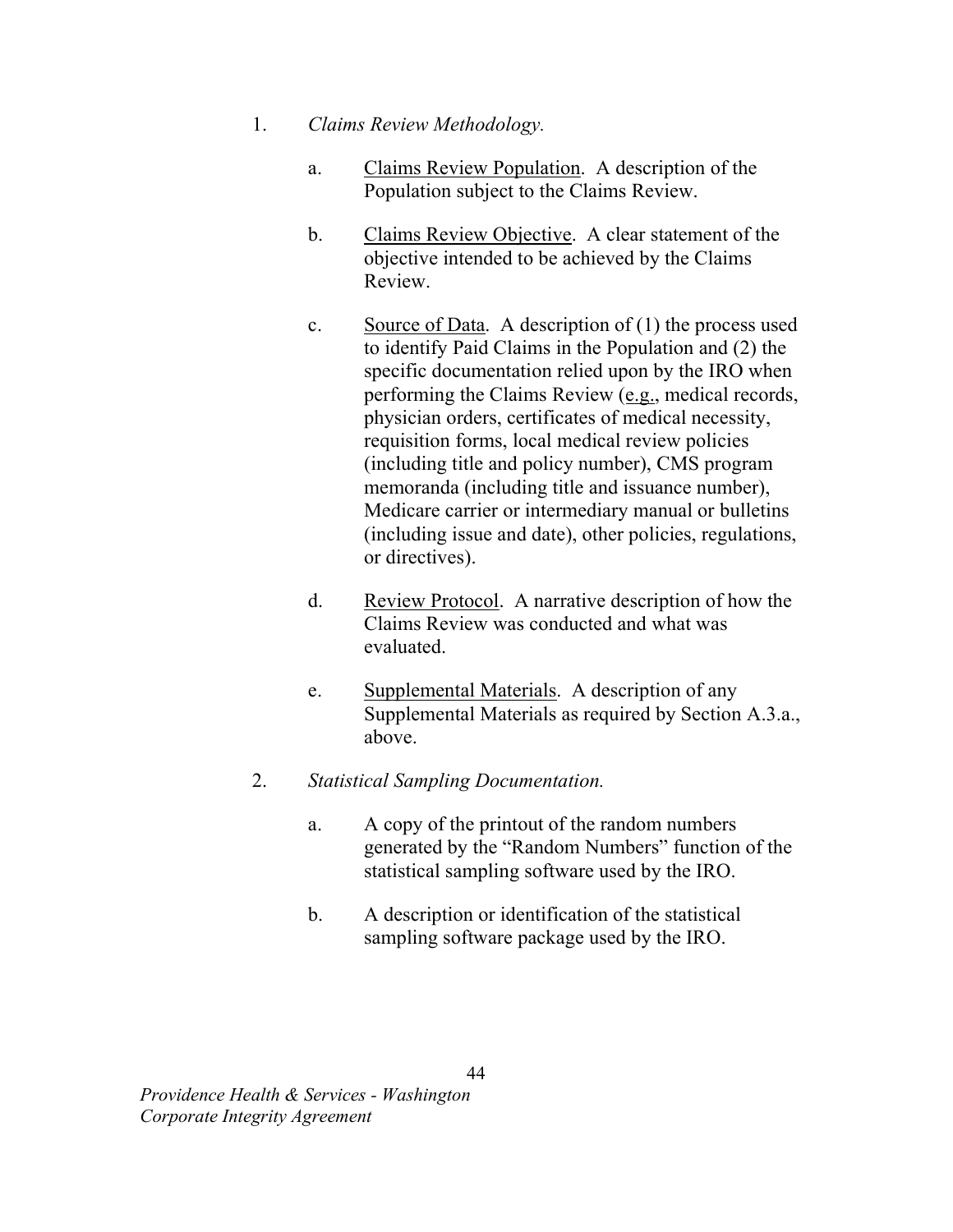1. *Claims Review Methodology.*

    a. Claims Review Population. A description of the Population subject to the Claims Review.

    b. Claims Review Objective. A clear statement of the objective intended to be achieved by the Claims Review.

    c. Source of Data. A description of (1) the process used to identify Paid Claims in the Population and (2) the specific documentation relied upon by the IRO when performing the Claims Review (e.g., medical records, physician orders, certificates of medical necessity, requisition forms, local medical review policies (including title and policy number), CMS program memoranda (including title and issuance number), Medicare carrier or intermediary manual or bulletins (including issue and date), other policies, regulations, or directives).

    d. Review Protocol. A narrative description of how the Claims Review was conducted and what was evaluated.

    e. Supplemental Materials. A description of any Supplemental Materials as required by Section A.3.a., above.

2. *Statistical Sampling Documentation.*

    a. A copy of the printout of the random numbers generated by the "Random Numbers" function of the statistical sampling software used by the IRO.

    b. A description or identification of the statistical sampling software package used by the IRO.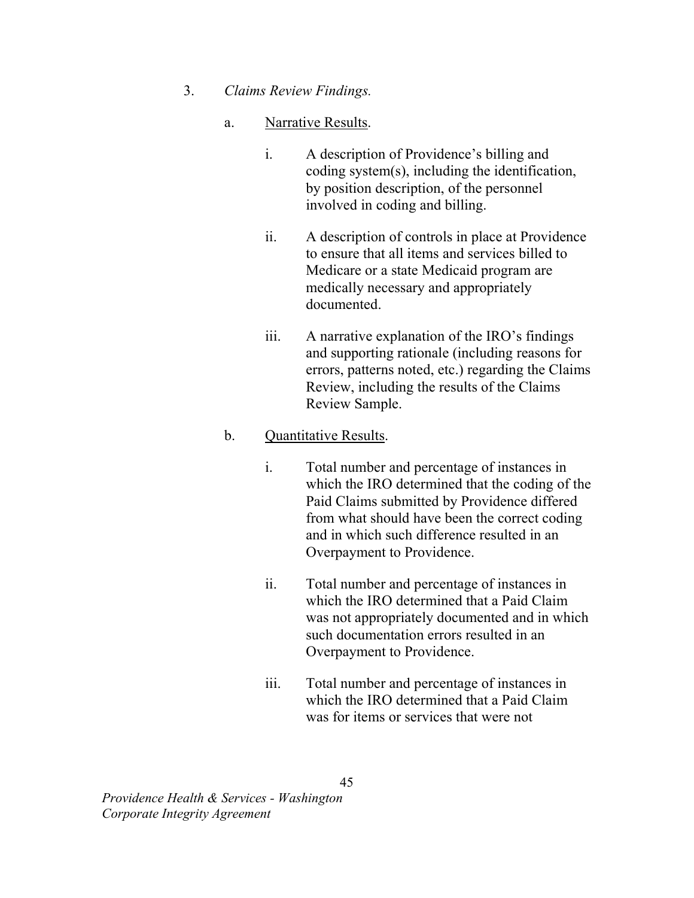3. *Claims Review Findings.*

   a. Narrative Results.

      i. A description of Providence's billing and coding system(s), including the identification, by position description, of the personnel involved in coding and billing.

      ii. A description of controls in place at Providence to ensure that all items and services billed to Medicare or a state Medicaid program are medically necessary and appropriately documented.

      iii. A narrative explanation of the IRO's findings and supporting rationale (including reasons for errors, patterns noted, etc.) regarding the Claims Review, including the results of the Claims Review Sample.

   b. Quantitative Results.

      i. Total number and percentage of instances in which the IRO determined that the coding of the Paid Claims submitted by Providence differed from what should have been the correct coding and in which such difference resulted in an Overpayment to Providence.

      ii. Total number and percentage of instances in which the IRO determined that a Paid Claim was not appropriately documented and in which such documentation errors resulted in an Overpayment to Providence.

      iii. Total number and percentage of instances in which the IRO determined that a Paid Claim was for items or services that were not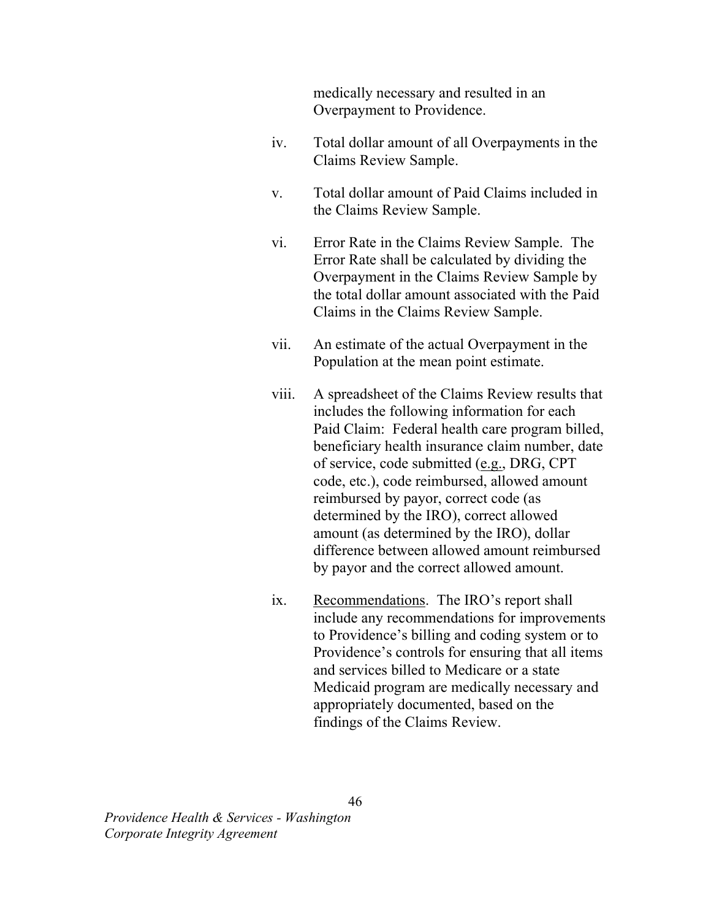medically necessary and resulted in an Overpayment to Providence.

iv. Total dollar amount of all Overpayments in the Claims Review Sample.

v. Total dollar amount of Paid Claims included in the Claims Review Sample.

vi. Error Rate in the Claims Review Sample. The Error Rate shall be calculated by dividing the Overpayment in the Claims Review Sample by the total dollar amount associated with the Paid Claims in the Claims Review Sample.

vii. An estimate of the actual Overpayment in the Population at the mean point estimate.

viii. A spreadsheet of the Claims Review results that includes the following information for each Paid Claim: Federal health care program billed, beneficiary health insurance claim number, date of service, code submitted (e.g., DRG, CPT code, etc.), code reimbursed, allowed amount reimbursed by payor, correct code (as determined by the IRO), correct allowed amount (as determined by the IRO), dollar difference between allowed amount reimbursed by payor and the correct allowed amount.

ix. Recommendations. The IRO's report shall include any recommendations for improvements to Providence's billing and coding system or to Providence's controls for ensuring that all items and services billed to Medicare or a state Medicaid program are medically necessary and appropriately documented, based on the findings of the Claims Review.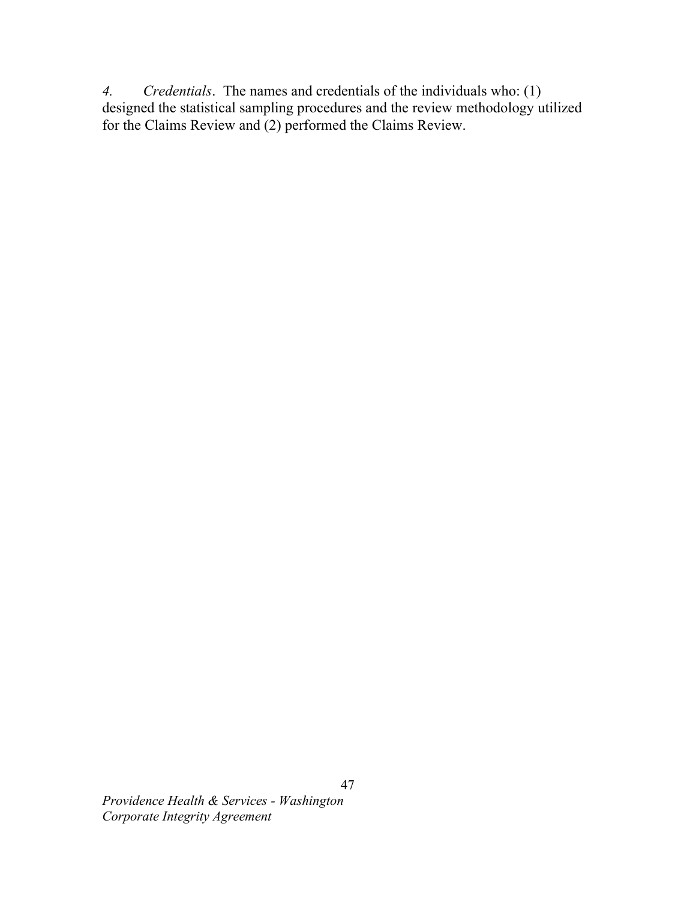*4.* *Credentials*. The names and credentials of the individuals who: (1) designed the statistical sampling procedures and the review methodology utilized for the Claims Review and (2) performed the Claims Review.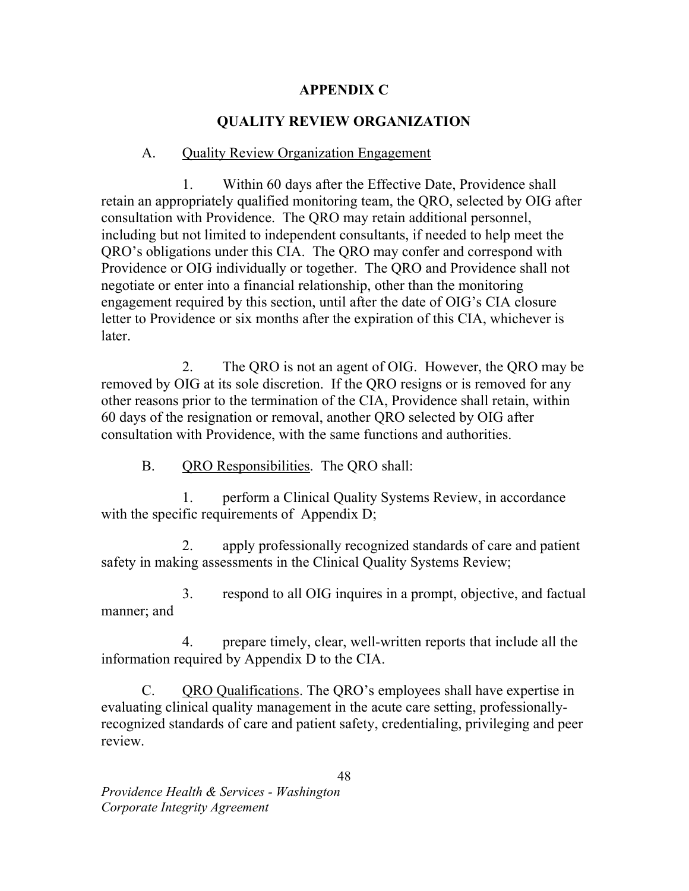# APPENDIX C

## QUALITY REVIEW ORGANIZATION

A. Quality Review Organization Engagement

1. Within 60 days after the Effective Date, Providence shall retain an appropriately qualified monitoring team, the QRO, selected by OIG after consultation with Providence. The QRO may retain additional personnel, including but not limited to independent consultants, if needed to help meet the QRO's obligations under this CIA. The QRO may confer and correspond with Providence or OIG individually or together. The QRO and Providence shall not negotiate or enter into a financial relationship, other than the monitoring engagement required by this section, until after the date of OIG's CIA closure letter to Providence or six months after the expiration of this CIA, whichever is later.

2. The QRO is not an agent of OIG. However, the QRO may be removed by OIG at its sole discretion. If the QRO resigns or is removed for any other reasons prior to the termination of the CIA, Providence shall retain, within 60 days of the resignation or removal, another QRO selected by OIG after consultation with Providence, with the same functions and authorities.

B. QRO Responsibilities. The QRO shall:

1. perform a Clinical Quality Systems Review, in accordance with the specific requirements of Appendix D;

2. apply professionally recognized standards of care and patient safety in making assessments in the Clinical Quality Systems Review;

3. respond to all OIG inquires in a prompt, objective, and factual manner; and

4. prepare timely, clear, well-written reports that include all the information required by Appendix D to the CIA.

C. QRO Qualifications. The QRO's employees shall have expertise in evaluating clinical quality management in the acute care setting, professionally-recognized standards of care and patient safety, credentialing, privileging and peer review.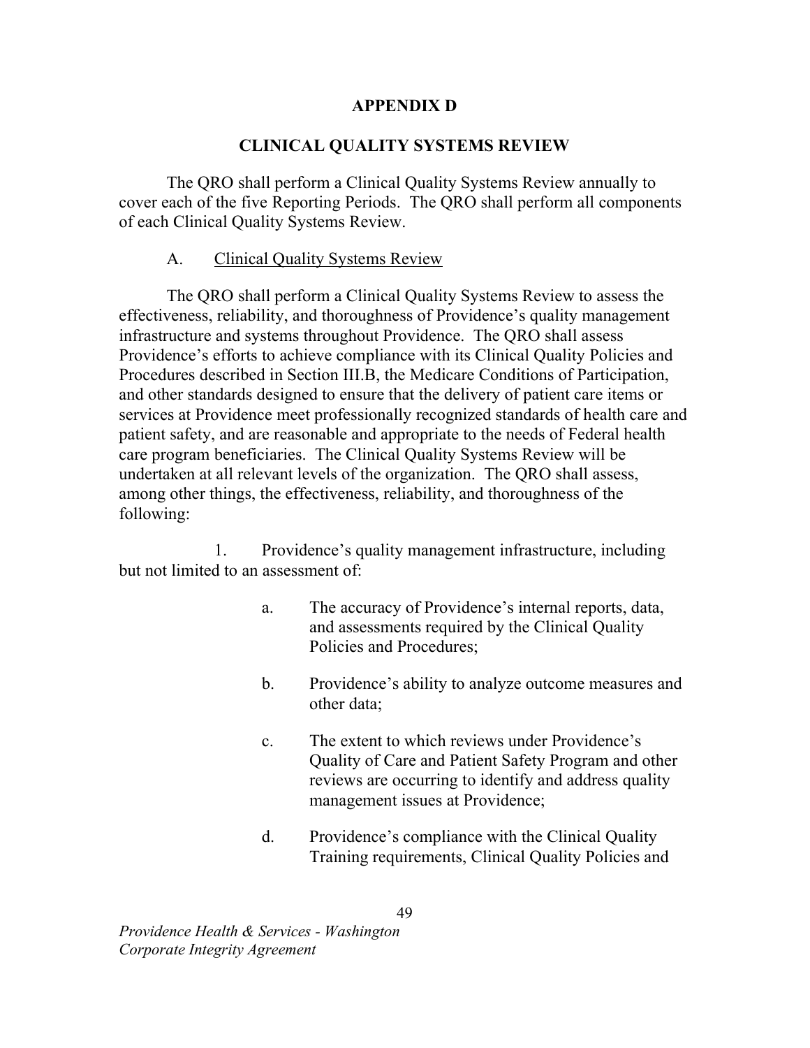## APPENDIX D

## CLINICAL QUALITY SYSTEMS REVIEW

The QRO shall perform a Clinical Quality Systems Review annually to cover each of the five Reporting Periods. The QRO shall perform all components of each Clinical Quality Systems Review.

### A. Clinical Quality Systems Review

The QRO shall perform a Clinical Quality Systems Review to assess the effectiveness, reliability, and thoroughness of Providence's quality management infrastructure and systems throughout Providence. The QRO shall assess Providence's efforts to achieve compliance with its Clinical Quality Policies and Procedures described in Section III.B, the Medicare Conditions of Participation, and other standards designed to ensure that the delivery of patient care items or services at Providence meet professionally recognized standards of health care and patient safety, and are reasonable and appropriate to the needs of Federal health care program beneficiaries. The Clinical Quality Systems Review will be undertaken at all relevant levels of the organization. The QRO shall assess, among other things, the effectiveness, reliability, and thoroughness of the following:

1. Providence's quality management infrastructure, including but not limited to an assessment of:

   a. The accuracy of Providence's internal reports, data, and assessments required by the Clinical Quality Policies and Procedures;

   b. Providence's ability to analyze outcome measures and other data;

   c. The extent to which reviews under Providence's Quality of Care and Patient Safety Program and other reviews are occurring to identify and address quality management issues at Providence;

   d. Providence's compliance with the Clinical Quality Training requirements, Clinical Quality Policies and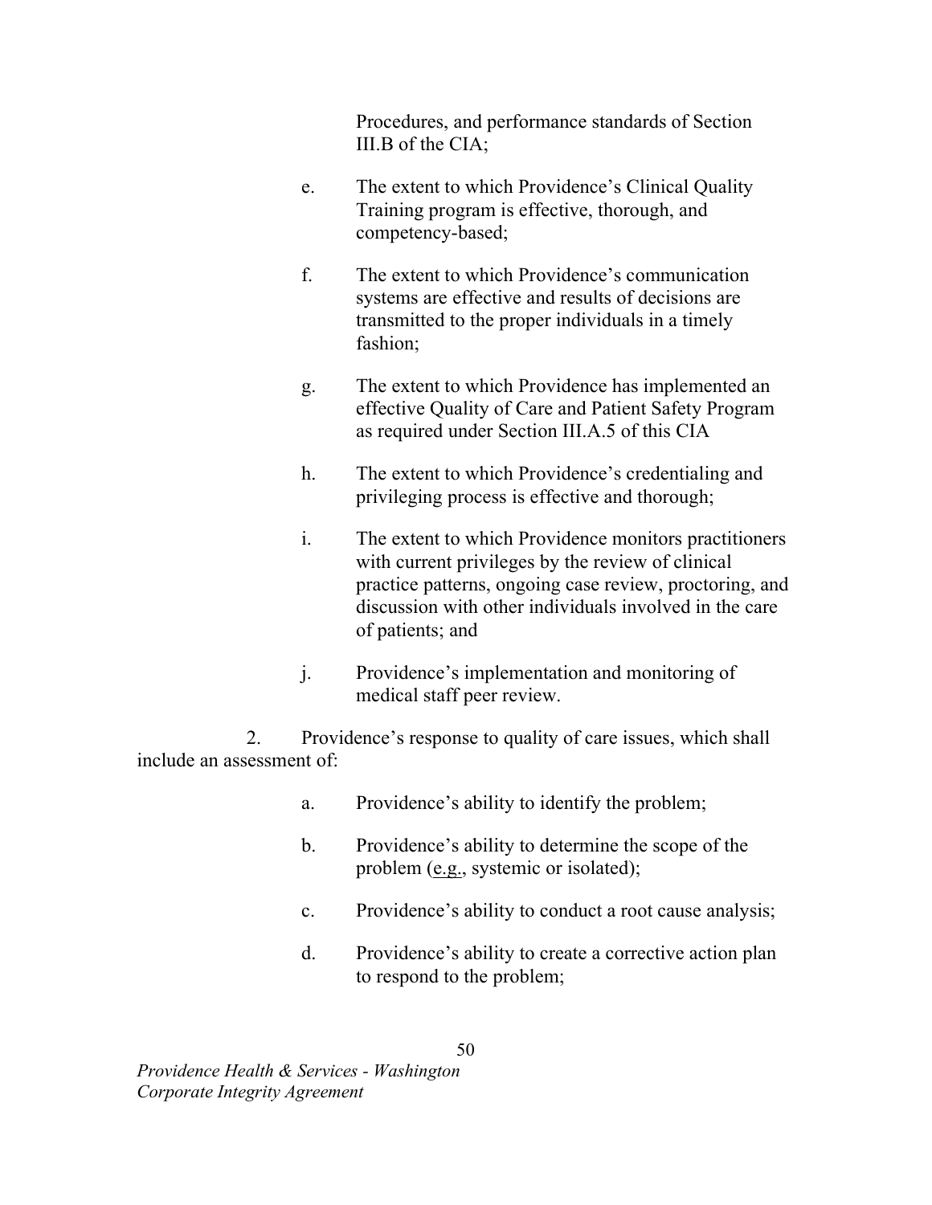Procedures, and performance standards of Section III.B of the CIA;

e. The extent to which Providence's Clinical Quality Training program is effective, thorough, and competency-based;

f. The extent to which Providence's communication systems are effective and results of decisions are transmitted to the proper individuals in a timely fashion;

g. The extent to which Providence has implemented an effective Quality of Care and Patient Safety Program as required under Section III.A.5 of this CIA

h. The extent to which Providence's credentialing and privileging process is effective and thorough;

i. The extent to which Providence monitors practitioners with current privileges by the review of clinical practice patterns, ongoing case review, proctoring, and discussion with other individuals involved in the care of patients; and

j. Providence's implementation and monitoring of medical staff peer review.

2. Providence's response to quality of care issues, which shall include an assessment of:

a. Providence's ability to identify the problem;

b. Providence's ability to determine the scope of the problem (e.g., systemic or isolated);

c. Providence's ability to conduct a root cause analysis;

d. Providence's ability to create a corrective action plan to respond to the problem;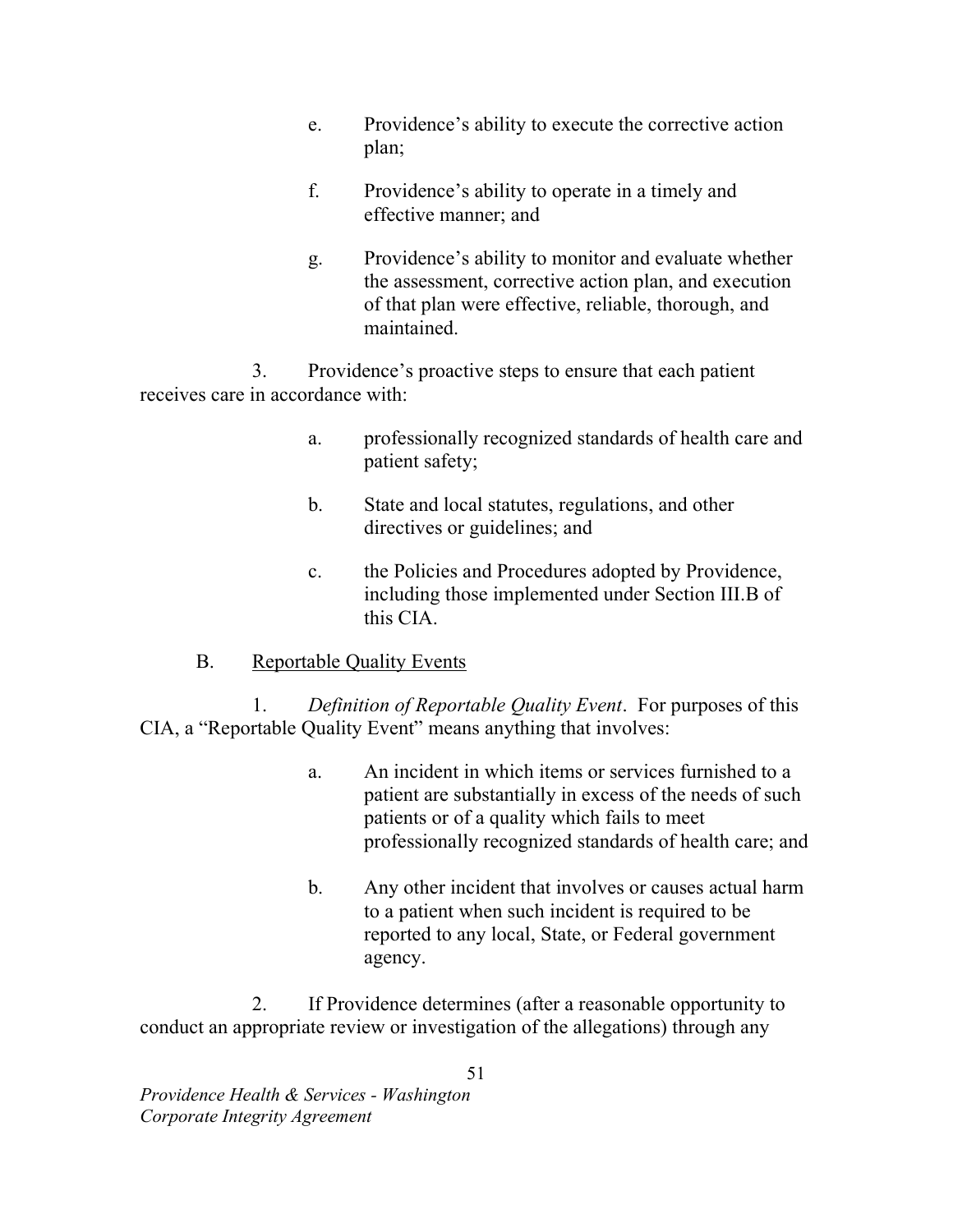e. Providence's ability to execute the corrective action plan;

f. Providence's ability to operate in a timely and effective manner; and

g. Providence's ability to monitor and evaluate whether the assessment, corrective action plan, and execution of that plan were effective, reliable, thorough, and maintained.

3. Providence's proactive steps to ensure that each patient receives care in accordance with:

a. professionally recognized standards of health care and patient safety;

b. State and local statutes, regulations, and other directives or guidelines; and

c. the Policies and Procedures adopted by Providence, including those implemented under Section III.B of this CIA.

B. Reportable Quality Events

1. *Definition of Reportable Quality Event*. For purposes of this CIA, a "Reportable Quality Event" means anything that involves:

a. An incident in which items or services furnished to a patient are substantially in excess of the needs of such patients or of a quality which fails to meet professionally recognized standards of health care; and

b. Any other incident that involves or causes actual harm to a patient when such incident is required to be reported to any local, State, or Federal government agency.

2. If Providence determines (after a reasonable opportunity to conduct an appropriate review or investigation of the allegations) through any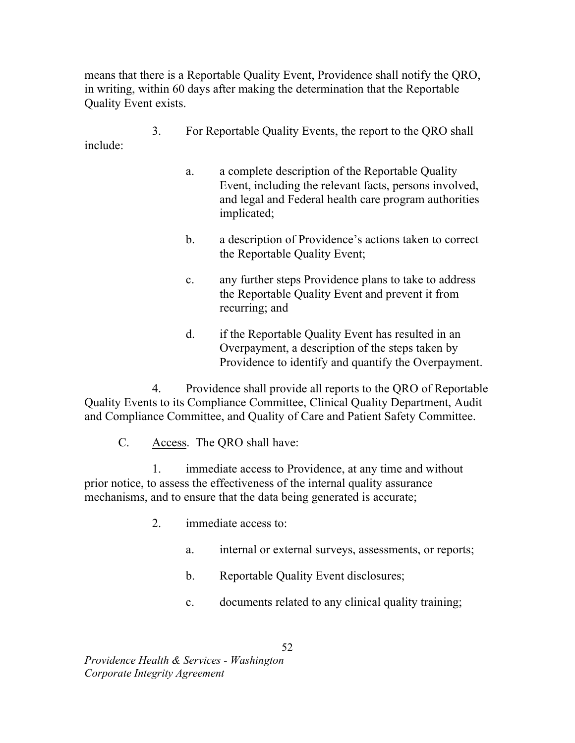means that there is a Reportable Quality Event, Providence shall notify the QRO, in writing, within 60 days after making the determination that the Reportable Quality Event exists.

3. For Reportable Quality Events, the report to the QRO shall include:

   a. a complete description of the Reportable Quality Event, including the relevant facts, persons involved, and legal and Federal health care program authorities implicated;

   b. a description of Providence's actions taken to correct the Reportable Quality Event;

   c. any further steps Providence plans to take to address the Reportable Quality Event and prevent it from recurring; and

   d. if the Reportable Quality Event has resulted in an Overpayment, a description of the steps taken by Providence to identify and quantify the Overpayment.

4. Providence shall provide all reports to the QRO of Reportable Quality Events to its Compliance Committee, Clinical Quality Department, Audit and Compliance Committee, and Quality of Care and Patient Safety Committee.

C. Access. The QRO shall have:

1. immediate access to Providence, at any time and without prior notice, to assess the effectiveness of the internal quality assurance mechanisms, and to ensure that the data being generated is accurate;

2. immediate access to:

   a. internal or external surveys, assessments, or reports;

   b. Reportable Quality Event disclosures;

   c. documents related to any clinical quality training;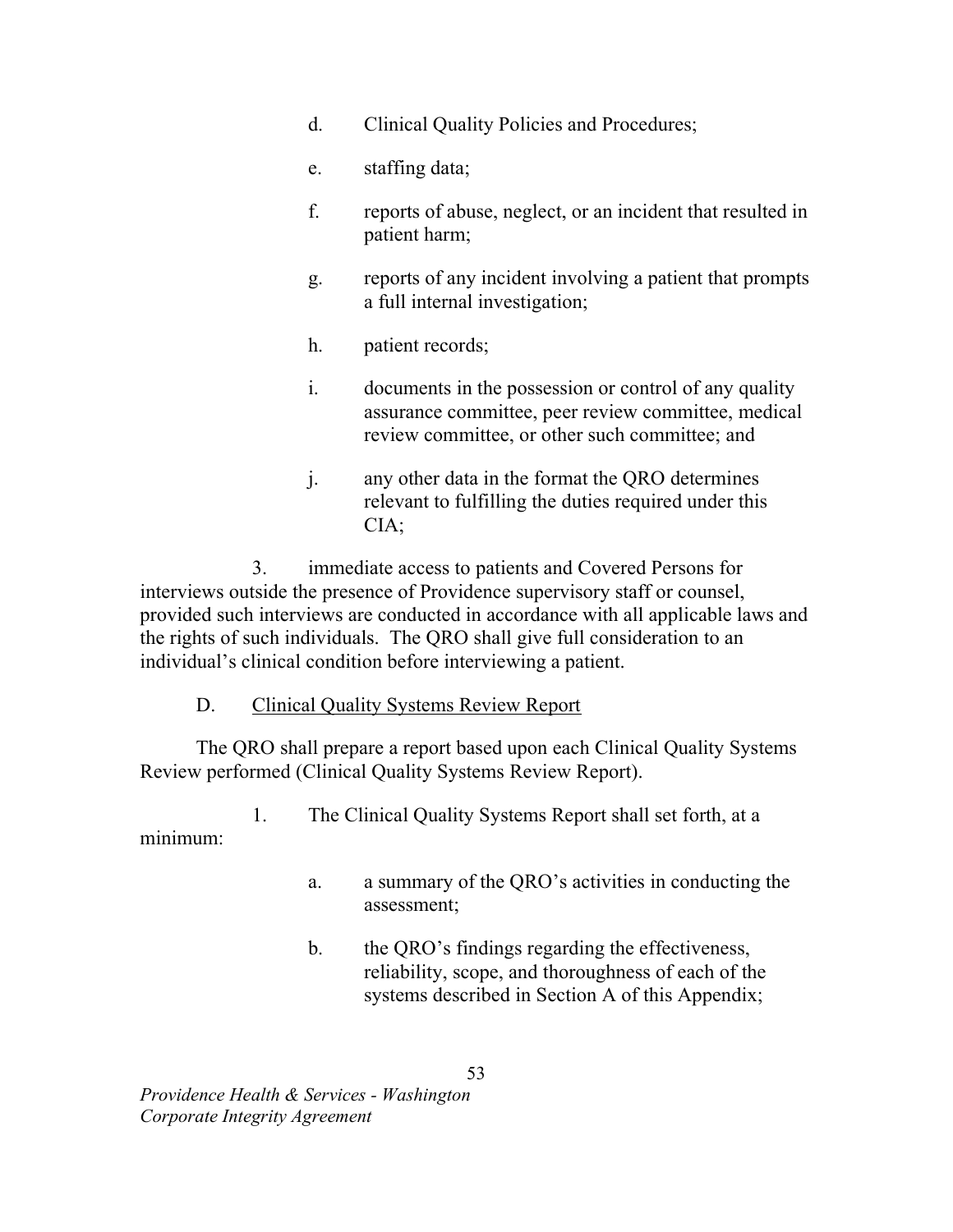d. Clinical Quality Policies and Procedures;

e. staffing data;

f. reports of abuse, neglect, or an incident that resulted in patient harm;

g. reports of any incident involving a patient that prompts a full internal investigation;

h. patient records;

i. documents in the possession or control of any quality assurance committee, peer review committee, medical review committee, or other such committee; and

j. any other data in the format the QRO determines relevant to fulfilling the duties required under this CIA;

3. immediate access to patients and Covered Persons for interviews outside the presence of Providence supervisory staff or counsel, provided such interviews are conducted in accordance with all applicable laws and the rights of such individuals. The QRO shall give full consideration to an individual's clinical condition before interviewing a patient.

D. Clinical Quality Systems Review Report

The QRO shall prepare a report based upon each Clinical Quality Systems Review performed (Clinical Quality Systems Review Report).

1. The Clinical Quality Systems Report shall set forth, at a minimum:

a. a summary of the QRO's activities in conducting the assessment;

b. the QRO's findings regarding the effectiveness, reliability, scope, and thoroughness of each of the systems described in Section A of this Appendix;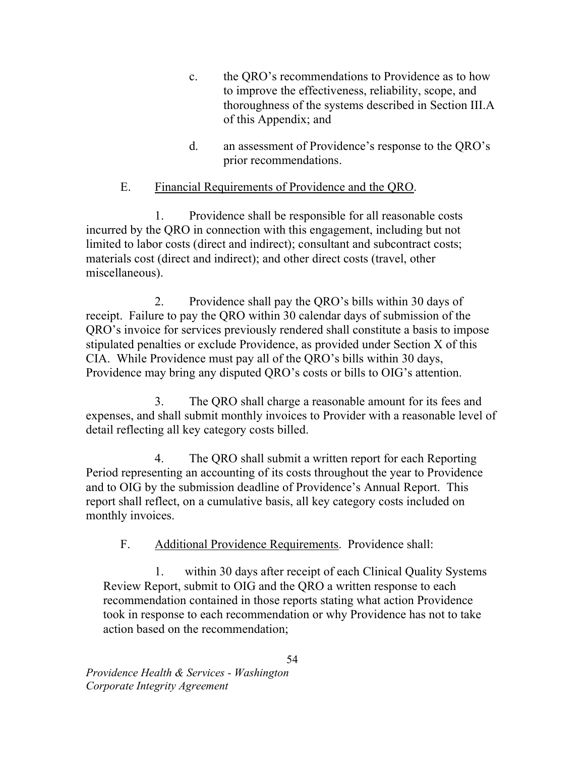c. the QRO's recommendations to Providence as to how to improve the effectiveness, reliability, scope, and thoroughness of the systems described in Section III.A of this Appendix; and

d. an assessment of Providence's response to the QRO's prior recommendations.

E. Financial Requirements of Providence and the QRO.

1. Providence shall be responsible for all reasonable costs incurred by the QRO in connection with this engagement, including but not limited to labor costs (direct and indirect); consultant and subcontract costs; materials cost (direct and indirect); and other direct costs (travel, other miscellaneous).

2. Providence shall pay the QRO's bills within 30 days of receipt. Failure to pay the QRO within 30 calendar days of submission of the QRO's invoice for services previously rendered shall constitute a basis to impose stipulated penalties or exclude Providence, as provided under Section X of this CIA. While Providence must pay all of the QRO's bills within 30 days, Providence may bring any disputed QRO's costs or bills to OIG's attention.

3. The QRO shall charge a reasonable amount for its fees and expenses, and shall submit monthly invoices to Provider with a reasonable level of detail reflecting all key category costs billed.

4. The QRO shall submit a written report for each Reporting Period representing an accounting of its costs throughout the year to Providence and to OIG by the submission deadline of Providence's Annual Report. This report shall reflect, on a cumulative basis, all key category costs included on monthly invoices.

F. Additional Providence Requirements. Providence shall:

1. within 30 days after receipt of each Clinical Quality Systems Review Report, submit to OIG and the QRO a written response to each recommendation contained in those reports stating what action Providence took in response to each recommendation or why Providence has not to take action based on the recommendation;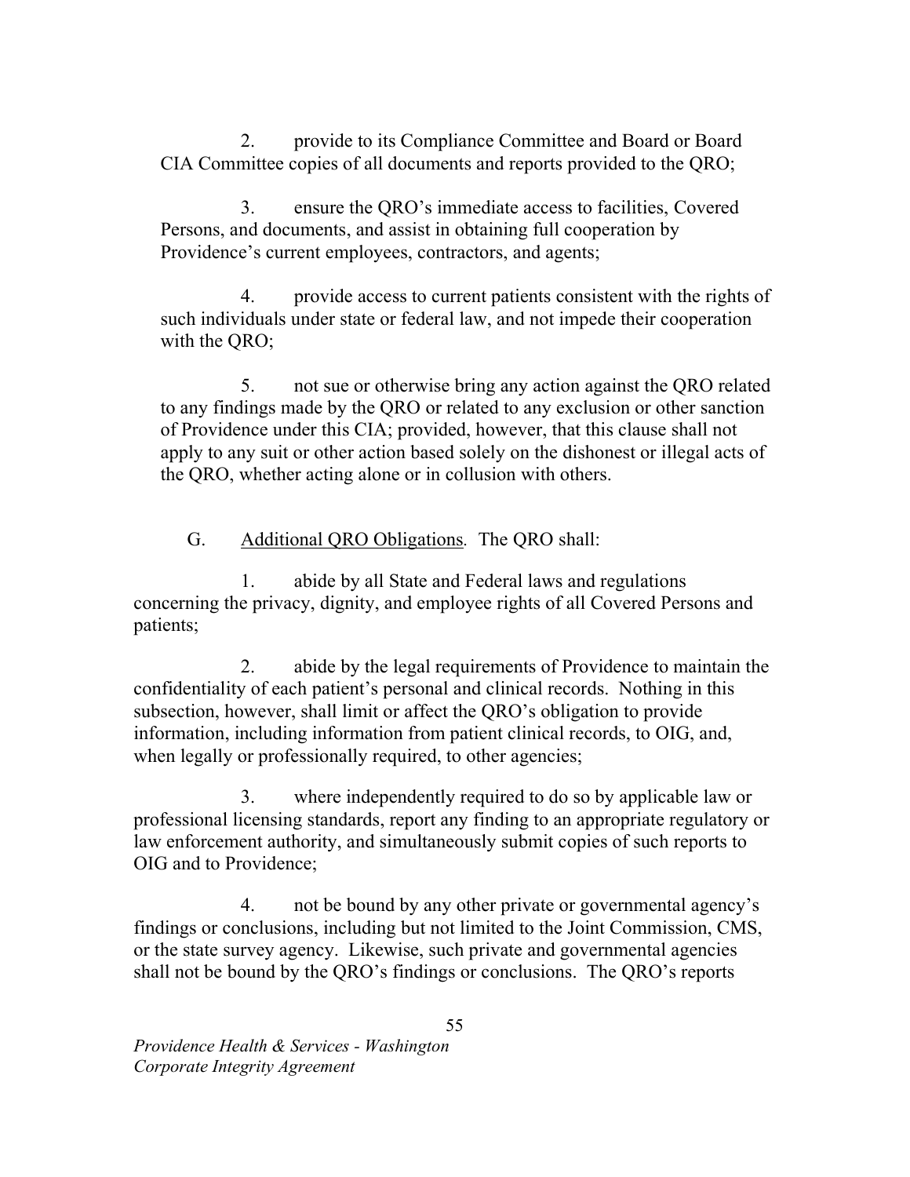2. provide to its Compliance Committee and Board or Board CIA Committee copies of all documents and reports provided to the QRO;

3. ensure the QRO's immediate access to facilities, Covered Persons, and documents, and assist in obtaining full cooperation by Providence's current employees, contractors, and agents;

4. provide access to current patients consistent with the rights of such individuals under state or federal law, and not impede their cooperation with the QRO;

5. not sue or otherwise bring any action against the QRO related to any findings made by the QRO or related to any exclusion or other sanction of Providence under this CIA; provided, however, that this clause shall not apply to any suit or other action based solely on the dishonest or illegal acts of the QRO, whether acting alone or in collusion with others.

G. Additional QRO Obligations. The QRO shall:

1. abide by all State and Federal laws and regulations concerning the privacy, dignity, and employee rights of all Covered Persons and patients;

2. abide by the legal requirements of Providence to maintain the confidentiality of each patient's personal and clinical records. Nothing in this subsection, however, shall limit or affect the QRO's obligation to provide information, including information from patient clinical records, to OIG, and, when legally or professionally required, to other agencies;

3. where independently required to do so by applicable law or professional licensing standards, report any finding to an appropriate regulatory or law enforcement authority, and simultaneously submit copies of such reports to OIG and to Providence;

4. not be bound by any other private or governmental agency's findings or conclusions, including but not limited to the Joint Commission, CMS, or the state survey agency. Likewise, such private and governmental agencies shall not be bound by the QRO's findings or conclusions. The QRO's reports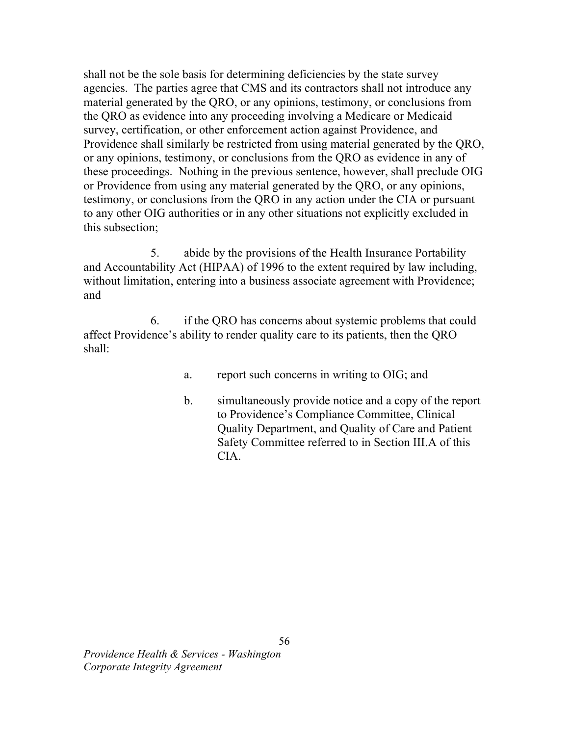shall not be the sole basis for determining deficiencies by the state survey agencies. The parties agree that CMS and its contractors shall not introduce any material generated by the QRO, or any opinions, testimony, or conclusions from the QRO as evidence into any proceeding involving a Medicare or Medicaid survey, certification, or other enforcement action against Providence, and Providence shall similarly be restricted from using material generated by the QRO, or any opinions, testimony, or conclusions from the QRO as evidence in any of these proceedings. Nothing in the previous sentence, however, shall preclude OIG or Providence from using any material generated by the QRO, or any opinions, testimony, or conclusions from the QRO in any action under the CIA or pursuant to any other OIG authorities or in any other situations not explicitly excluded in this subsection;

5. abide by the provisions of the Health Insurance Portability and Accountability Act (HIPAA) of 1996 to the extent required by law including, without limitation, entering into a business associate agreement with Providence; and

6. if the QRO has concerns about systemic problems that could affect Providence's ability to render quality care to its patients, then the QRO shall:

a. report such concerns in writing to OIG; and

b. simultaneously provide notice and a copy of the report to Providence's Compliance Committee, Clinical Quality Department, and Quality of Care and Patient Safety Committee referred to in Section III.A of this CIA.